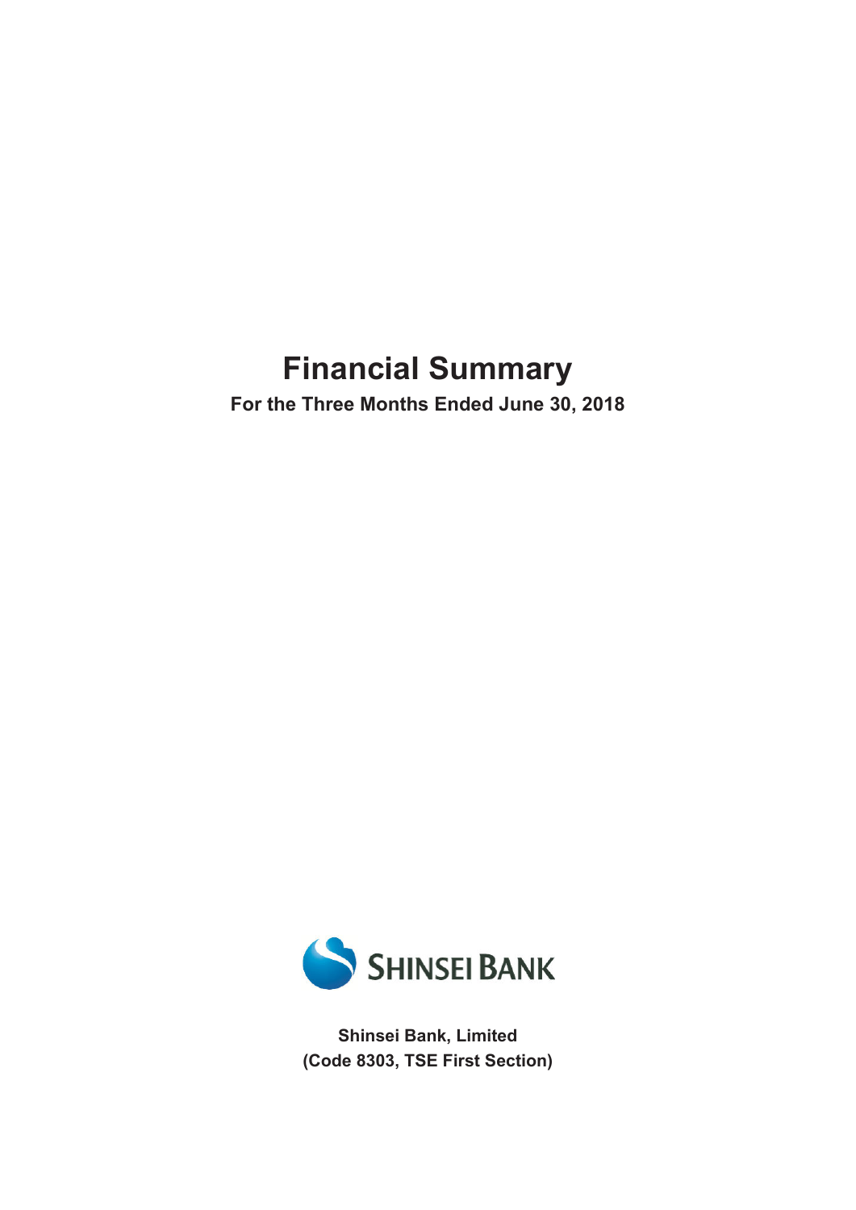# Financial Summary

**For the Three Months Ended June 30, 2018**

SHINSEI BANK

**Shinsei Bank, Limited**
**(Code 8303, TSE First Section)**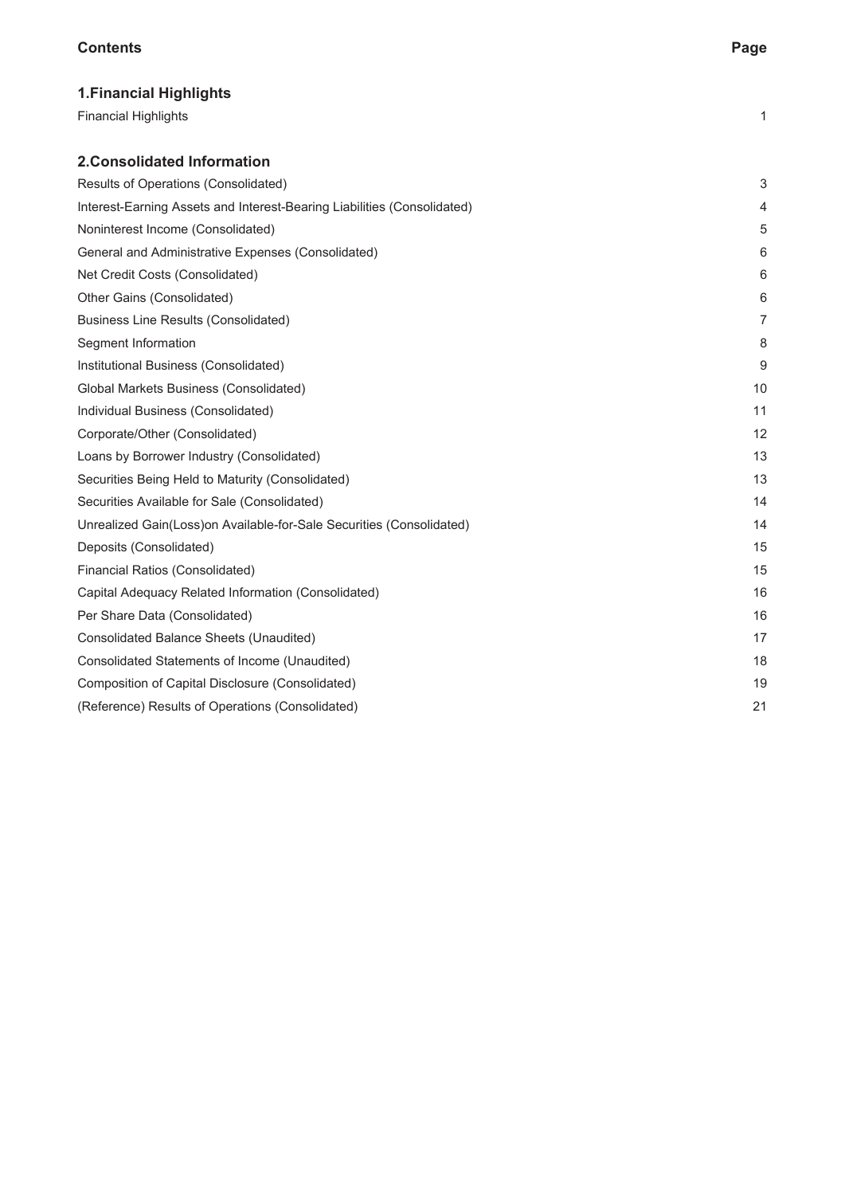| **Contents** | **Page** |
| --- | --- |
| **1.Financial Highlights** | |
| Financial Highlights | 1 |
| **2.Consolidated Information** | |
| Results of Operations (Consolidated) | 3 |
| Interest-Earning Assets and Interest-Bearing Liabilities (Consolidated) | 4 |
| Noninterest Income (Consolidated) | 5 |
| General and Administrative Expenses (Consolidated) | 6 |
| Net Credit Costs (Consolidated) | 6 |
| Other Gains (Consolidated) | 6 |
| Business Line Results (Consolidated) | 7 |
| Segment Information | 8 |
| Institutional Business (Consolidated) | 9 |
| Global Markets Business (Consolidated) | 10 |
| Individual Business (Consolidated) | 11 |
| Corporate/Other (Consolidated) | 12 |
| Loans by Borrower Industry (Consolidated) | 13 |
| Securities Being Held to Maturity (Consolidated) | 13 |
| Securities Available for Sale (Consolidated) | 14 |
| Unrealized Gain(Loss)on Available-for-Sale Securities (Consolidated) | 14 |
| Deposits (Consolidated) | 15 |
| Financial Ratios (Consolidated) | 15 |
| Capital Adequacy Related Information (Consolidated) | 16 |
| Per Share Data (Consolidated) | 16 |
| Consolidated Balance Sheets (Unaudited) | 17 |
| Consolidated Statements of Income (Unaudited) | 18 |
| Composition of Capital Disclosure (Consolidated) | 19 |
| (Reference) Results of Operations (Consolidated) | 21 |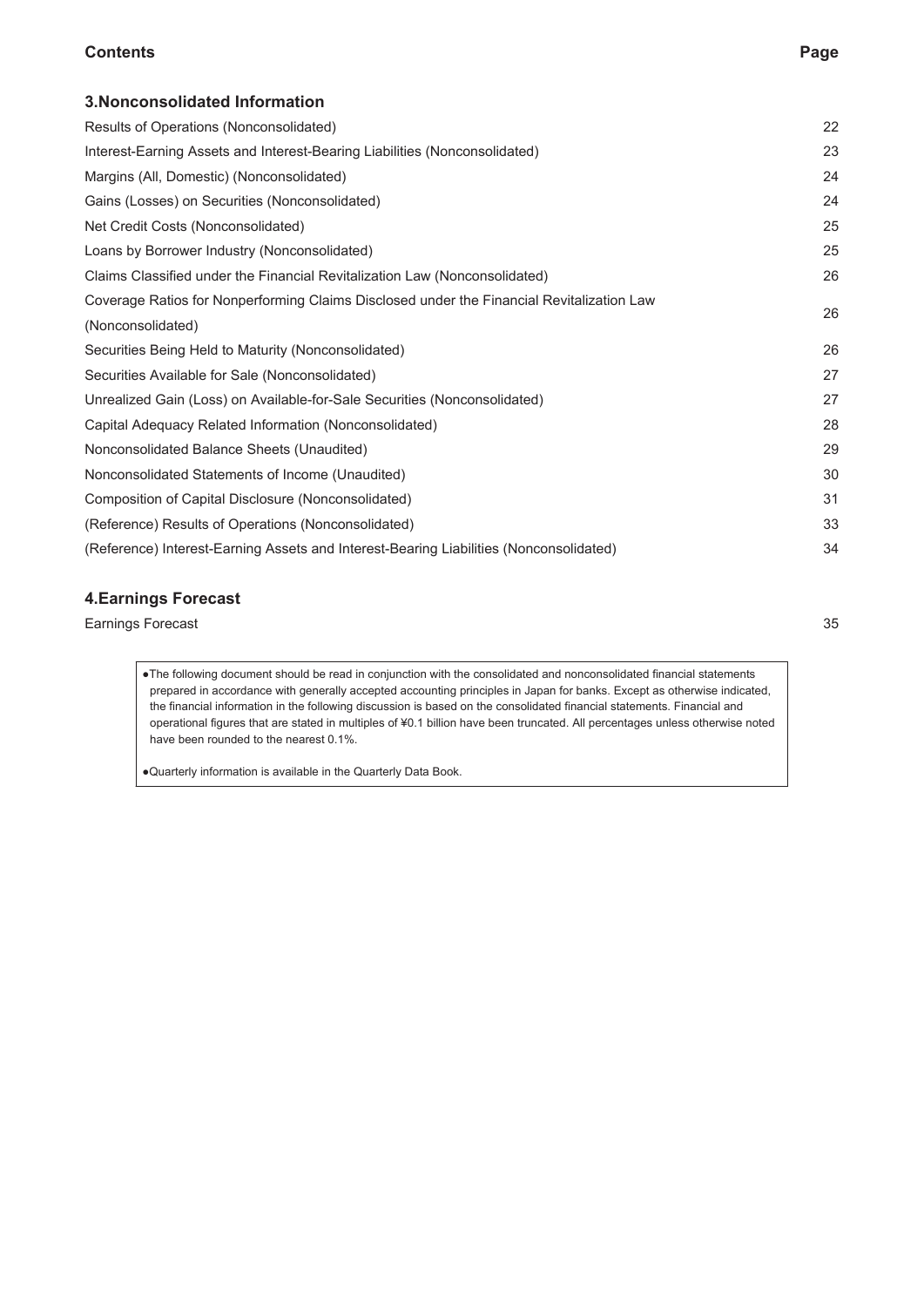| Contents | Page |
| --- | --- |
| **3.Nonconsolidated Information** | |
| Results of Operations (Nonconsolidated) | 22 |
| Interest-Earning Assets and Interest-Bearing Liabilities (Nonconsolidated) | 23 |
| Margins (All, Domestic) (Nonconsolidated) | 24 |
| Gains (Losses) on Securities (Nonconsolidated) | 24 |
| Net Credit Costs (Nonconsolidated) | 25 |
| Loans by Borrower Industry (Nonconsolidated) | 25 |
| Claims Classified under the Financial Revitalization Law (Nonconsolidated) | 26 |
| Coverage Ratios for Nonperforming Claims Disclosed under the Financial Revitalization Law (Nonconsolidated) | 26 |
| Securities Being Held to Maturity (Nonconsolidated) | 26 |
| Securities Available for Sale (Nonconsolidated) | 27 |
| Unrealized Gain (Loss) on Available-for-Sale Securities (Nonconsolidated) | 27 |
| Capital Adequacy Related Information (Nonconsolidated) | 28 |
| Nonconsolidated Balance Sheets (Unaudited) | 29 |
| Nonconsolidated Statements of Income (Unaudited) | 30 |
| Composition of Capital Disclosure (Nonconsolidated) | 31 |
| (Reference) Results of Operations (Nonconsolidated) | 33 |
| (Reference) Interest-Earning Assets and Interest-Bearing Liabilities (Nonconsolidated) | 34 |
| **4.Earnings Forecast** | |
| Earnings Forecast | 35 |

- The following document should be read in conjunction with the consolidated and nonconsolidated financial statements prepared in accordance with generally accepted accounting principles in Japan for banks. Except as otherwise indicated, the financial information in the following discussion is based on the consolidated financial statements. Financial and operational figures that are stated in multiples of ¥0.1 billion have been truncated. All percentages unless otherwise noted have been rounded to the nearest 0.1%.

- Quarterly information is available in the Quarterly Data Book.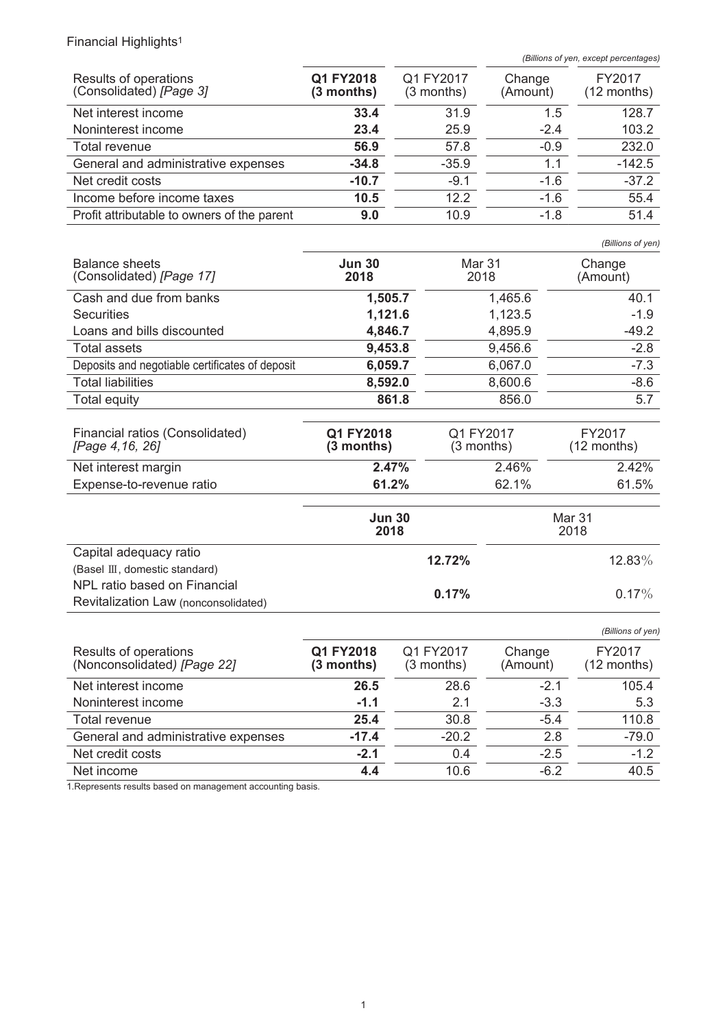Financial Highlights[1]

*(Billions of yen, except percentages)*

| Results of operations (Consolidated) *[Page 3]* | **Q1 FY2018 (3 months)** | Q1 FY2017 (3 months) | Change (Amount) | FY2017 (12 months) |
|---|---|---|---|---|
| Net interest income | **33.4** | 31.9 | 1.5 | 128.7 |
| Noninterest income | **23.4** | 25.9 | -2.4 | 103.2 |
| Total revenue | **56.9** | 57.8 | -0.9 | 232.0 |
| General and administrative expenses | **-34.8** | -35.9 | 1.1 | -142.5 |
| Net credit costs | **-10.7** | -9.1 | -1.6 | -37.2 |
| Income before income taxes | **10.5** | 12.2 | -1.6 | 55.4 |
| Profit attributable to owners of the parent | **9.0** | 10.9 | -1.8 | 51.4 |

*(Billions of yen)*

| Balance sheets (Consolidated) *[Page 17]* | **Jun 30 2018** | Mar 31 2018 | Change (Amount) |
|---|---|---|---|
| Cash and due from banks | **1,505.7** | 1,465.6 | 40.1 |
| Securities | **1,121.6** | 1,123.5 | -1.9 |
| Loans and bills discounted | **4,846.7** | 4,895.9 | -49.2 |
| Total assets | **9,453.8** | 9,456.6 | -2.8 |
| Deposits and negotiable certificates of deposit | **6,059.7** | 6,067.0 | -7.3 |
| Total liabilities | **8,592.0** | 8,600.6 | -8.6 |
| Total equity | **861.8** | 856.0 | 5.7 |

| Financial ratios (Consolidated) *[Page 4,16, 26]* | **Q1 FY2018 (3 months)** | Q1 FY2017 (3 months) | FY2017 (12 months) |
|---|---|---|---|
| Net interest margin | **2.47%** | 2.46% | 2.42% |
| Expense-to-revenue ratio | **61.2%** | 62.1% | 61.5% |

| | **Jun 30 2018** | Mar 31 2018 |
|---|---|---|
| Capital adequacy ratio (Basel Ⅲ, domestic standard) | **12.72%** | 12.83% |
| NPL ratio based on Financial Revitalization Law (nonconsolidated) | **0.17%** | 0.17% |

*(Billions of yen)*

| Results of operations (Nonconsolidated) *[Page 22]* | **Q1 FY2018 (3 months)** | Q1 FY2017 (3 months) | Change (Amount) | FY2017 (12 months) |
|---|---|---|---|---|
| Net interest income | **26.5** | 28.6 | -2.1 | 105.4 |
| Noninterest income | **-1.1** | 2.1 | -3.3 | 5.3 |
| Total revenue | **25.4** | 30.8 | -5.4 | 110.8 |
| General and administrative expenses | **-17.4** | -20.2 | 2.8 | -79.0 |
| Net credit costs | **-2.1** | 0.4 | -2.5 | -1.2 |
| Net income | **4.4** | 10.6 | -6.2 | 40.5 |

1.Represents results based on management accounting basis.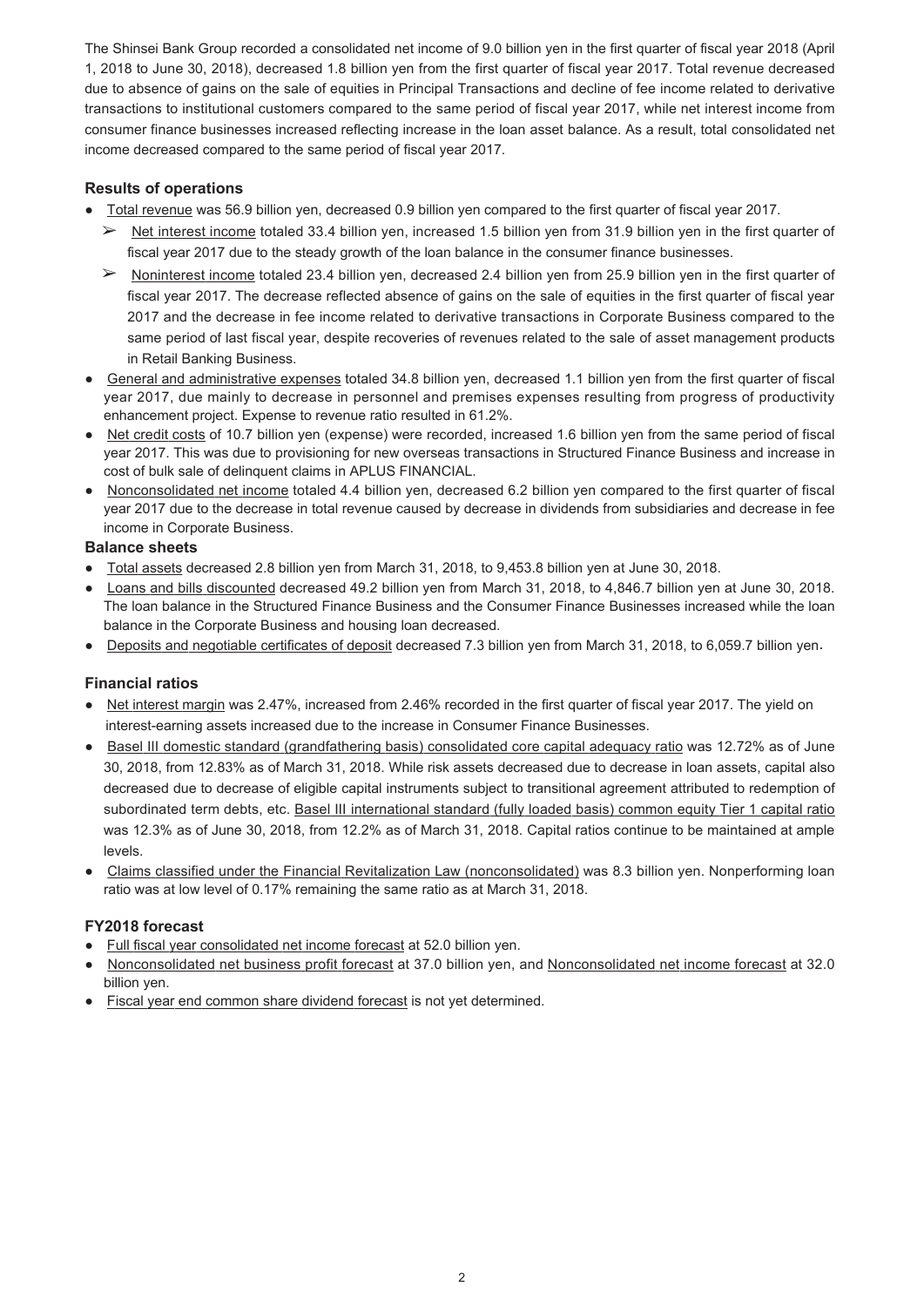The Shinsei Bank Group recorded a consolidated net income of 9.0 billion yen in the first quarter of fiscal year 2018 (April 1, 2018 to June 30, 2018), decreased 1.8 billion yen from the first quarter of fiscal year 2017. Total revenue decreased due to absence of gains on the sale of equities in Principal Transactions and decline of fee income related to derivative transactions to institutional customers compared to the same period of fiscal year 2017, while net interest income from consumer finance businesses increased reflecting increase in the loan asset balance. As a result, total consolidated net income decreased compared to the same period of fiscal year 2017.

### Results of operations

- Total revenue was 56.9 billion yen, decreased 0.9 billion yen compared to the first quarter of fiscal year 2017.
  - Net interest income totaled 33.4 billion yen, increased 1.5 billion yen from 31.9 billion yen in the first quarter of fiscal year 2017 due to the steady growth of the loan balance in the consumer finance businesses.
  - Noninterest income totaled 23.4 billion yen, decreased 2.4 billion yen from 25.9 billion yen in the first quarter of fiscal year 2017. The decrease reflected absence of gains on the sale of equities in the first quarter of fiscal year 2017 and the decrease in fee income related to derivative transactions in Corporate Business compared to the same period of last fiscal year, despite recoveries of revenues related to the sale of asset management products in Retail Banking Business.
- General and administrative expenses totaled 34.8 billion yen, decreased 1.1 billion yen from the first quarter of fiscal year 2017, due mainly to decrease in personnel and premises expenses resulting from progress of productivity enhancement project. Expense to revenue ratio resulted in 61.2%.
- Net credit costs of 10.7 billion yen (expense) were recorded, increased 1.6 billion yen from the same period of fiscal year 2017. This was due to provisioning for new overseas transactions in Structured Finance Business and increase in cost of bulk sale of delinquent claims in APLUS FINANCIAL.
- Nonconsolidated net income totaled 4.4 billion yen, decreased 6.2 billion yen compared to the first quarter of fiscal year 2017 due to the decrease in total revenue caused by decrease in dividends from subsidiaries and decrease in fee income in Corporate Business.

### Balance sheets

- Total assets decreased 2.8 billion yen from March 31, 2018, to 9,453.8 billion yen at June 30, 2018.
- Loans and bills discounted decreased 49.2 billion yen from March 31, 2018, to 4,846.7 billion yen at June 30, 2018. The loan balance in the Structured Finance Business and the Consumer Finance Businesses increased while the loan balance in the Corporate Business and housing loan decreased.
- Deposits and negotiable certificates of deposit decreased 7.3 billion yen from March 31, 2018, to 6,059.7 billion yen.

### Financial ratios

- Net interest margin was 2.47%, increased from 2.46% recorded in the first quarter of fiscal year 2017. The yield on interest-earning assets increased due to the increase in Consumer Finance Businesses.
- Basel III domestic standard (grandfathering basis) consolidated core capital adequacy ratio was 12.72% as of June 30, 2018, from 12.83% as of March 31, 2018. While risk assets decreased due to decrease in loan assets, capital also decreased due to decrease of eligible capital instruments subject to transitional agreement attributed to redemption of subordinated term debts, etc. Basel III international standard (fully loaded basis) common equity Tier 1 capital ratio was 12.3% as of June 30, 2018, from 12.2% as of March 31, 2018. Capital ratios continue to be maintained at ample levels.
- Claims classified under the Financial Revitalization Law (nonconsolidated) was 8.3 billion yen. Nonperforming loan ratio was at low level of 0.17% remaining the same ratio as at March 31, 2018.

### FY2018 forecast

- Full fiscal year consolidated net income forecast at 52.0 billion yen.
- Nonconsolidated net business profit forecast at 37.0 billion yen, and Nonconsolidated net income forecast at 32.0 billion yen.
- Fiscal year end common share dividend forecast is not yet determined.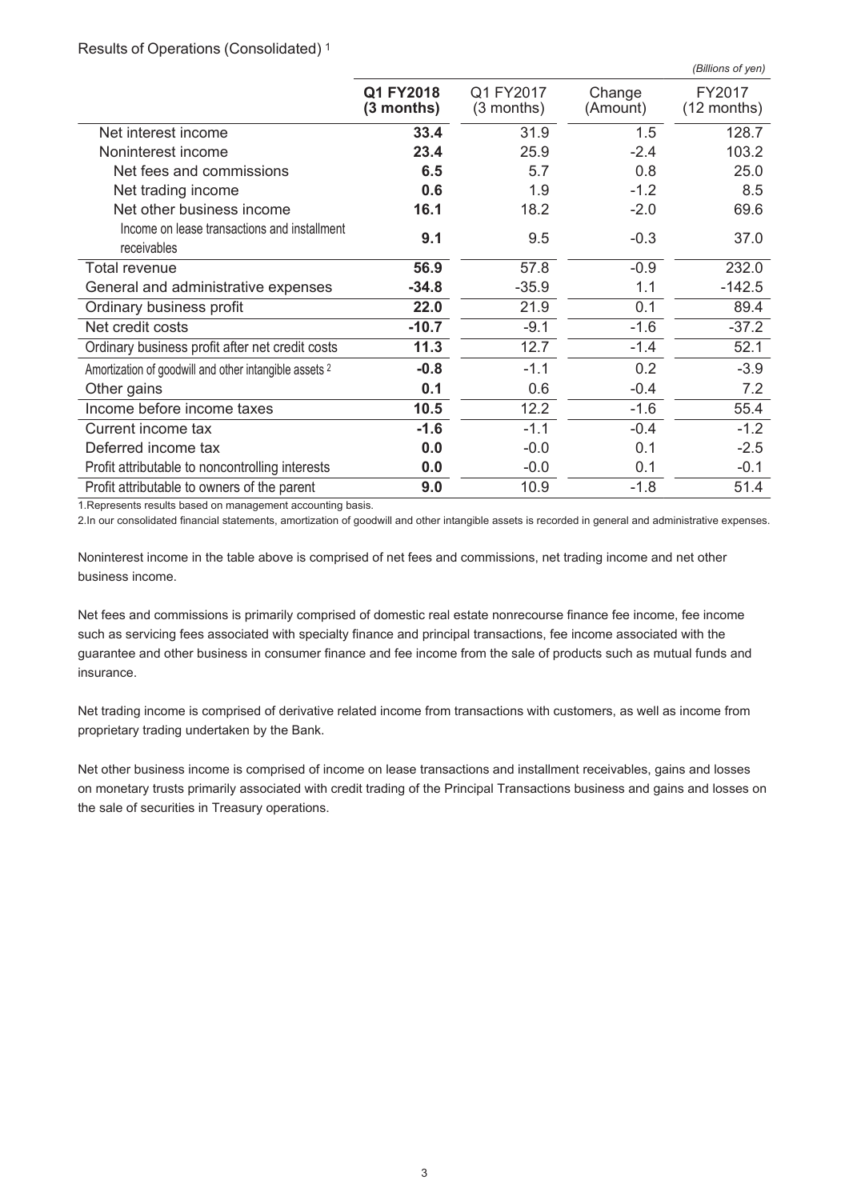Results of Operations (Consolidated) [1]

*(Billions of yen)*

| | **Q1 FY2018 (3 months)** | Q1 FY2017 (3 months) | Change (Amount) | FY2017 (12 months) |
|---|---|---|---|---|
| Net interest income | **33.4** | 31.9 | 1.5 | 128.7 |
| Noninterest income | **23.4** | 25.9 | -2.4 | 103.2 |
| Net fees and commissions | **6.5** | 5.7 | 0.8 | 25.0 |
| Net trading income | **0.6** | 1.9 | -1.2 | 8.5 |
| Net other business income | **16.1** | 18.2 | -2.0 | 69.6 |
| Income on lease transactions and installment receivables | **9.1** | 9.5 | -0.3 | 37.0 |
| Total revenue | **56.9** | 57.8 | -0.9 | 232.0 |
| General and administrative expenses | **-34.8** | -35.9 | 1.1 | -142.5 |
| Ordinary business profit | **22.0** | 21.9 | 0.1 | 89.4 |
| Net credit costs | **-10.7** | -9.1 | -1.6 | -37.2 |
| Ordinary business profit after net credit costs | **11.3** | 12.7 | -1.4 | 52.1 |
| Amortization of goodwill and other intangible assets [2] | **-0.8** | -1.1 | 0.2 | -3.9 |
| Other gains | **0.1** | 0.6 | -0.4 | 7.2 |
| Income before income taxes | **10.5** | 12.2 | -1.6 | 55.4 |
| Current income tax | **-1.6** | -1.1 | -0.4 | -1.2 |
| Deferred income tax | **0.0** | -0.0 | 0.1 | -2.5 |
| Profit attributable to noncontrolling interests | **0.0** | -0.0 | 0.1 | -0.1 |
| Profit attributable to owners of the parent | **9.0** | 10.9 | -1.8 | 51.4 |

1.Represents results based on management accounting basis.

2.In our consolidated financial statements, amortization of goodwill and other intangible assets is recorded in general and administrative expenses.

Noninterest income in the table above is comprised of net fees and commissions, net trading income and net other business income.

Net fees and commissions is primarily comprised of domestic real estate nonrecourse finance fee income, fee income such as servicing fees associated with specialty finance and principal transactions, fee income associated with the guarantee and other business in consumer finance and fee income from the sale of products such as mutual funds and insurance.

Net trading income is comprised of derivative related income from transactions with customers, as well as income from proprietary trading undertaken by the Bank.

Net other business income is comprised of income on lease transactions and installment receivables, gains and losses on monetary trusts primarily associated with credit trading of the Principal Transactions business and gains and losses on the sale of securities in Treasury operations.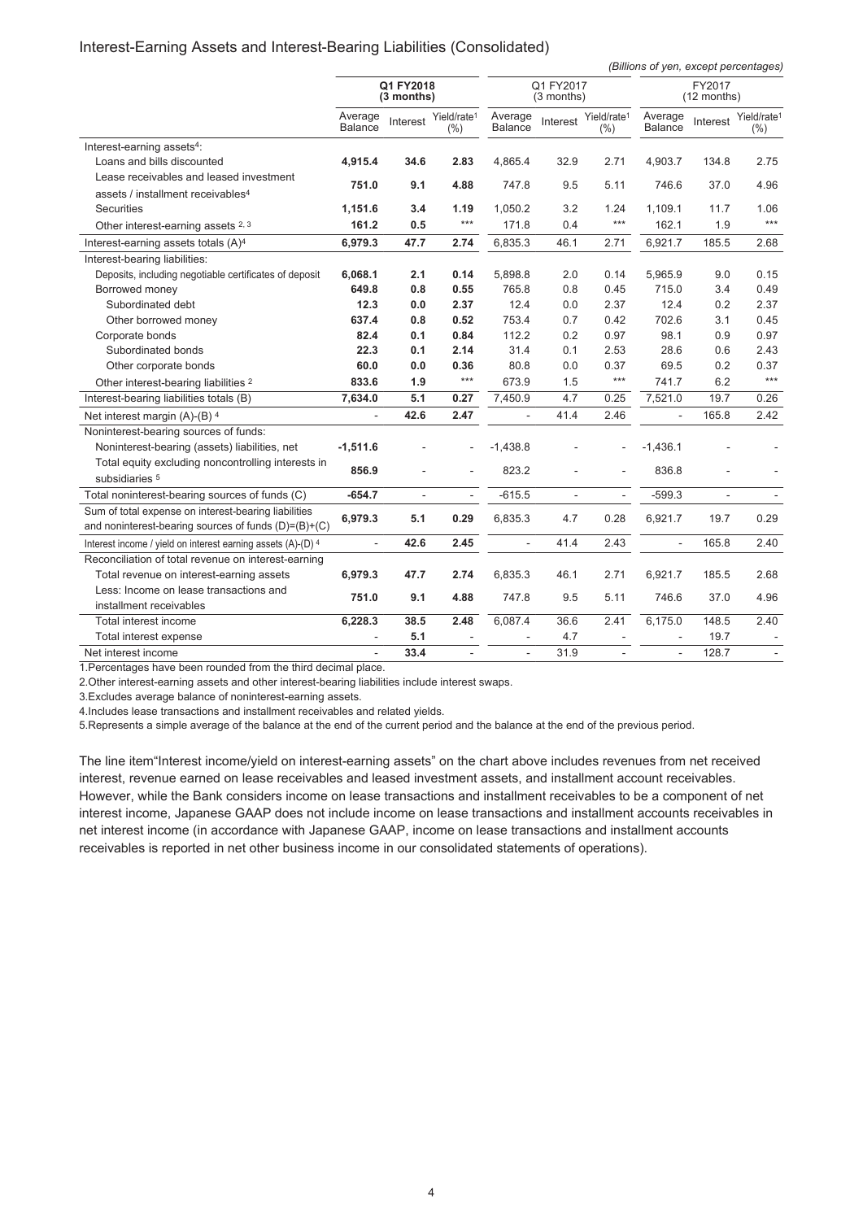## Interest-Earning Assets and Interest-Bearing Liabilities (Consolidated)

*(Billions of yen, except percentages)*

| | Q1 FY2018 (3 months) | | | Q1 FY2017 (3 months) | | | FY2017 (12 months) | | |
|---|---|---|---|---|---|---|---|---|---|
| | Average Balance | Interest | Yield/rate[1] (%) | Average Balance | Interest | Yield/rate[1] (%) | Average Balance | Interest | Yield/rate[1] (%) |
| Interest-earning assets[4]: | | | | | | | | | |
| Loans and bills discounted | **4,915.4** | **34.6** | **2.83** | 4,865.4 | 32.9 | 2.71 | 4,903.7 | 134.8 | 2.75 |
| Lease receivables and leased investment assets / installment receivables[4] | **751.0** | **9.1** | **4.88** | 747.8 | 9.5 | 5.11 | 746.6 | 37.0 | 4.96 |
| Securities | **1,151.6** | **3.4** | **1.19** | 1,050.2 | 3.2 | 1.24 | 1,109.1 | 11.7 | 1.06 |
| Other interest-earning assets [2, 3] | **161.2** | **0.5** | *** | 171.8 | 0.4 | *** | 162.1 | 1.9 | *** |
| Interest-earning assets totals (A)[4] | **6,979.3** | **47.7** | **2.74** | 6,835.3 | 46.1 | 2.71 | 6,921.7 | 185.5 | 2.68 |
| Interest-bearing liabilities: | | | | | | | | | |
| Deposits, including negotiable certificates of deposit | **6,068.1** | **2.1** | **0.14** | 5,898.8 | 2.0 | 0.14 | 5,965.9 | 9.0 | 0.15 |
| Borrowed money | **649.8** | **0.8** | **0.55** | 765.8 | 0.8 | 0.45 | 715.0 | 3.4 | 0.49 |
| Subordinated debt | **12.3** | **0.0** | **2.37** | 12.4 | 0.0 | 2.37 | 12.4 | 0.2 | 2.37 |
| Other borrowed money | **637.4** | **0.8** | **0.52** | 753.4 | 0.7 | 0.42 | 702.6 | 3.1 | 0.45 |
| Corporate bonds | **82.4** | **0.1** | **0.84** | 112.2 | 0.2 | 0.97 | 98.1 | 0.9 | 0.97 |
| Subordinated bonds | **22.3** | **0.1** | **2.14** | 31.4 | 0.1 | 2.53 | 28.6 | 0.6 | 2.43 |
| Other corporate bonds | **60.0** | **0.0** | **0.36** | 80.8 | 0.0 | 0.37 | 69.5 | 0.2 | 0.37 |
| Other interest-bearing liabilities [2] | **833.6** | **1.9** | *** | 673.9 | 1.5 | *** | 741.7 | 6.2 | *** |
| Interest-bearing liabilities totals (B) | **7,634.0** | **5.1** | **0.27** | 7,450.9 | 4.7 | 0.25 | 7,521.0 | 19.7 | 0.26 |
| Net interest margin (A)-(B) [4] | - | **42.6** | **2.47** | - | 41.4 | 2.46 | - | 165.8 | 2.42 |
| Noninterest-bearing sources of funds: | | | | | | | | | |
| Noninterest-bearing (assets) liabilities, net | **-1,511.6** | - | - | -1,438.8 | - | - | -1,436.1 | - | - |
| Total equity excluding noncontrolling interests in subsidiaries [5] | **856.9** | - | - | 823.2 | - | - | 836.8 | - | - |
| Total noninterest-bearing sources of funds (C) | **-654.7** | - | - | -615.5 | - | - | -599.3 | - | - |
| Sum of total expense on interest-bearing liabilities and noninterest-bearing sources of funds (D)=(B)+(C) | **6,979.3** | **5.1** | **0.29** | 6,835.3 | 4.7 | 0.28 | 6,921.7 | 19.7 | 0.29 |
| Interest income / yield on interest earning assets (A)-(D) [4] | - | **42.6** | **2.45** | - | 41.4 | 2.43 | - | 165.8 | 2.40 |
| Reconciliation of total revenue on interest-earning | | | | | | | | | |
| Total revenue on interest-earning assets | **6,979.3** | **47.7** | **2.74** | 6,835.3 | 46.1 | 2.71 | 6,921.7 | 185.5 | 2.68 |
| Less: Income on lease transactions and installment receivables | **751.0** | **9.1** | **4.88** | 747.8 | 9.5 | 5.11 | 746.6 | 37.0 | 4.96 |
| Total interest income | **6,228.3** | **38.5** | **2.48** | 6,087.4 | 36.6 | 2.41 | 6,175.0 | 148.5 | 2.40 |
| Total interest expense | - | **5.1** | - | - | 4.7 | - | - | 19.7 | - |
| Net interest income | - | **33.4** | - | - | 31.9 | - | - | 128.7 | - |

1. Percentages have been rounded from the third decimal place.

2. Other interest-earning assets and other interest-bearing liabilities include interest swaps.

3. Excludes average balance of noninterest-earning assets.

4. Includes lease transactions and installment receivables and related yields.

5. Represents a simple average of the balance at the end of the current period and the balance at the end of the previous period.

The line item"Interest income/yield on interest-earning assets" on the chart above includes revenues from net received interest, revenue earned on lease receivables and leased investment assets, and installment account receivables. However, while the Bank considers income on lease transactions and installment receivables to be a component of net interest income, Japanese GAAP does not include income on lease transactions and installment accounts receivables in net interest income (in accordance with Japanese GAAP, income on lease transactions and installment accounts receivables is reported in net other business income in our consolidated statements of operations).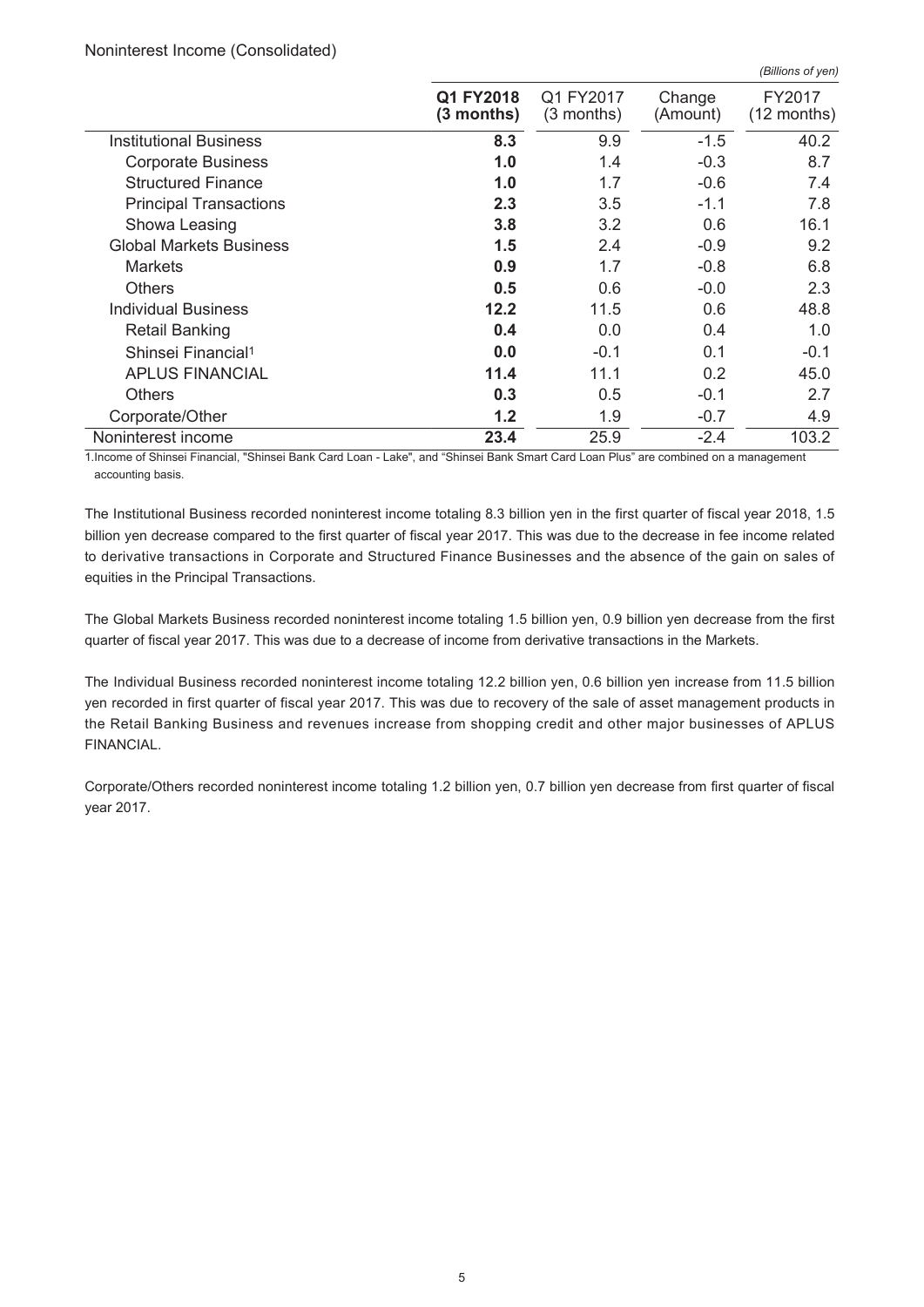Noninterest Income (Consolidated)

*(Billions of yen)*

| | **Q1 FY2018 (3 months)** | Q1 FY2017 (3 months) | Change (Amount) | FY2017 (12 months) |
|---|---|---|---|---|
| Institutional Business | **8.3** | 9.9 | -1.5 | 40.2 |
| Corporate Business | **1.0** | 1.4 | -0.3 | 8.7 |
| Structured Finance | **1.0** | 1.7 | -0.6 | 7.4 |
| Principal Transactions | **2.3** | 3.5 | -1.1 | 7.8 |
| Showa Leasing | **3.8** | 3.2 | 0.6 | 16.1 |
| Global Markets Business | **1.5** | 2.4 | -0.9 | 9.2 |
| Markets | **0.9** | 1.7 | -0.8 | 6.8 |
| Others | **0.5** | 0.6 | -0.0 | 2.3 |
| Individual Business | **12.2** | 11.5 | 0.6 | 48.8 |
| Retail Banking | **0.4** | 0.0 | 0.4 | 1.0 |
| Shinsei Financial[1] | **0.0** | -0.1 | 0.1 | -0.1 |
| APLUS FINANCIAL | **11.4** | 11.1 | 0.2 | 45.0 |
| Others | **0.3** | 0.5 | -0.1 | 2.7 |
| Corporate/Other | **1.2** | 1.9 | -0.7 | 4.9 |
| Noninterest income | **23.4** | 25.9 | -2.4 | 103.2 |

1.Income of Shinsei Financial, "Shinsei Bank Card Loan - Lake", and "Shinsei Bank Smart Card Loan Plus" are combined on a management accounting basis.

The Institutional Business recorded noninterest income totaling 8.3 billion yen in the first quarter of fiscal year 2018, 1.5 billion yen decrease compared to the first quarter of fiscal year 2017. This was due to the decrease in fee income related to derivative transactions in Corporate and Structured Finance Businesses and the absence of the gain on sales of equities in the Principal Transactions.

The Global Markets Business recorded noninterest income totaling 1.5 billion yen, 0.9 billion yen decrease from the first quarter of fiscal year 2017. This was due to a decrease of income from derivative transactions in the Markets.

The Individual Business recorded noninterest income totaling 12.2 billion yen, 0.6 billion yen increase from 11.5 billion yen recorded in first quarter of fiscal year 2017. This was due to recovery of the sale of asset management products in the Retail Banking Business and revenues increase from shopping credit and other major businesses of APLUS FINANCIAL.

Corporate/Others recorded noninterest income totaling 1.2 billion yen, 0.7 billion yen decrease from first quarter of fiscal year 2017.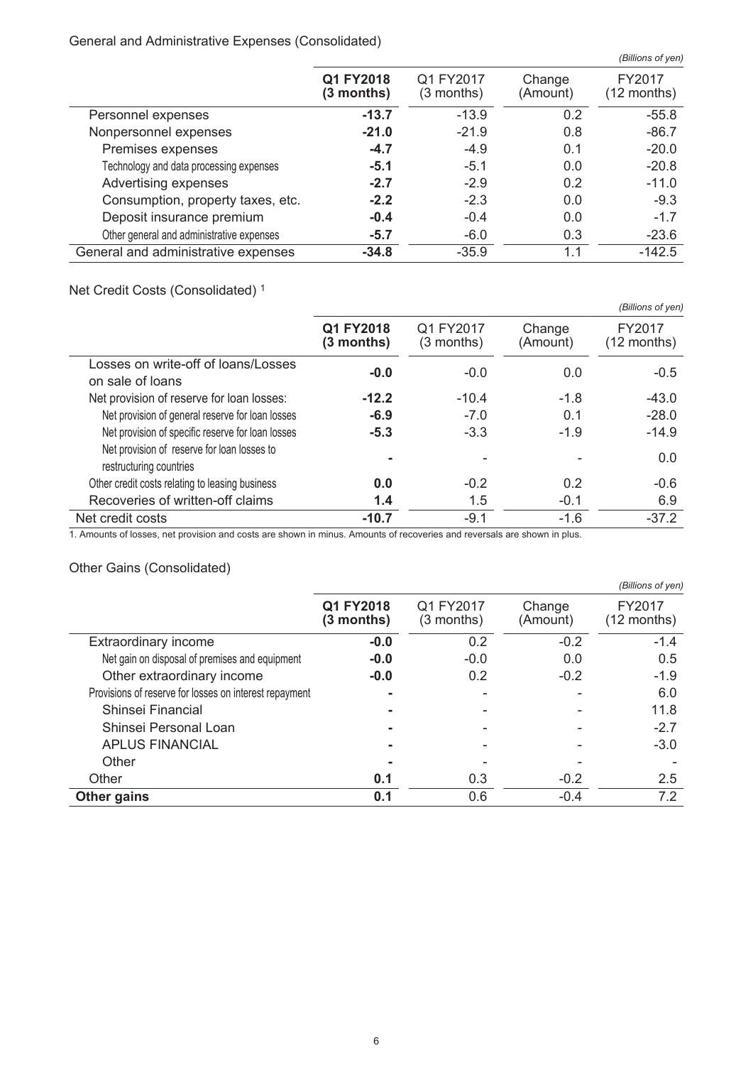General and Administrative Expenses (Consolidated)

*(Billions of yen)*

| | **Q1 FY2018 (3 months)** | Q1 FY2017 (3 months) | Change (Amount) | FY2017 (12 months) |
|---|---|---|---|---|
| Personnel expenses | **-13.7** | -13.9 | 0.2 | -55.8 |
| Nonpersonnel expenses | **-21.0** | -21.9 | 0.8 | -86.7 |
| Premises expenses | **-4.7** | -4.9 | 0.1 | -20.0 |
| Technology and data processing expenses | **-5.1** | -5.1 | 0.0 | -20.8 |
| Advertising expenses | **-2.7** | -2.9 | 0.2 | -11.0 |
| Consumption, property taxes, etc. | **-2.2** | -2.3 | 0.0 | -9.3 |
| Deposit insurance premium | **-0.4** | -0.4 | 0.0 | -1.7 |
| Other general and administrative expenses | **-5.7** | -6.0 | 0.3 | -23.6 |
| General and administrative expenses | **-34.8** | -35.9 | 1.1 | -142.5 |

Net Credit Costs (Consolidated) [1]

*(Billions of yen)*

| | **Q1 FY2018 (3 months)** | Q1 FY2017 (3 months) | Change (Amount) | FY2017 (12 months) |
|---|---|---|---|---|
| Losses on write-off of loans/Losses on sale of loans | **-0.0** | -0.0 | 0.0 | -0.5 |
| Net provision of reserve for loan losses: | **-12.2** | -10.4 | -1.8 | -43.0 |
| Net provision of general reserve for loan losses | **-6.9** | -7.0 | 0.1 | -28.0 |
| Net provision of specific reserve for loan losses | **-5.3** | -3.3 | -1.9 | -14.9 |
| Net provision of reserve for loan losses to restructuring countries | **-** | - | - | 0.0 |
| Other credit costs relating to leasing business | **0.0** | -0.2 | 0.2 | -0.6 |
| Recoveries of written-off claims | **1.4** | 1.5 | -0.1 | 6.9 |
| Net credit costs | **-10.7** | -9.1 | -1.6 | -37.2 |

1. Amounts of losses, net provision and costs are shown in minus. Amounts of recoveries and reversals are shown in plus.

Other Gains (Consolidated)

*(Billions of yen)*

| | **Q1 FY2018 (3 months)** | Q1 FY2017 (3 months) | Change (Amount) | FY2017 (12 months) |
|---|---|---|---|---|
| Extraordinary income | **-0.0** | 0.2 | -0.2 | -1.4 |
| Net gain on disposal of premises and equipment | **-0.0** | -0.0 | 0.0 | 0.5 |
| Other extraordinary income | **-0.0** | 0.2 | -0.2 | -1.9 |
| Provisions of reserve for losses on interest repayment | **-** | - | - | 6.0 |
| Shinsei Financial | **-** | - | - | 11.8 |
| Shinsei Personal Loan | **-** | - | - | -2.7 |
| APLUS FINANCIAL | **-** | - | - | -3.0 |
| Other | **-** | - | - | - |
| Other | **0.1** | 0.3 | -0.2 | 2.5 |
| **Other gains** | **0.1** | 0.6 | -0.4 | 7.2 |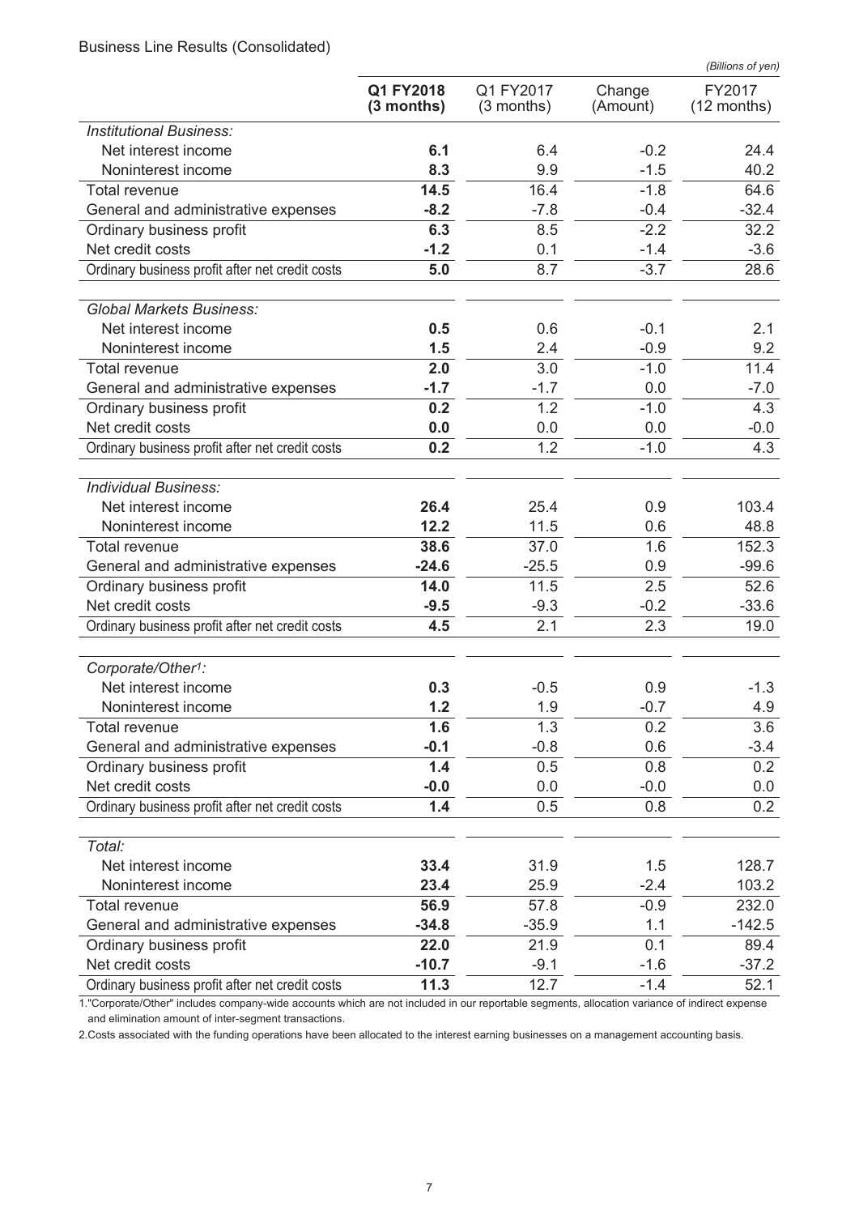Business Line Results (Consolidated)

*(Billions of yen)*

| | **Q1 FY2018 (3 months)** | Q1 FY2017 (3 months) | Change (Amount) | FY2017 (12 months) |
|---|---|---|---|---|
| *Institutional Business:* | | | | |
| Net interest income | **6.1** | 6.4 | -0.2 | 24.4 |
| Noninterest income | **8.3** | 9.9 | -1.5 | 40.2 |
| Total revenue | **14.5** | 16.4 | -1.8 | 64.6 |
| General and administrative expenses | **-8.2** | -7.8 | -0.4 | -32.4 |
| Ordinary business profit | **6.3** | 8.5 | -2.2 | 32.2 |
| Net credit costs | **-1.2** | 0.1 | -1.4 | -3.6 |
| Ordinary business profit after net credit costs | **5.0** | 8.7 | -3.7 | 28.6 |
| *Global Markets Business:* | | | | |
| Net interest income | **0.5** | 0.6 | -0.1 | 2.1 |
| Noninterest income | **1.5** | 2.4 | -0.9 | 9.2 |
| Total revenue | **2.0** | 3.0 | -1.0 | 11.4 |
| General and administrative expenses | **-1.7** | -1.7 | 0.0 | -7.0 |
| Ordinary business profit | **0.2** | 1.2 | -1.0 | 4.3 |
| Net credit costs | **0.0** | 0.0 | 0.0 | -0.0 |
| Ordinary business profit after net credit costs | **0.2** | 1.2 | -1.0 | 4.3 |
| *Individual Business:* | | | | |
| Net interest income | **26.4** | 25.4 | 0.9 | 103.4 |
| Noninterest income | **12.2** | 11.5 | 0.6 | 48.8 |
| Total revenue | **38.6** | 37.0 | 1.6 | 152.3 |
| General and administrative expenses | **-24.6** | -25.5 | 0.9 | -99.6 |
| Ordinary business profit | **14.0** | 11.5 | 2.5 | 52.6 |
| Net credit costs | **-9.5** | -9.3 | -0.2 | -33.6 |
| Ordinary business profit after net credit costs | **4.5** | 2.1 | 2.3 | 19.0 |
| *Corporate/Other[1]:* | | | | |
| Net interest income | **0.3** | -0.5 | 0.9 | -1.3 |
| Noninterest income | **1.2** | 1.9 | -0.7 | 4.9 |
| Total revenue | **1.6** | 1.3 | 0.2 | 3.6 |
| General and administrative expenses | **-0.1** | -0.8 | 0.6 | -3.4 |
| Ordinary business profit | **1.4** | 0.5 | 0.8 | 0.2 |
| Net credit costs | **-0.0** | 0.0 | -0.0 | 0.0 |
| Ordinary business profit after net credit costs | **1.4** | 0.5 | 0.8 | 0.2 |
| *Total:* | | | | |
| Net interest income | **33.4** | 31.9 | 1.5 | 128.7 |
| Noninterest income | **23.4** | 25.9 | -2.4 | 103.2 |
| Total revenue | **56.9** | 57.8 | -0.9 | 232.0 |
| General and administrative expenses | **-34.8** | -35.9 | 1.1 | -142.5 |
| Ordinary business profit | **22.0** | 21.9 | 0.1 | 89.4 |
| Net credit costs | **-10.7** | -9.1 | -1.6 | -37.2 |
| Ordinary business profit after net credit costs | **11.3** | 12.7 | -1.4 | 52.1 |

1."Corporate/Other" includes company-wide accounts which are not included in our reportable segments, allocation variance of indirect expense and elimination amount of inter-segment transactions.

2.Costs associated with the funding operations have been allocated to the interest earning businesses on a management accounting basis.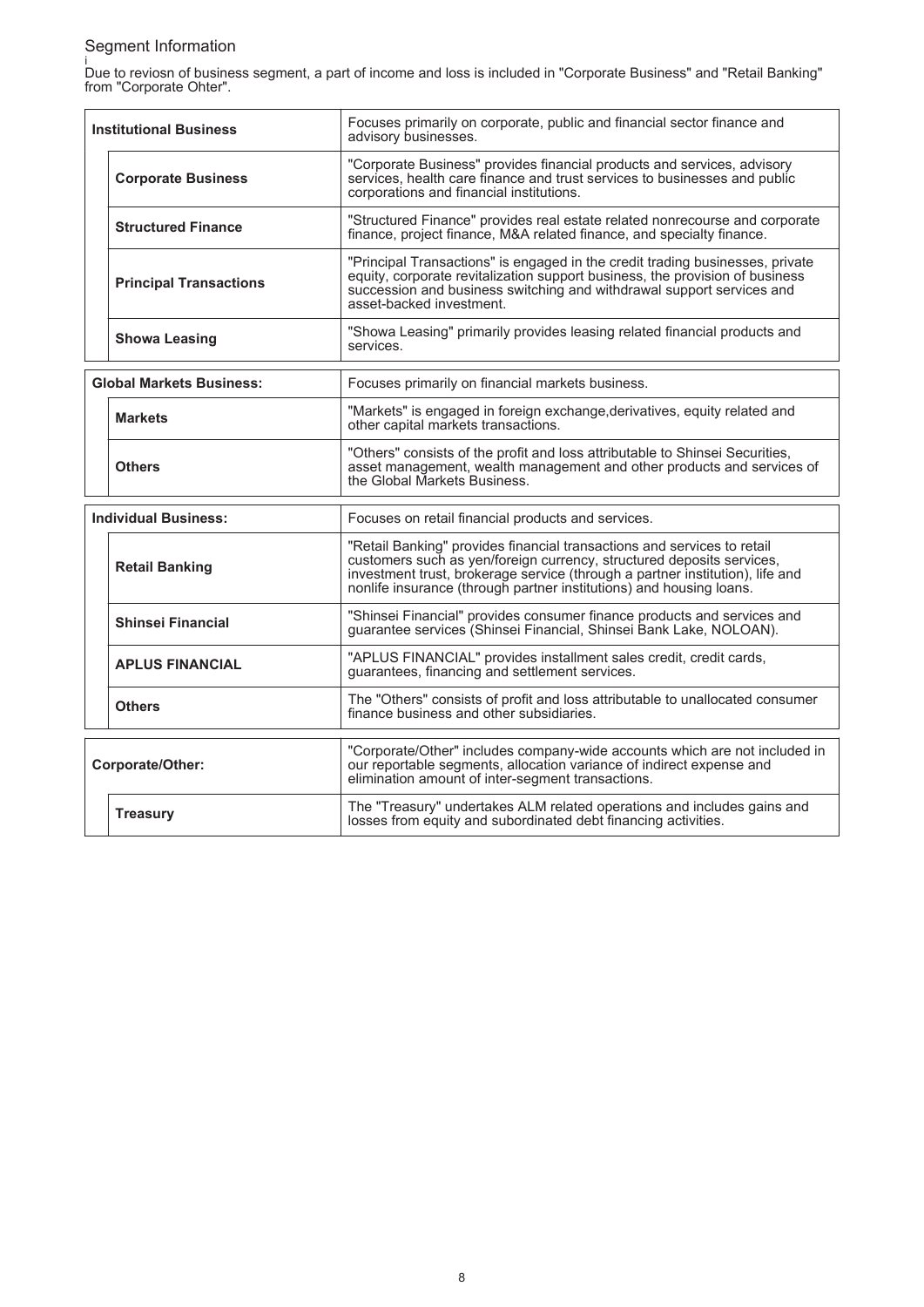## Segment Information

i
Due to reviosn of business segment, a part of income and loss is included in "Corporate Business" and "Retail Banking" from "Corporate Ohter".

| Segment | | Description |
|---|---|---|
| **Institutional Business** | | Focuses primarily on corporate, public and financial sector finance and advisory businesses. |
| | **Corporate Business** | "Corporate Business" provides financial products and services, advisory services, health care finance and trust services to businesses and public corporations and financial institutions. |
| | **Structured Finance** | "Structured Finance" provides real estate related nonrecourse and corporate finance, project finance, M&A related finance, and specialty finance. |
| | **Principal Transactions** | "Principal Transactions" is engaged in the credit trading businesses, private equity, corporate revitalization support business, the provision of business succession and business switching and withdrawal support services and asset-backed investment. |
| | **Showa Leasing** | "Showa Leasing" primarily provides leasing related financial products and services. |
| **Global Markets Business:** | | Focuses primarily on financial markets business. |
| | **Markets** | "Markets" is engaged in foreign exchange,derivatives, equity related and other capital markets transactions. |
| | **Others** | "Others" consists of the profit and loss attributable to Shinsei Securities, asset management, wealth management and other products and services of the Global Markets Business. |
| **Individual Business:** | | Focuses on retail financial products and services. |
| | **Retail Banking** | "Retail Banking" provides financial transactions and services to retail customers such as yen/foreign currency, structured deposits services, investment trust, brokerage service (through a partner institution), life and nonlife insurance (through partner institutions) and housing loans. |
| | **Shinsei Financial** | "Shinsei Financial" provides consumer finance products and services and guarantee services (Shinsei Financial, Shinsei Bank Lake, NOLOAN). |
| | **APLUS FINANCIAL** | "APLUS FINANCIAL" provides installment sales credit, credit cards, guarantees, financing and settlement services. |
| | **Others** | The "Others" consists of profit and loss attributable to unallocated consumer finance business and other subsidiaries. |
| **Corporate/Other:** | | "Corporate/Other" includes company-wide accounts which are not included in our reportable segments, allocation variance of indirect expense and elimination amount of inter-segment transactions. |
| | **Treasury** | The "Treasury" undertakes ALM related operations and includes gains and losses from equity and subordinated debt financing activities. |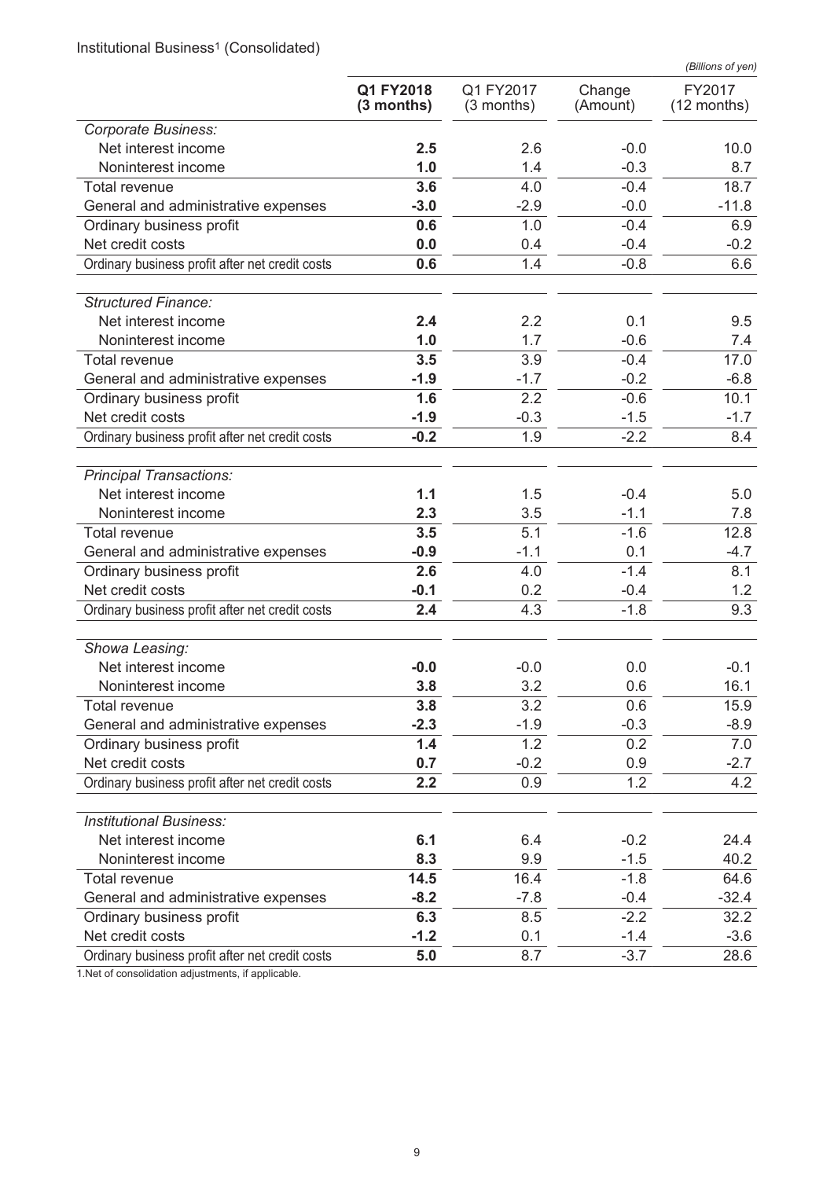Institutional Business[1] (Consolidated)

*(Billions of yen)*

| | **Q1 FY2018 (3 months)** | Q1 FY2017 (3 months) | Change (Amount) | FY2017 (12 months) |
|---|---|---|---|---|
| *Corporate Business:* | | | | |
| Net interest income | **2.5** | 2.6 | -0.0 | 10.0 |
| Noninterest income | **1.0** | 1.4 | -0.3 | 8.7 |
| Total revenue | **3.6** | 4.0 | -0.4 | 18.7 |
| General and administrative expenses | **-3.0** | -2.9 | -0.0 | -11.8 |
| Ordinary business profit | **0.6** | 1.0 | -0.4 | 6.9 |
| Net credit costs | **0.0** | 0.4 | -0.4 | -0.2 |
| Ordinary business profit after net credit costs | **0.6** | 1.4 | -0.8 | 6.6 |
| *Structured Finance:* | | | | |
| Net interest income | **2.4** | 2.2 | 0.1 | 9.5 |
| Noninterest income | **1.0** | 1.7 | -0.6 | 7.4 |
| Total revenue | **3.5** | 3.9 | -0.4 | 17.0 |
| General and administrative expenses | **-1.9** | -1.7 | -0.2 | -6.8 |
| Ordinary business profit | **1.6** | 2.2 | -0.6 | 10.1 |
| Net credit costs | **-1.9** | -0.3 | -1.5 | -1.7 |
| Ordinary business profit after net credit costs | **-0.2** | 1.9 | -2.2 | 8.4 |
| *Principal Transactions:* | | | | |
| Net interest income | **1.1** | 1.5 | -0.4 | 5.0 |
| Noninterest income | **2.3** | 3.5 | -1.1 | 7.8 |
| Total revenue | **3.5** | 5.1 | -1.6 | 12.8 |
| General and administrative expenses | **-0.9** | -1.1 | 0.1 | -4.7 |
| Ordinary business profit | **2.6** | 4.0 | -1.4 | 8.1 |
| Net credit costs | **-0.1** | 0.2 | -0.4 | 1.2 |
| Ordinary business profit after net credit costs | **2.4** | 4.3 | -1.8 | 9.3 |
| *Showa Leasing:* | | | | |
| Net interest income | **-0.0** | -0.0 | 0.0 | -0.1 |
| Noninterest income | **3.8** | 3.2 | 0.6 | 16.1 |
| Total revenue | **3.8** | 3.2 | 0.6 | 15.9 |
| General and administrative expenses | **-2.3** | -1.9 | -0.3 | -8.9 |
| Ordinary business profit | **1.4** | 1.2 | 0.2 | 7.0 |
| Net credit costs | **0.7** | -0.2 | 0.9 | -2.7 |
| Ordinary business profit after net credit costs | **2.2** | 0.9 | 1.2 | 4.2 |
| *Institutional Business:* | | | | |
| Net interest income | **6.1** | 6.4 | -0.2 | 24.4 |
| Noninterest income | **8.3** | 9.9 | -1.5 | 40.2 |
| Total revenue | **14.5** | 16.4 | -1.8 | 64.6 |
| General and administrative expenses | **-8.2** | -7.8 | -0.4 | -32.4 |
| Ordinary business profit | **6.3** | 8.5 | -2.2 | 32.2 |
| Net credit costs | **-1.2** | 0.1 | -1.4 | -3.6 |
| Ordinary business profit after net credit costs | **5.0** | 8.7 | -3.7 | 28.6 |

1.Net of consolidation adjustments, if applicable.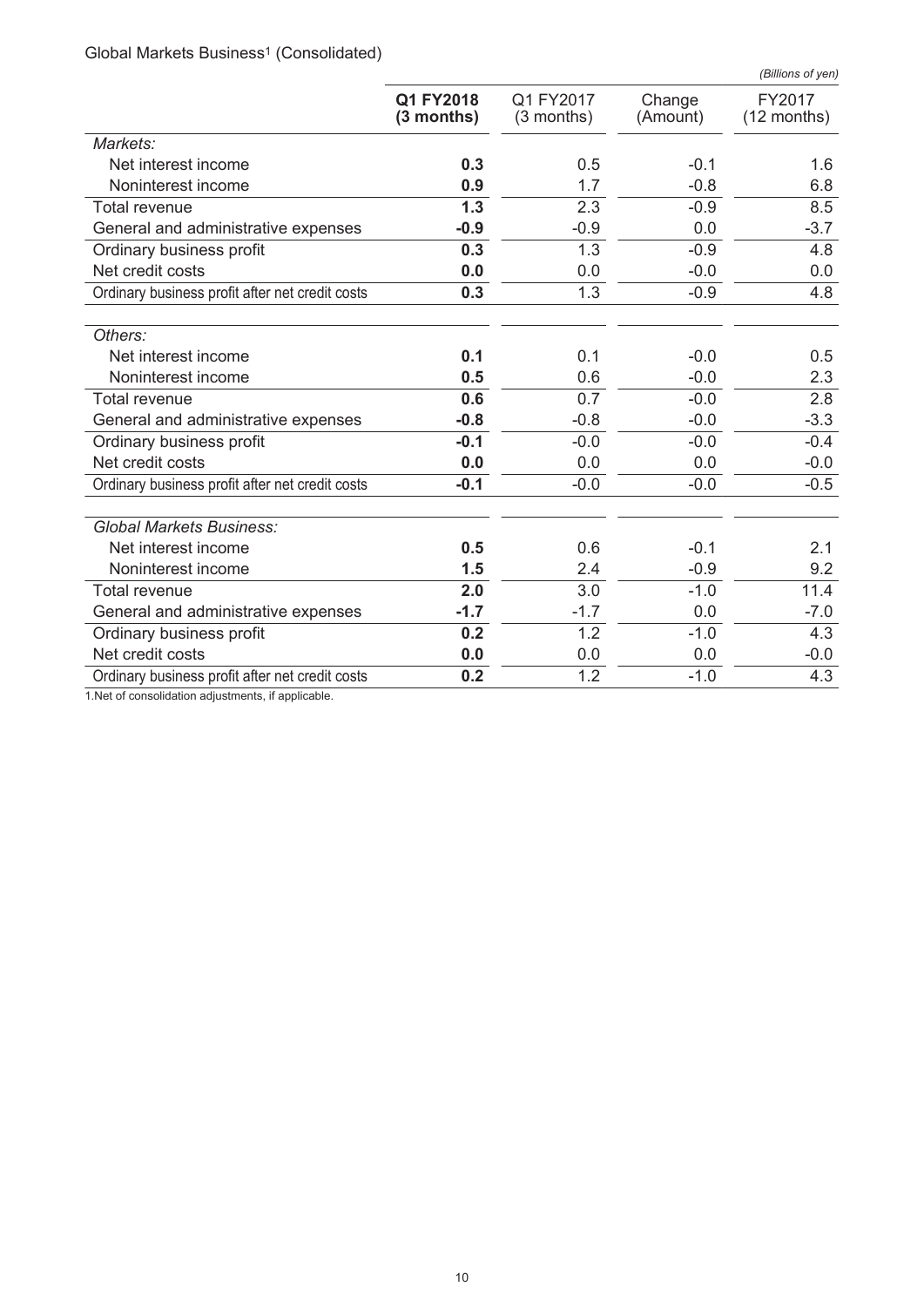Global Markets Business[1] (Consolidated)

*(Billions of yen)*

| | **Q1 FY2018 (3 months)** | Q1 FY2017 (3 months) | Change (Amount) | FY2017 (12 months) |
|---|---|---|---|---|
| *Markets:* | | | | |
| Net interest income | **0.3** | 0.5 | -0.1 | 1.6 |
| Noninterest income | **0.9** | 1.7 | -0.8 | 6.8 |
| Total revenue | **1.3** | 2.3 | -0.9 | 8.5 |
| General and administrative expenses | **-0.9** | -0.9 | 0.0 | -3.7 |
| Ordinary business profit | **0.3** | 1.3 | -0.9 | 4.8 |
| Net credit costs | **0.0** | 0.0 | -0.0 | 0.0 |
| Ordinary business profit after net credit costs | **0.3** | 1.3 | -0.9 | 4.8 |
| *Others:* | | | | |
| Net interest income | **0.1** | 0.1 | -0.0 | 0.5 |
| Noninterest income | **0.5** | 0.6 | -0.0 | 2.3 |
| Total revenue | **0.6** | 0.7 | -0.0 | 2.8 |
| General and administrative expenses | **-0.8** | -0.8 | -0.0 | -3.3 |
| Ordinary business profit | **-0.1** | -0.0 | -0.0 | -0.4 |
| Net credit costs | **0.0** | 0.0 | 0.0 | -0.0 |
| Ordinary business profit after net credit costs | **-0.1** | -0.0 | -0.0 | -0.5 |
| *Global Markets Business:* | | | | |
| Net interest income | **0.5** | 0.6 | -0.1 | 2.1 |
| Noninterest income | **1.5** | 2.4 | -0.9 | 9.2 |
| Total revenue | **2.0** | 3.0 | -1.0 | 11.4 |
| General and administrative expenses | **-1.7** | -1.7 | 0.0 | -7.0 |
| Ordinary business profit | **0.2** | 1.2 | -1.0 | 4.3 |
| Net credit costs | **0.0** | 0.0 | 0.0 | -0.0 |
| Ordinary business profit after net credit costs | **0.2** | 1.2 | -1.0 | 4.3 |

1.Net of consolidation adjustments, if applicable.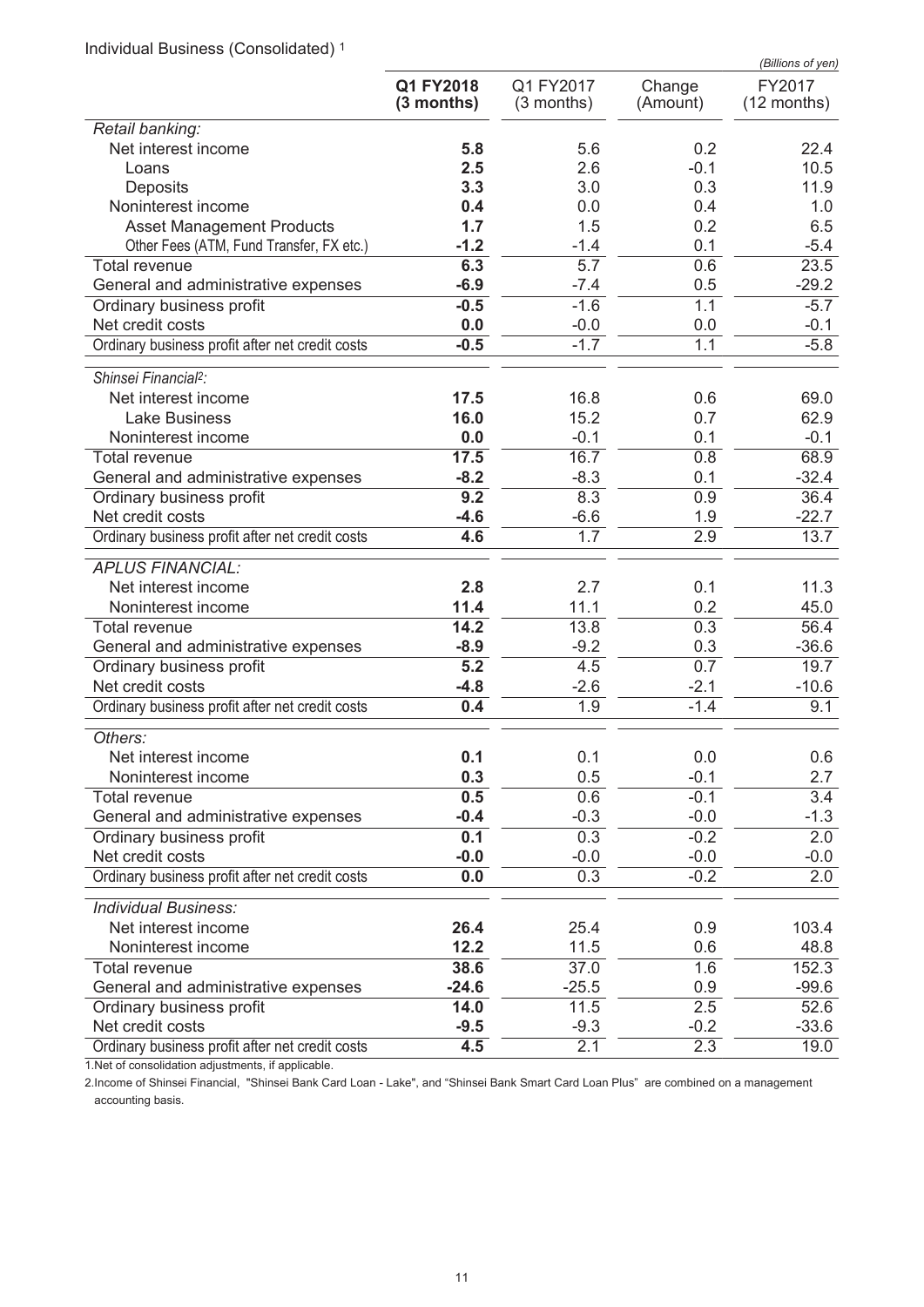Individual Business (Consolidated) [1]

*(Billions of yen)*

| | **Q1 FY2018 (3 months)** | Q1 FY2017 (3 months) | Change (Amount) | FY2017 (12 months) |
|---|---|---|---|---|
| *Retail banking:* | | | | |
| Net interest income | **5.8** | 5.6 | 0.2 | 22.4 |
| Loans | **2.5** | 2.6 | -0.1 | 10.5 |
| Deposits | **3.3** | 3.0 | 0.3 | 11.9 |
| Noninterest income | **0.4** | 0.0 | 0.4 | 1.0 |
| Asset Management Products | **1.7** | 1.5 | 0.2 | 6.5 |
| Other Fees (ATM, Fund Transfer, FX etc.) | **-1.2** | -1.4 | 0.1 | -5.4 |
| Total revenue | **6.3** | 5.7 | 0.6 | 23.5 |
| General and administrative expenses | **-6.9** | -7.4 | 0.5 | -29.2 |
| Ordinary business profit | **-0.5** | -1.6 | 1.1 | -5.7 |
| Net credit costs | **0.0** | -0.0 | 0.0 | -0.1 |
| Ordinary business profit after net credit costs | **-0.5** | -1.7 | 1.1 | -5.8 |
| *Shinsei Financial[2]:* | | | | |
| Net interest income | **17.5** | 16.8 | 0.6 | 69.0 |
| Lake Business | **16.0** | 15.2 | 0.7 | 62.9 |
| Noninterest income | **0.0** | -0.1 | 0.1 | -0.1 |
| Total revenue | **17.5** | 16.7 | 0.8 | 68.9 |
| General and administrative expenses | **-8.2** | -8.3 | 0.1 | -32.4 |
| Ordinary business profit | **9.2** | 8.3 | 0.9 | 36.4 |
| Net credit costs | **-4.6** | -6.6 | 1.9 | -22.7 |
| Ordinary business profit after net credit costs | **4.6** | 1.7 | 2.9 | 13.7 |
| *APLUS FINANCIAL:* | | | | |
| Net interest income | **2.8** | 2.7 | 0.1 | 11.3 |
| Noninterest income | **11.4** | 11.1 | 0.2 | 45.0 |
| Total revenue | **14.2** | 13.8 | 0.3 | 56.4 |
| General and administrative expenses | **-8.9** | -9.2 | 0.3 | -36.6 |
| Ordinary business profit | **5.2** | 4.5 | 0.7 | 19.7 |
| Net credit costs | **-4.8** | -2.6 | -2.1 | -10.6 |
| Ordinary business profit after net credit costs | **0.4** | 1.9 | -1.4 | 9.1 |
| *Others:* | | | | |
| Net interest income | **0.1** | 0.1 | 0.0 | 0.6 |
| Noninterest income | **0.3** | 0.5 | -0.1 | 2.7 |
| Total revenue | **0.5** | 0.6 | -0.1 | 3.4 |
| General and administrative expenses | **-0.4** | -0.3 | -0.0 | -1.3 |
| Ordinary business profit | **0.1** | 0.3 | -0.2 | 2.0 |
| Net credit costs | **-0.0** | -0.0 | -0.0 | -0.0 |
| Ordinary business profit after net credit costs | **0.0** | 0.3 | -0.2 | 2.0 |
| *Individual Business:* | | | | |
| Net interest income | **26.4** | 25.4 | 0.9 | 103.4 |
| Noninterest income | **12.2** | 11.5 | 0.6 | 48.8 |
| Total revenue | **38.6** | 37.0 | 1.6 | 152.3 |
| General and administrative expenses | **-24.6** | -25.5 | 0.9 | -99.6 |
| Ordinary business profit | **14.0** | 11.5 | 2.5 | 52.6 |
| Net credit costs | **-9.5** | -9.3 | -0.2 | -33.6 |
| Ordinary business profit after net credit costs | **4.5** | 2.1 | 2.3 | 19.0 |

1.Net of consolidation adjustments, if applicable.

2.Income of Shinsei Financial, "Shinsei Bank Card Loan - Lake", and "Shinsei Bank Smart Card Loan Plus" are combined on a management accounting basis.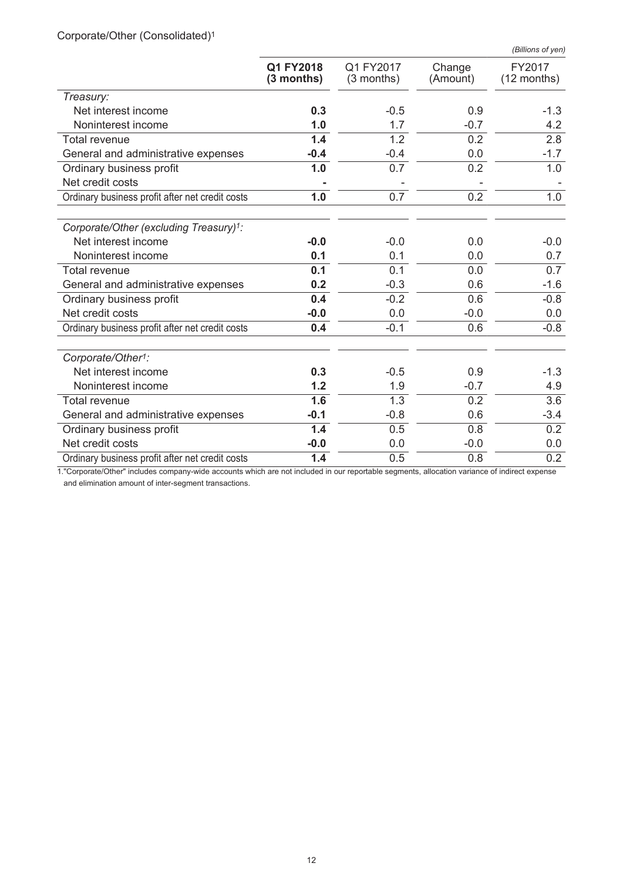Corporate/Other (Consolidated)[1]

*(Billions of yen)*

| | **Q1 FY2018 (3 months)** | Q1 FY2017 (3 months) | Change (Amount) | FY2017 (12 months) |
|---|---|---|---|---|
| *Treasury:* | | | | |
| Net interest income | **0.3** | -0.5 | 0.9 | -1.3 |
| Noninterest income | **1.0** | 1.7 | -0.7 | 4.2 |
| Total revenue | **1.4** | 1.2 | 0.2 | 2.8 |
| General and administrative expenses | **-0.4** | -0.4 | 0.0 | -1.7 |
| Ordinary business profit | **1.0** | 0.7 | 0.2 | 1.0 |
| Net credit costs | **-** | - | - | - |
| Ordinary business profit after net credit costs | **1.0** | 0.7 | 0.2 | 1.0 |
| *Corporate/Other (excluding Treasury)[1]:* | | | | |
| Net interest income | **-0.0** | -0.0 | 0.0 | -0.0 |
| Noninterest income | **0.1** | 0.1 | 0.0 | 0.7 |
| Total revenue | **0.1** | 0.1 | 0.0 | 0.7 |
| General and administrative expenses | **0.2** | -0.3 | 0.6 | -1.6 |
| Ordinary business profit | **0.4** | -0.2 | 0.6 | -0.8 |
| Net credit costs | **-0.0** | 0.0 | -0.0 | 0.0 |
| Ordinary business profit after net credit costs | **0.4** | -0.1 | 0.6 | -0.8 |
| *Corporate/Other[1]:* | | | | |
| Net interest income | **0.3** | -0.5 | 0.9 | -1.3 |
| Noninterest income | **1.2** | 1.9 | -0.7 | 4.9 |
| Total revenue | **1.6** | 1.3 | 0.2 | 3.6 |
| General and administrative expenses | **-0.1** | -0.8 | 0.6 | -3.4 |
| Ordinary business profit | **1.4** | 0.5 | 0.8 | 0.2 |
| Net credit costs | **-0.0** | 0.0 | -0.0 | 0.0 |
| Ordinary business profit after net credit costs | **1.4** | 0.5 | 0.8 | 0.2 |

1."Corporate/Other" includes company-wide accounts which are not included in our reportable segments, allocation variance of indirect expense and elimination amount of inter-segment transactions.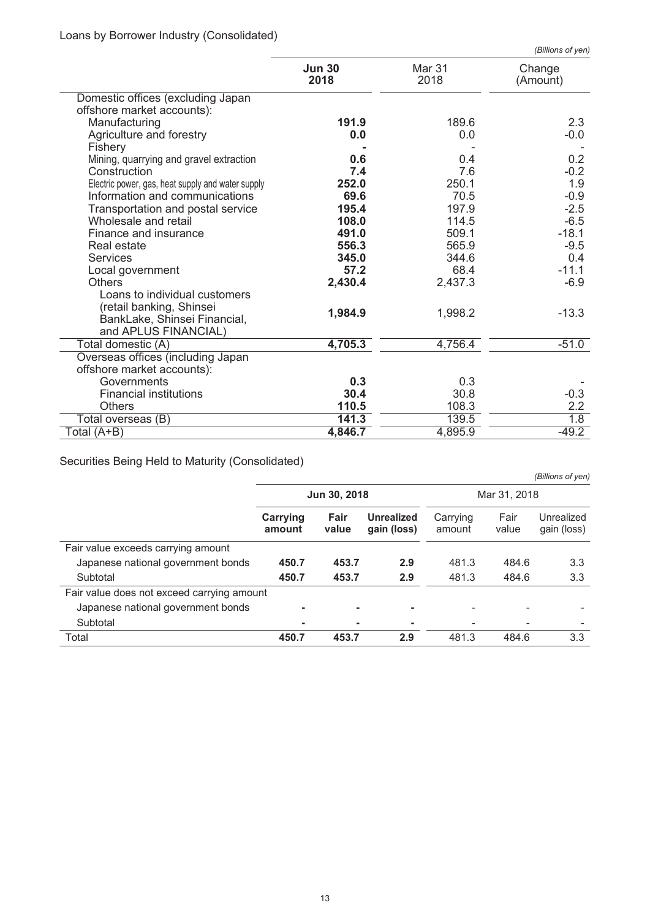Loans by Borrower Industry (Consolidated)

*(Billions of yen)*

| | **Jun 30 2018** | Mar 31 2018 | Change (Amount) |
|---|---|---|---|
| Domestic offices (excluding Japan offshore market accounts): | | | |
| Manufacturing | **191.9** | 189.6 | 2.3 |
| Agriculture and forestry | **0.0** | 0.0 | -0.0 |
| Fishery | **-** | - | - |
| Mining, quarrying and gravel extraction | **0.6** | 0.4 | 0.2 |
| Construction | **7.4** | 7.6 | -0.2 |
| Electric power, gas, heat supply and water supply | **252.0** | 250.1 | 1.9 |
| Information and communications | **69.6** | 70.5 | -0.9 |
| Transportation and postal service | **195.4** | 197.9 | -2.5 |
| Wholesale and retail | **108.0** | 114.5 | -6.5 |
| Finance and insurance | **491.0** | 509.1 | -18.1 |
| Real estate | **556.3** | 565.9 | -9.5 |
| Services | **345.0** | 344.6 | 0.4 |
| Local government | **57.2** | 68.4 | -11.1 |
| Others | **2,430.4** | 2,437.3 | -6.9 |
| Loans to individual customers (retail banking, Shinsei BankLake, Shinsei Financial, and APLUS FINANCIAL) | **1,984.9** | 1,998.2 | -13.3 |
| Total domestic (A) | **4,705.3** | 4,756.4 | -51.0 |
| Overseas offices (including Japan offshore market accounts): | | | |
| Governments | **0.3** | 0.3 | - |
| Financial institutions | **30.4** | 30.8 | -0.3 |
| Others | **110.5** | 108.3 | 2.2 |
| Total overseas (B) | **141.3** | 139.5 | 1.8 |
| Total (A+B) | **4,846.7** | 4,895.9 | -49.2 |

Securities Being Held to Maturity (Consolidated)

*(Billions of yen)*

| | **Jun 30, 2018** | | | Mar 31, 2018 | | |
|---|---|---|---|---|---|---|
| | **Carrying amount** | **Fair value** | **Unrealized gain (loss)** | Carrying amount | Fair value | Unrealized gain (loss) |
| Fair value exceeds carrying amount | | | | | | |
| Japanese national government bonds | **450.7** | **453.7** | **2.9** | 481.3 | 484.6 | 3.3 |
| Subtotal | **450.7** | **453.7** | **2.9** | 481.3 | 484.6 | 3.3 |
| Fair value does not exceed carrying amount | | | | | | |
| Japanese national government bonds | **-** | **-** | **-** | - | - | - |
| Subtotal | **-** | **-** | **-** | - | - | - |
| Total | **450.7** | **453.7** | **2.9** | 481.3 | 484.6 | 3.3 |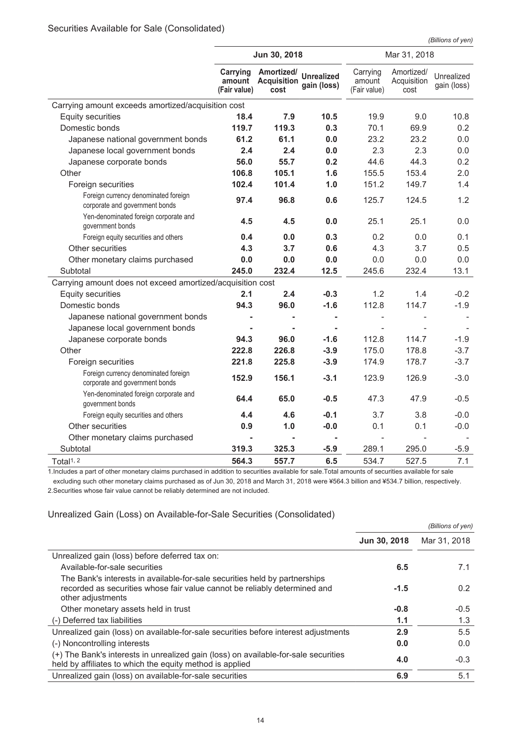## Securities Available for Sale (Consolidated)

*(Billions of yen)*

| | Jun 30, 2018 | | | Mar 31, 2018 | | |
|---|---|---|---|---|---|---|
| | **Carrying amount (Fair value)** | **Amortized/ Acquisition cost** | **Unrealized gain (loss)** | Carrying amount (Fair value) | Amortized/ Acquisition cost | Unrealized gain (loss) |
| Carrying amount exceeds amortized/acquisition cost | | | | | | |
| Equity securities | **18.4** | **7.9** | **10.5** | 19.9 | 9.0 | 10.8 |
| Domestic bonds | **119.7** | **119.3** | **0.3** | 70.1 | 69.9 | 0.2 |
| Japanese national government bonds | **61.2** | **61.1** | **0.0** | 23.2 | 23.2 | 0.0 |
| Japanese local government bonds | **2.4** | **2.4** | **0.0** | 2.3 | 2.3 | 0.0 |
| Japanese corporate bonds | **56.0** | **55.7** | **0.2** | 44.6 | 44.3 | 0.2 |
| Other | **106.8** | **105.1** | **1.6** | 155.5 | 153.4 | 2.0 |
| Foreign securities | **102.4** | **101.4** | **1.0** | 151.2 | 149.7 | 1.4 |
| Foreign currency denominated foreign corporate and government bonds | **97.4** | **96.8** | **0.6** | 125.7 | 124.5 | 1.2 |
| Yen-denominated foreign corporate and government bonds | **4.5** | **4.5** | **0.0** | 25.1 | 25.1 | 0.0 |
| Foreign equity securities and others | **0.4** | **0.0** | **0.3** | 0.2 | 0.0 | 0.1 |
| Other securities | **4.3** | **3.7** | **0.6** | 4.3 | 3.7 | 0.5 |
| Other monetary claims purchased | **0.0** | **0.0** | **0.0** | 0.0 | 0.0 | 0.0 |
| Subtotal | **245.0** | **232.4** | **12.5** | 245.6 | 232.4 | 13.1 |
| Carrying amount does not exceed amortized/acquisition cost | | | | | | |
| Equity securities | **2.1** | **2.4** | **-0.3** | 1.2 | 1.4 | -0.2 |
| Domestic bonds | **94.3** | **96.0** | **-1.6** | 112.8 | 114.7 | -1.9 |
| Japanese national government bonds | **-** | **-** | **-** | - | - | - |
| Japanese local government bonds | **-** | **-** | **-** | - | - | - |
| Japanese corporate bonds | **94.3** | **96.0** | **-1.6** | 112.8 | 114.7 | -1.9 |
| Other | **222.8** | **226.8** | **-3.9** | 175.0 | 178.8 | -3.7 |
| Foreign securities | **221.8** | **225.8** | **-3.9** | 174.9 | 178.7 | -3.7 |
| Foreign currency denominated foreign corporate and government bonds | **152.9** | **156.1** | **-3.1** | 123.9 | 126.9 | -3.0 |
| Yen-denominated foreign corporate and government bonds | **64.4** | **65.0** | **-0.5** | 47.3 | 47.9 | -0.5 |
| Foreign equity securities and others | **4.4** | **4.6** | **-0.1** | 3.7 | 3.8 | -0.0 |
| Other securities | **0.9** | **1.0** | **-0.0** | 0.1 | 0.1 | -0.0 |
| Other monetary claims purchased | **-** | **-** | **-** | - | - | - |
| Subtotal | **319.3** | **325.3** | **-5.9** | 289.1 | 295.0 | -5.9 |
| Total[1, 2] | **564.3** | **557.7** | **6.5** | 534.7 | 527.5 | 7.1 |

1.Includes a part of other monetary claims purchased in addition to securities available for sale.Total amounts of securities available for sale excluding such other monetary claims purchased as of Jun 30, 2018 and March 31, 2018 were ¥564.3 billion and ¥534.7 billion, respectively.
2.Securities whose fair value cannot be reliably determined are not included.

## Unrealized Gain (Loss) on Available-for-Sale Securities (Consolidated)

*(Billions of yen)*

| | **Jun 30, 2018** | Mar 31, 2018 |
|---|---|---|
| Unrealized gain (loss) before deferred tax on: | | |
| Available-for-sale securities | **6.5** | 7.1 |
| The Bank's interests in available-for-sale securities held by partnerships recorded as securities whose fair value cannot be reliably determined and other adjustments | **-1.5** | 0.2 |
| Other monetary assets held in trust | **-0.8** | -0.5 |
| (-) Deferred tax liabilities | **1.1** | 1.3 |
| Unrealized gain (loss) on available-for-sale securities before interest adjustments | **2.9** | 5.5 |
| (-) Noncontrolling interests | **0.0** | 0.0 |
| (+) The Bank's interests in unrealized gain (loss) on available-for-sale securities held by affiliates to which the equity method is applied | **4.0** | -0.3 |
| Unrealized gain (loss) on available-for-sale securities | **6.9** | 5.1 |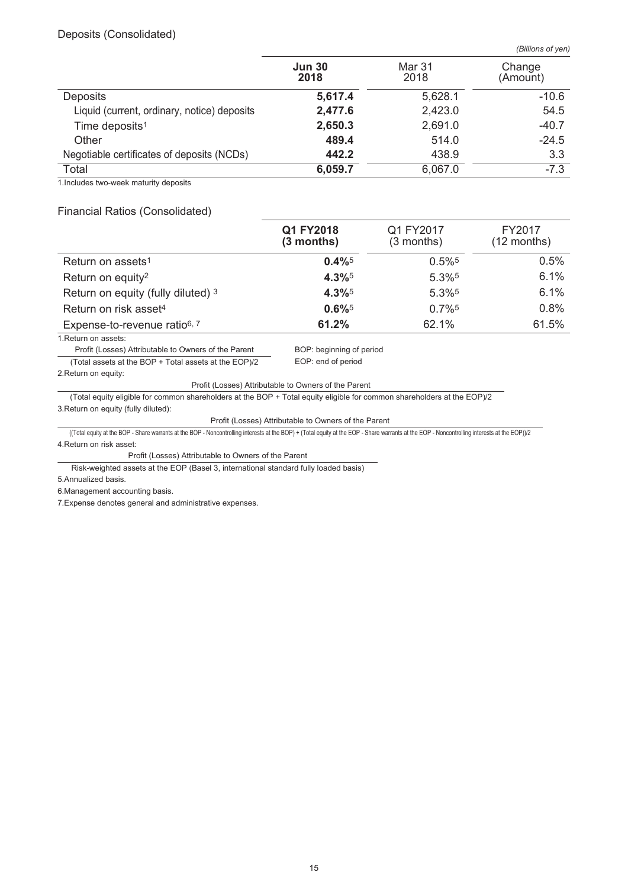## Deposits (Consolidated)

*(Billions of yen)*

| | **Jun 30 2018** | Mar 31 2018 | Change (Amount) |
|---|---|---|---|
| Deposits | **5,617.4** | 5,628.1 | -10.6 |
| Liquid (current, ordinary, notice) deposits | **2,477.6** | 2,423.0 | 54.5 |
| Time deposits[1] | **2,650.3** | 2,691.0 | -40.7 |
| Other | **489.4** | 514.0 | -24.5 |
| Negotiable certificates of deposits (NCDs) | **442.2** | 438.9 | 3.3 |
| Total | **6,059.7** | 6,067.0 | -7.3 |

1.Includes two-week maturity deposits

## Financial Ratios (Consolidated)

| | **Q1 FY2018 (3 months)** | Q1 FY2017 (3 months) | FY2017 (12 months) |
|---|---|---|---|
| Return on assets[1] | **0.4%**[5] | 0.5%[5] | 0.5% |
| Return on equity[2] | **4.3%**[5] | 5.3%[5] | 6.1% |
| Return on equity (fully diluted)[3] | **4.3%**[5] | 5.3%[5] | 6.1% |
| Return on risk asset[4] | **0.6%**[5] | 0.7%[5] | 0.8% |
| Expense-to-revenue ratio[6, 7] | **61.2%** | 62.1% | 61.5% |

1.Return on assets:

$$\frac{\text{Profit (Losses) Attributable to Owners of the Parent}}{\text{(Total assets at the BOP + Total assets at the EOP)/2}}$$

BOP: beginning of period
EOP: end of period

2.Return on equity:

$$\frac{\text{Profit (Losses) Attributable to Owners of the Parent}}{\text{(Total equity eligible for common shareholders at the BOP + Total equity eligible for common shareholders at the EOP)/2}}$$

3.Return on equity (fully diluted):

$$\frac{\text{Profit (Losses) Attributable to Owners of the Parent}}{\text{((Total equity at the BOP - Share warrants at the BOP - Noncontrolling interests at the BOP) + (Total equity at the EOP - Share warrants at the EOP - Noncontrolling interests at the EOP))/2}}$$

4.Return on risk asset:

$$\frac{\text{Profit (Losses) Attributable to Owners of the Parent}}{\text{Risk-weighted assets at the EOP (Basel 3, international standard fully loaded basis)}}$$

5.Annualized basis.

6.Management accounting basis.

7.Expense denotes general and administrative expenses.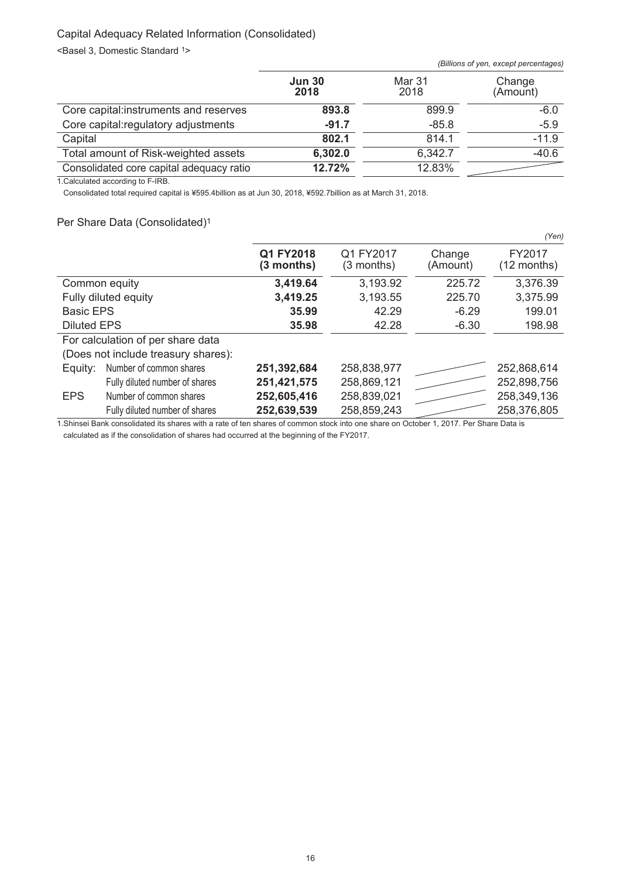## Capital Adequacy Related Information (Consolidated)

<Basel 3, Domestic Standard [1]>

*(Billions of yen, except percentages)*

| | **Jun 30 2018** | Mar 31 2018 | Change (Amount) |
|---|---|---|---|
| Core capital:instruments and reserves | **893.8** | 899.9 | -6.0 |
| Core capital:regulatory adjustments | **-91.7** | -85.8 | -5.9 |
| Capital | **802.1** | 814.1 | -11.9 |
| Total amount of Risk-weighted assets | **6,302.0** | 6,342.7 | -40.6 |
| Consolidated core capital adequacy ratio | **12.72%** | 12.83% | |

1.Calculated according to F-IRB.

Consolidated total required capital is ¥595.4billion as at Jun 30, 2018, ¥592.7billion as at March 31, 2018.

## Per Share Data (Consolidated)[1]

*(Yen)*

| | | **Q1 FY2018 (3 months)** | Q1 FY2017 (3 months) | Change (Amount) | FY2017 (12 months) |
|---|---|---|---|---|---|
| Common equity | | **3,419.64** | 3,193.92 | 225.72 | 3,376.39 |
| Fully diluted equity | | **3,419.25** | 3,193.55 | 225.70 | 3,375.99 |
| Basic EPS | | **35.99** | 42.29 | -6.29 | 199.01 |
| Diluted EPS | | **35.98** | 42.28 | -6.30 | 198.98 |
| For calculation of per share data | | | | | |
| (Does not include treasury shares): | | | | | |
| Equity: | Number of common shares | **251,392,684** | 258,838,977 | | 252,868,614 |
| | Fully diluted number of shares | **251,421,575** | 258,869,121 | | 252,898,756 |
| EPS | Number of common shares | **252,605,416** | 258,839,021 | | 258,349,136 |
| | Fully diluted number of shares | **252,639,539** | 258,859,243 | | 258,376,805 |

1.Shinsei Bank consolidated its shares with a rate of ten shares of common stock into one share on October 1, 2017. Per Share Data is calculated as if the consolidation of shares had occurred at the beginning of the FY2017.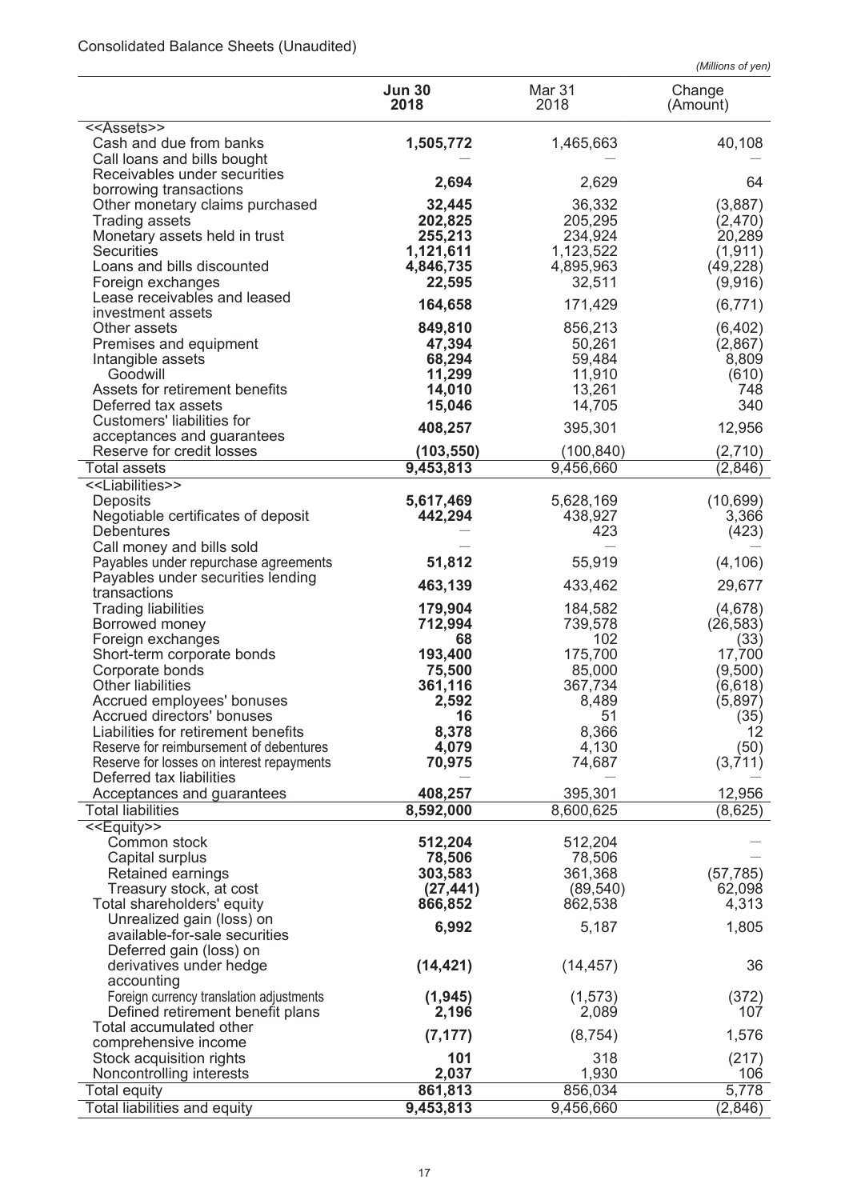Consolidated Balance Sheets (Unaudited)

*(Millions of yen)*

| | **Jun 30 2018** | Mar 31 2018 | Change (Amount) |
|---|---|---|---|
| <<Assets>> | | | |
| Cash and due from banks | **1,505,772** | 1,465,663 | 40,108 |
| Call loans and bills bought | — | — | — |
| Receivables under securities borrowing transactions | **2,694** | 2,629 | 64 |
| Other monetary claims purchased | **32,445** | 36,332 | (3,887) |
| Trading assets | **202,825** | 205,295 | (2,470) |
| Monetary assets held in trust | **255,213** | 234,924 | 20,289 |
| Securities | **1,121,611** | 1,123,522 | (1,911) |
| Loans and bills discounted | **4,846,735** | 4,895,963 | (49,228) |
| Foreign exchanges | **22,595** | 32,511 | (9,916) |
| Lease receivables and leased investment assets | **164,658** | 171,429 | (6,771) |
| Other assets | **849,810** | 856,213 | (6,402) |
| Premises and equipment | **47,394** | 50,261 | (2,867) |
| Intangible assets | **68,294** | 59,484 | 8,809 |
| Goodwill | **11,299** | 11,910 | (610) |
| Assets for retirement benefits | **14,010** | 13,261 | 748 |
| Deferred tax assets | **15,046** | 14,705 | 340 |
| Customers' liabilities for acceptances and guarantees | **408,257** | 395,301 | 12,956 |
| Reserve for credit losses | **(103,550)** | (100,840) | (2,710) |
| Total assets | **9,453,813** | 9,456,660 | (2,846) |
| <<Liabilities>> | | | |
| Deposits | **5,617,469** | 5,628,169 | (10,699) |
| Negotiable certificates of deposit | **442,294** | 438,927 | 3,366 |
| Debentures | — | 423 | (423) |
| Call money and bills sold | — | — | — |
| Payables under repurchase agreements | **51,812** | 55,919 | (4,106) |
| Payables under securities lending transactions | **463,139** | 433,462 | 29,677 |
| Trading liabilities | **179,904** | 184,582 | (4,678) |
| Borrowed money | **712,994** | 739,578 | (26,583) |
| Foreign exchanges | **68** | 102 | (33) |
| Short-term corporate bonds | **193,400** | 175,700 | 17,700 |
| Corporate bonds | **75,500** | 85,000 | (9,500) |
| Other liabilities | **361,116** | 367,734 | (6,618) |
| Accrued employees' bonuses | **2,592** | 8,489 | (5,897) |
| Accrued directors' bonuses | **16** | 51 | (35) |
| Liabilities for retirement benefits | **8,378** | 8,366 | 12 |
| Reserve for reimbursement of debentures | **4,079** | 4,130 | (50) |
| Reserve for losses on interest repayments | **70,975** | 74,687 | (3,711) |
| Deferred tax liabilities | — | — | — |
| Acceptances and guarantees | **408,257** | 395,301 | 12,956 |
| Total liabilities | **8,592,000** | 8,600,625 | (8,625) |
| <<Equity>> | | | |
| Common stock | **512,204** | 512,204 | — |
| Capital surplus | **78,506** | 78,506 | — |
| Retained earnings | **303,583** | 361,368 | (57,785) |
| Treasury stock, at cost | **(27,441)** | (89,540) | 62,098 |
| Total shareholders' equity | **866,852** | 862,538 | 4,313 |
| Unrealized gain (loss) on available-for-sale securities | **6,992** | 5,187 | 1,805 |
| Deferred gain (loss) on derivatives under hedge accounting | **(14,421)** | (14,457) | 36 |
| Foreign currency translation adjustments | **(1,945)** | (1,573) | (372) |
| Defined retirement benefit plans | **2,196** | 2,089 | 107 |
| Total accumulated other comprehensive income | **(7,177)** | (8,754) | 1,576 |
| Stock acquisition rights | **101** | 318 | (217) |
| Noncontrolling interests | **2,037** | 1,930 | 106 |
| Total equity | **861,813** | 856,034 | 5,778 |
| Total liabilities and equity | **9,453,813** | 9,456,660 | (2,846) |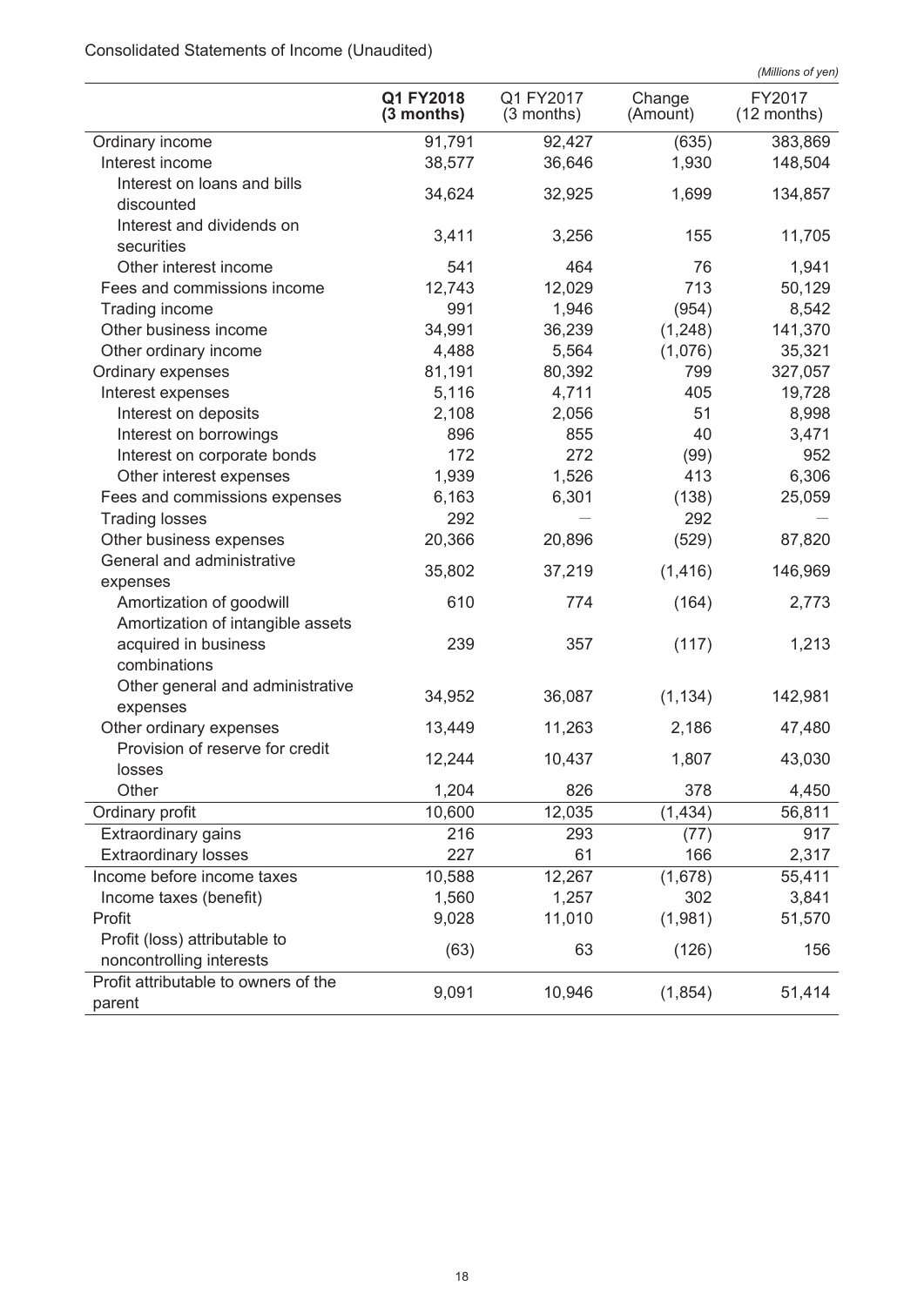Consolidated Statements of Income (Unaudited)

*(Millions of yen)*

| | **Q1 FY2018 (3 months)** | Q1 FY2017 (3 months) | Change (Amount) | FY2017 (12 months) |
|---|---|---|---|---|
| Ordinary income | 91,791 | 92,427 | (635) | 383,869 |
| Interest income | 38,577 | 36,646 | 1,930 | 148,504 |
| Interest on loans and bills discounted | 34,624 | 32,925 | 1,699 | 134,857 |
| Interest and dividends on securities | 3,411 | 3,256 | 155 | 11,705 |
| Other interest income | 541 | 464 | 76 | 1,941 |
| Fees and commissions income | 12,743 | 12,029 | 713 | 50,129 |
| Trading income | 991 | 1,946 | (954) | 8,542 |
| Other business income | 34,991 | 36,239 | (1,248) | 141,370 |
| Other ordinary income | 4,488 | 5,564 | (1,076) | 35,321 |
| Ordinary expenses | 81,191 | 80,392 | 799 | 327,057 |
| Interest expenses | 5,116 | 4,711 | 405 | 19,728 |
| Interest on deposits | 2,108 | 2,056 | 51 | 8,998 |
| Interest on borrowings | 896 | 855 | 40 | 3,471 |
| Interest on corporate bonds | 172 | 272 | (99) | 952 |
| Other interest expenses | 1,939 | 1,526 | 413 | 6,306 |
| Fees and commissions expenses | 6,163 | 6,301 | (138) | 25,059 |
| Trading losses | 292 | — | 292 | — |
| Other business expenses | 20,366 | 20,896 | (529) | 87,820 |
| General and administrative expenses | 35,802 | 37,219 | (1,416) | 146,969 |
| Amortization of goodwill | 610 | 774 | (164) | 2,773 |
| Amortization of intangible assets acquired in business combinations | 239 | 357 | (117) | 1,213 |
| Other general and administrative expenses | 34,952 | 36,087 | (1,134) | 142,981 |
| Other ordinary expenses | 13,449 | 11,263 | 2,186 | 47,480 |
| Provision of reserve for credit losses | 12,244 | 10,437 | 1,807 | 43,030 |
| Other | 1,204 | 826 | 378 | 4,450 |
| Ordinary profit | 10,600 | 12,035 | (1,434) | 56,811 |
| Extraordinary gains | 216 | 293 | (77) | 917 |
| Extraordinary losses | 227 | 61 | 166 | 2,317 |
| Income before income taxes | 10,588 | 12,267 | (1,678) | 55,411 |
| Income taxes (benefit) | 1,560 | 1,257 | 302 | 3,841 |
| Profit | 9,028 | 11,010 | (1,981) | 51,570 |
| Profit (loss) attributable to noncontrolling interests | (63) | 63 | (126) | 156 |
| Profit attributable to owners of the parent | 9,091 | 10,946 | (1,854) | 51,414 |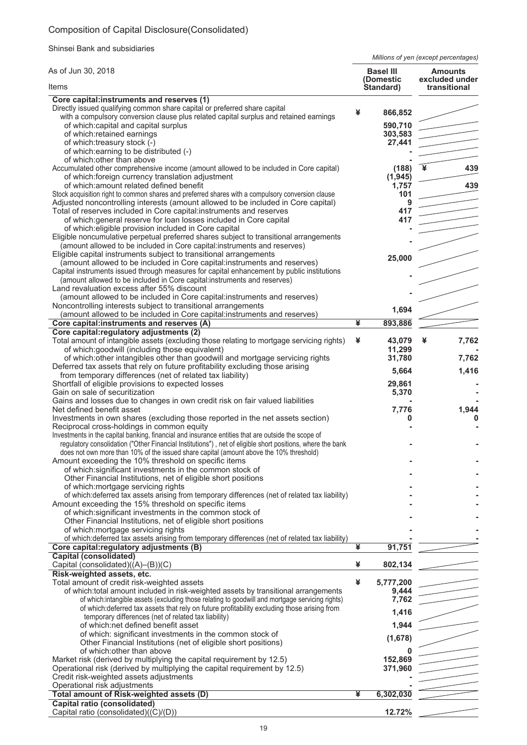# Composition of Capital Disclosure(Consolidated)

Shinsei Bank and subsidiaries

*Millions of yen (except percentages)*

| As of Jun 30, 2018<br>Items | Basel III (Domestic Standard) | Amounts excluded under transitional |
|---|---|---|
| **Core capital:instruments and reserves (1)** | | |
| Directly issued qualifying common share capital or preferred share capital with a compulsory conversion clause plus related capital surplus and retained earnings | ¥ 866,852 | |
| of which:capital and capital surplus | 590,710 | |
| of which:retained earnings | 303,583 | |
| of which:treasury stock (-) | 27,441 | |
| of which:earning to be distributed (-) | - | |
| of which:other than above | - | |
| Accumulated other comprehensive income (amount allowed to be included in Core capital) | (188) | ¥ 439 |
| of which:foreign currency translation adjustment | (1,945) | |
| of which:amount related defined benefit | 1,757 | 439 |
| Stock acquisition right to common shares and preferred shares with a compulsory conversion clause | 101 | |
| Adjusted noncontrolling interests (amount allowed to be included in Core capital) | 9 | |
| Total of reserves included in Core capital:instruments and reserves | 417 | |
| of which:general reserve for loan losses included in Core capital | 417 | |
| of which:eligible provision included in Core capital | - | |
| Eligible noncumulative perpetual preferred shares subject to transitional arrangements (amount allowed to be included in Core capital:instruments and reserves) | - | |
| Eligible capital instruments subject to transitional arrangements (amount allowed to be included in Core capital:instruments and reserves) | 25,000 | |
| Capital instruments issued through measures for capital enhancement by public institutions (amount allowed to be included in Core capital:instruments and reserves) | - | |
| Land revaluation excess after 55% discount (amount allowed to be included in Core capital:instruments and reserves) | - | |
| Noncontrolling interests subject to transitional arrangements (amount allowed to be included in Core capital:instruments and reserves) | 1,694 | |
| **Core capital:instruments and reserves (A)** | ¥ 893,886 | |
| **Core capital:regulatory adjustments (2)** | | |
| Total amount of intangible assets (excluding those relating to mortgage servicing rights) | ¥ 43,079 | ¥ 7,762 |
| of which:goodwill (including those equivalent) | 11,299 | - |
| of which:other intangibles other than goodwill and mortgage servicing rights | 31,780 | 7,762 |
| Deferred tax assets that rely on future profitability excluding those arising from temporary differences (net of related tax liability) | 5,664 | 1,416 |
| Shortfall of eligible provisions to expected losses | 29,861 | - |
| Gain on sale of securitization | 5,370 | - |
| Gains and losses due to changes in own credit risk on fair valued liabilities | - | - |
| Net defined benefit asset | 7,776 | 1,944 |
| Investments in own shares (excluding those reported in the net assets section) | 0 | 0 |
| Reciprocal cross-holdings in common equity | - | - |
| Investments in the capital banking, financial and insurance entities that are outside the scope of regulatory consolidation ("Other Financial Institutions") , net of eligible short positions, where the bank does not own more than 10% of the issued share capital (amount above the 10% threshold) | - | - |
| Amount exceeding the 10% threshold on specific items | - | - |
| of which:significant investments in the common stock of Other Financial Institutions, net of eligible short positions | - | - |
| of which:mortgage servicing rights | - | - |
| of which:deferred tax assets arising from temporary differences (net of related tax liability) | - | - |
| Amount exceeding the 15% threshold on specific items | - | - |
| of which:significant investments in the common stock of Other Financial Institutions, net of eligible short positions | - | - |
| of which:mortgage servicing rights | - | - |
| of which:deferred tax assets arising from temporary differences (net of related tax liability) | - | - |
| **Core capital:regulatory adjustments (B)** | ¥ 91,751 | |
| **Capital (consolidated)** | | |
| Capital (consolidated)((A)–(B))(C) | ¥ 802,134 | |
| **Risk-weighted assets, etc.** | | |
| Total amount of credit risk-weighted assets | ¥ 5,777,200 | |
| of which:total amount included in risk-weighted assets by transitional arrangements | 9,444 | |
| of which:intangible assets (excluding those relating to goodwill and mortgage servicing rights) | 7,762 | |
| of which:deferred tax assets that rely on future profitability excluding those arising from temporary differences (net of related tax liability) | 1,416 | |
| of which:net defined benefit asset | 1,944 | |
| of which: significant investments in the common stock of Other Financial Institutions (net of eligible short positions) | (1,678) | |
| of which:other than above | 0 | |
| Market risk (derived by multiplying the capital requirement by 12.5) | 152,869 | |
| Operational risk (derived by multiplying the capital requirement by 12.5) | 371,960 | |
| Credit risk-weighted assets adjustments | - | |
| Operational risk adjustments | - | |
| **Total amount of Risk-weighted assets (D)** | ¥ 6,302,030 | |
| **Capital ratio (consolidated)** | | |
| Capital ratio (consolidated)((C)/(D)) | 12.72% | |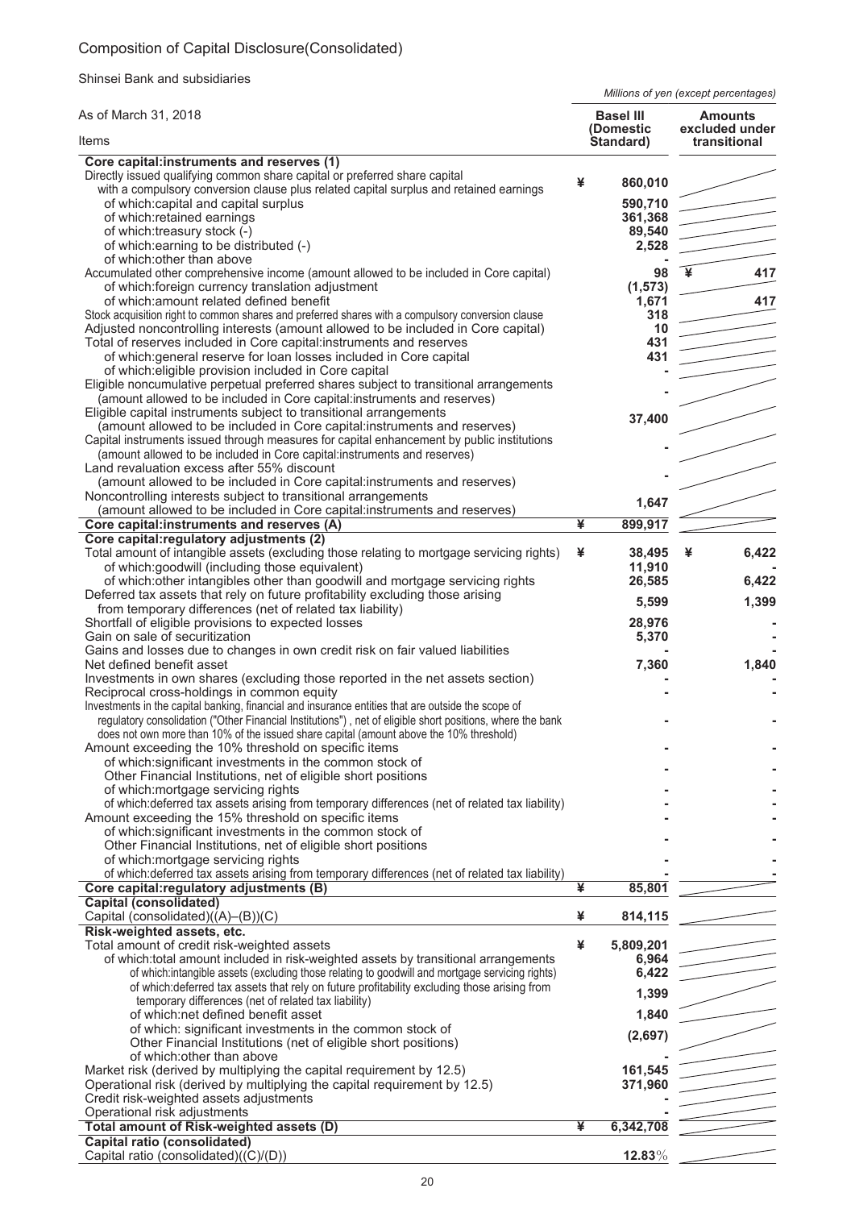# Composition of Capital Disclosure(Consolidated)

Shinsei Bank and subsidiaries

*Millions of yen (except percentages)*

| As of March 31, 2018<br>Items | Basel III (Domestic Standard) | Amounts excluded under transitional |
|---|---|---|
| **Core capital:instruments and reserves (1)** | | |
| Directly issued qualifying common share capital or preferred share capital with a compulsory conversion clause plus related capital surplus and retained earnings | ¥ 860,010 | |
| of which:capital and capital surplus | 590,710 | |
| of which:retained earnings | 361,368 | |
| of which:treasury stock (-) | 89,540 | |
| of which:earning to be distributed (-) | 2,528 | |
| of which:other than above | - | |
| Accumulated other comprehensive income (amount allowed to be included in Core capital) | 98 | ¥ 417 |
| of which:foreign currency translation adjustment | (1,573) | |
| of which:amount related defined benefit | 1,671 | 417 |
| Stock acquisition right to common shares and preferred shares with a compulsory conversion clause | 318 | |
| Adjusted noncontrolling interests (amount allowed to be included in Core capital) | 10 | |
| Total of reserves included in Core capital:instruments and reserves | 431 | |
| of which:general reserve for loan losses included in Core capital | 431 | |
| of which:eligible provision included in Core capital | - | |
| Eligible noncumulative perpetual preferred shares subject to transitional arrangements (amount allowed to be included in Core capital:instruments and reserves) | - | |
| Eligible capital instruments subject to transitional arrangements (amount allowed to be included in Core capital:instruments and reserves) | 37,400 | |
| Capital instruments issued through measures for capital enhancement by public institutions (amount allowed to be included in Core capital:instruments and reserves) | - | |
| Land revaluation excess after 55% discount (amount allowed to be included in Core capital:instruments and reserves) | - | |
| Noncontrolling interests subject to transitional arrangements (amount allowed to be included in Core capital:instruments and reserves) | 1,647 | |
| **Core capital:instruments and reserves (A)** | **¥ 899,917** | |
| **Core capital:regulatory adjustments (2)** | | |
| Total amount of intangible assets (excluding those relating to mortgage servicing rights) | ¥ 38,495 | ¥ 6,422 |
| of which:goodwill (including those equivalent) | 11,910 | - |
| of which:other intangibles other than goodwill and mortgage servicing rights | 26,585 | 6,422 |
| Deferred tax assets that rely on future profitability excluding those arising from temporary differences (net of related tax liability) | 5,599 | 1,399 |
| Shortfall of eligible provisions to expected losses | 28,976 | - |
| Gain on sale of securitization | 5,370 | - |
| Gains and losses due to changes in own credit risk on fair valued liabilities | - | - |
| Net defined benefit asset | 7,360 | 1,840 |
| Investments in own shares (excluding those reported in the net assets section) | - | - |
| Reciprocal cross-holdings in common equity | - | - |
| Investments in the capital banking, financial and insurance entities that are outside the scope of regulatory consolidation ("Other Financial Institutions"), net of eligible short positions, where the bank does not own more than 10% of the issued share capital (amount above the 10% threshold) | - | - |
| Amount exceeding the 10% threshold on specific items | - | - |
| of which:significant investments in the common stock of Other Financial Institutions, net of eligible short positions | - | - |
| of which:mortgage servicing rights | - | - |
| of which:deferred tax assets arising from temporary differences (net of related tax liability) | - | - |
| Amount exceeding the 15% threshold on specific items | - | - |
| of which:significant investments in the common stock of Other Financial Institutions, net of eligible short positions | - | - |
| of which:mortgage servicing rights | - | - |
| of which:deferred tax assets arising from temporary differences (net of related tax liability) | - | - |
| **Core capital:regulatory adjustments (B)** | **¥ 85,801** | |
| **Capital (consolidated)** | | |
| Capital (consolidated)((A)–(B))(C) | ¥ 814,115 | |
| **Risk-weighted assets, etc.** | | |
| Total amount of credit risk-weighted assets | ¥ 5,809,201 | |
| of which:total amount included in risk-weighted assets by transitional arrangements | 6,964 | |
| of which:intangible assets (excluding those relating to goodwill and mortgage servicing rights) | 6,422 | |
| of which:deferred tax assets that rely on future profitability excluding those arising from temporary differences (net of related tax liability) | 1,399 | |
| of which:net defined benefit asset | 1,840 | |
| of which: significant investments in the common stock of Other Financial Institutions (net of eligible short positions) | (2,697) | |
| of which:other than above | - | |
| Market risk (derived by multiplying the capital requirement by 12.5) | 161,545 | |
| Operational risk (derived by multiplying the capital requirement by 12.5) | 371,960 | |
| Credit risk-weighted assets adjustments | - | |
| Operational risk adjustments | - | |
| **Total amount of Risk-weighted assets (D)** | **¥ 6,342,708** | |
| **Capital ratio (consolidated)** | | |
| Capital ratio (consolidated)((C)/(D)) | **12.83%** | |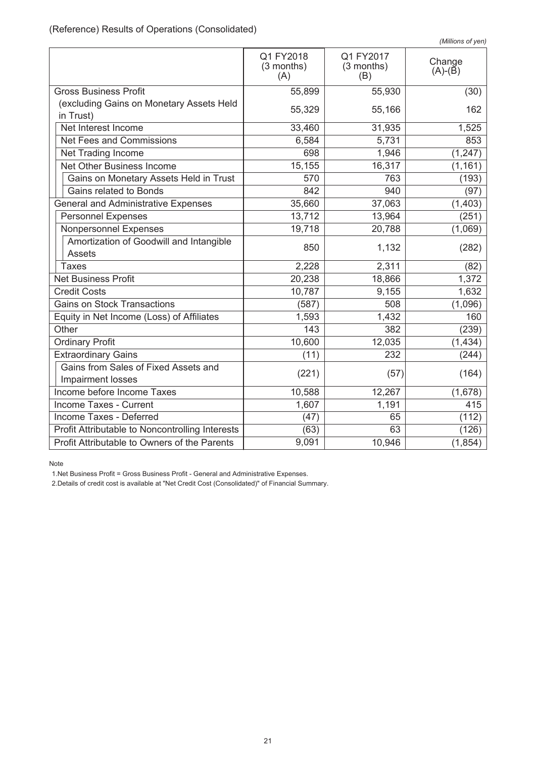(Reference) Results of Operations (Consolidated)

*(Millions of yen)*

| | Q1 FY2018 (3 months) (A) | Q1 FY2017 (3 months) (B) | Change (A)-(B) |
|---|---|---|---|
| Gross Business Profit | 55,899 | 55,930 | (30) |
| (excluding Gains on Monetary Assets Held in Trust) | 55,329 | 55,166 | 162 |
| Net Interest Income | 33,460 | 31,935 | 1,525 |
| Net Fees and Commissions | 6,584 | 5,731 | 853 |
| Net Trading Income | 698 | 1,946 | (1,247) |
| Net Other Business Income | 15,155 | 16,317 | (1,161) |
| Gains on Monetary Assets Held in Trust | 570 | 763 | (193) |
| Gains related to Bonds | 842 | 940 | (97) |
| General and Administrative Expenses | 35,660 | 37,063 | (1,403) |
| Personnel Expenses | 13,712 | 13,964 | (251) |
| Nonpersonnel Expenses | 19,718 | 20,788 | (1,069) |
| Amortization of Goodwill and Intangible Assets | 850 | 1,132 | (282) |
| Taxes | 2,228 | 2,311 | (82) |
| Net Business Profit | 20,238 | 18,866 | 1,372 |
| Credit Costs | 10,787 | 9,155 | 1,632 |
| Gains on Stock Transactions | (587) | 508 | (1,096) |
| Equity in Net Income (Loss) of Affiliates | 1,593 | 1,432 | 160 |
| Other | 143 | 382 | (239) |
| Ordinary Profit | 10,600 | 12,035 | (1,434) |
| Extraordinary Gains | (11) | 232 | (244) |
| Gains from Sales of Fixed Assets and Impairment losses | (221) | (57) | (164) |
| Income before Income Taxes | 10,588 | 12,267 | (1,678) |
| Income Taxes - Current | 1,607 | 1,191 | 415 |
| Income Taxes - Deferred | (47) | 65 | (112) |
| Profit Attributable to Noncontrolling Interests | (63) | 63 | (126) |
| Profit Attributable to Owners of the Parents | 9,091 | 10,946 | (1,854) |

Note

1.Net Business Profit = Gross Business Profit - General and Administrative Expenses.

2.Details of credit cost is available at "Net Credit Cost (Consolidated)" of Financial Summary.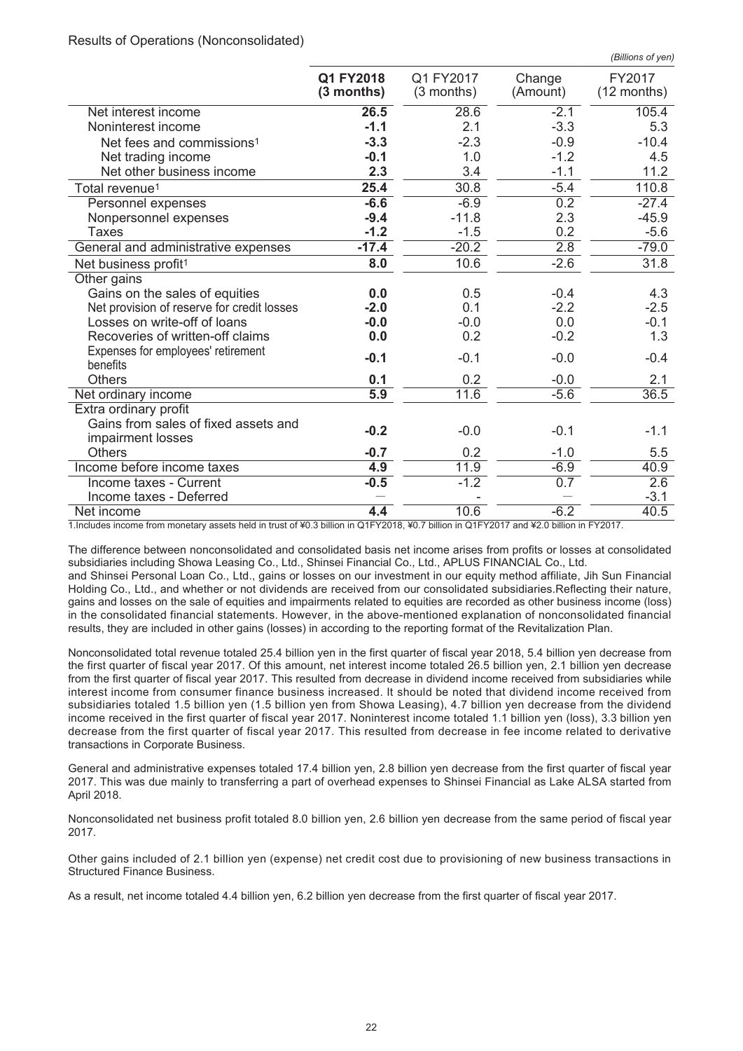Results of Operations (Nonconsolidated)

*(Billions of yen)*

| | **Q1 FY2018 (3 months)** | Q1 FY2017 (3 months) | Change (Amount) | FY2017 (12 months) |
|---|---|---|---|---|
| Net interest income | **26.5** | 28.6 | -2.1 | 105.4 |
| Noninterest income | **-1.1** | 2.1 | -3.3 | 5.3 |
| Net fees and commissions[1] | **-3.3** | -2.3 | -0.9 | -10.4 |
| Net trading income | **-0.1** | 1.0 | -1.2 | 4.5 |
| Net other business income | **2.3** | 3.4 | -1.1 | 11.2 |
| Total revenue[1] | **25.4** | 30.8 | -5.4 | 110.8 |
| Personnel expenses | **-6.6** | -6.9 | 0.2 | -27.4 |
| Nonpersonnel expenses | **-9.4** | -11.8 | 2.3 | -45.9 |
| Taxes | **-1.2** | -1.5 | 0.2 | -5.6 |
| General and administrative expenses | **-17.4** | -20.2 | 2.8 | -79.0 |
| Net business profit[1] | **8.0** | 10.6 | -2.6 | 31.8 |
| Other gains | | | | |
| Gains on the sales of equities | **0.0** | 0.5 | -0.4 | 4.3 |
| Net provision of reserve for credit losses | **-2.0** | 0.1 | -2.2 | -2.5 |
| Losses on write-off of loans | **-0.0** | -0.0 | 0.0 | -0.1 |
| Recoveries of written-off claims | **0.0** | 0.2 | -0.2 | 1.3 |
| Expenses for employees' retirement benefits | **-0.1** | -0.1 | -0.0 | -0.4 |
| Others | **0.1** | 0.2 | -0.0 | 2.1 |
| Net ordinary income | **5.9** | 11.6 | -5.6 | 36.5 |
| Extra ordinary profit | | | | |
| Gains from sales of fixed assets and impairment losses | **-0.2** | -0.0 | -0.1 | -1.1 |
| Others | **-0.7** | 0.2 | -1.0 | 5.5 |
| Income before income taxes | **4.9** | 11.9 | -6.9 | 40.9 |
| Income taxes - Current | **-0.5** | -1.2 | 0.7 | 2.6 |
| Income taxes - Deferred | — | - | — | -3.1 |
| Net income | **4.4** | 10.6 | -6.2 | 40.5 |

1.Includes income from monetary assets held in trust of ¥0.3 billion in Q1FY2018, ¥0.7 billion in Q1FY2017 and ¥2.0 billion in FY2017.

The difference between nonconsolidated and consolidated basis net income arises from profits or losses at consolidated subsidiaries including Showa Leasing Co., Ltd., Shinsei Financial Co., Ltd., APLUS FINANCIAL Co., Ltd. and Shinsei Personal Loan Co., Ltd., gains or losses on our investment in our equity method affiliate, Jih Sun Financial Holding Co., Ltd., and whether or not dividends are received from our consolidated subsidiaries.Reflecting their nature, gains and losses on the sale of equities and impairments related to equities are recorded as other business income (loss) in the consolidated financial statements. However, in the above-mentioned explanation of nonconsolidated financial results, they are included in other gains (losses) in according to the reporting format of the Revitalization Plan.

Nonconsolidated total revenue totaled 25.4 billion yen in the first quarter of fiscal year 2018, 5.4 billion yen decrease from the first quarter of fiscal year 2017. Of this amount, net interest income totaled 26.5 billion yen, 2.1 billion yen decrease from the first quarter of fiscal year 2017. This resulted from decrease in dividend income received from subsidiaries while interest income from consumer finance business increased. It should be noted that dividend income received from subsidiaries totaled 1.5 billion yen (1.5 billion yen from Showa Leasing), 4.7 billion yen decrease from the dividend income received in the first quarter of fiscal year 2017. Noninterest income totaled 1.1 billion yen (loss), 3.3 billion yen decrease from the first quarter of fiscal year 2017. This resulted from decrease in fee income related to derivative transactions in Corporate Business.

General and administrative expenses totaled 17.4 billion yen, 2.8 billion yen decrease from the first quarter of fiscal year 2017. This was due mainly to transferring a part of overhead expenses to Shinsei Financial as Lake ALSA started from April 2018.

Nonconsolidated net business profit totaled 8.0 billion yen, 2.6 billion yen decrease from the same period of fiscal year 2017.

Other gains included of 2.1 billion yen (expense) net credit cost due to provisioning of new business transactions in Structured Finance Business.

As a result, net income totaled 4.4 billion yen, 6.2 billion yen decrease from the first quarter of fiscal year 2017.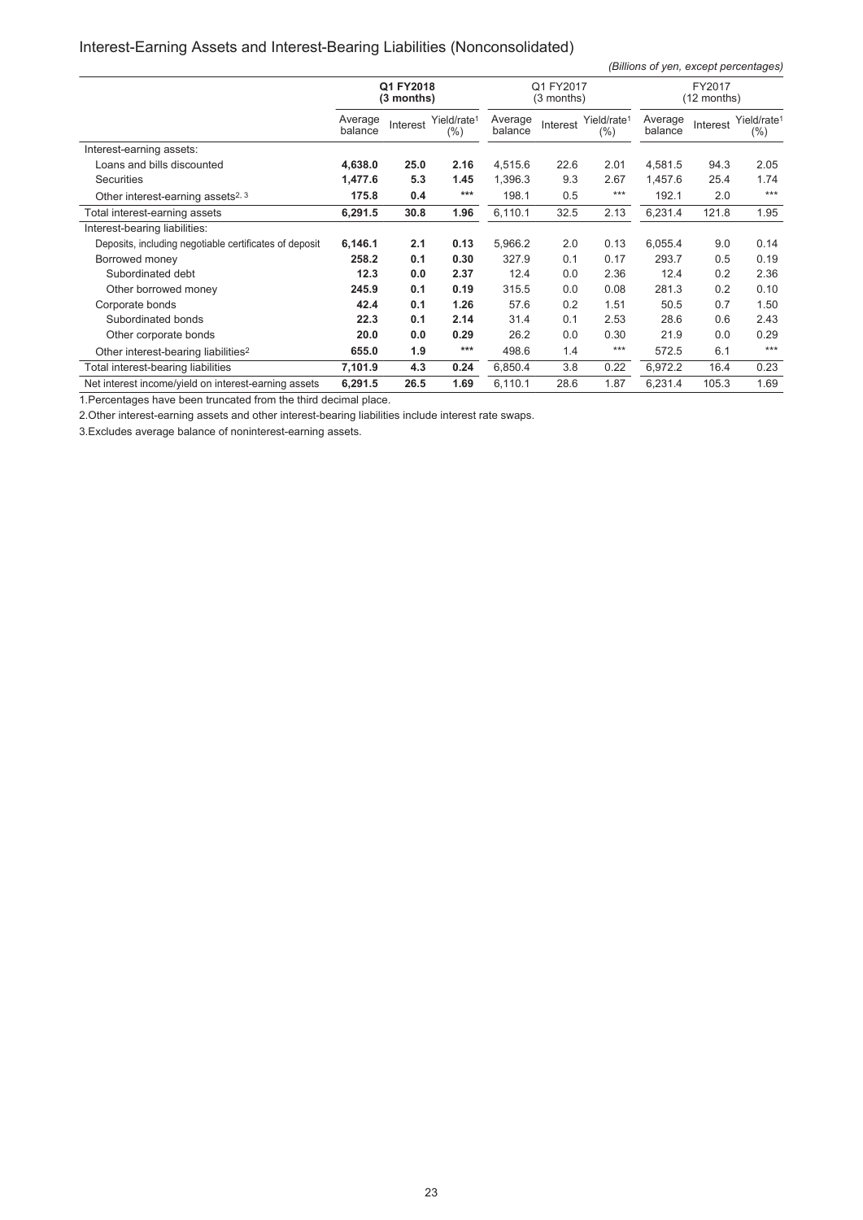## Interest-Earning Assets and Interest-Bearing Liabilities (Nonconsolidated)

*(Billions of yen, except percentages)*

| | **Q1 FY2018 (3 months)** | | | Q1 FY2017 (3 months) | | | FY2017 (12 months) | | |
|---|---|---|---|---|---|---|---|---|---|
| | Average balance | Interest | Yield/rate[1] (%) | Average balance | Interest | Yield/rate[1] (%) | Average balance | Interest | Yield/rate[1] (%) |
| Interest-earning assets: | | | | | | | | | |
| Loans and bills discounted | **4,638.0** | **25.0** | **2.16** | 4,515.6 | 22.6 | 2.01 | 4,581.5 | 94.3 | 2.05 |
| Securities | **1,477.6** | **5.3** | **1.45** | 1,396.3 | 9.3 | 2.67 | 1,457.6 | 25.4 | 1.74 |
| Other interest-earning assets[2, 3] | **175.8** | **0.4** | ***** | 198.1 | 0.5 | *** | 192.1 | 2.0 | *** |
| Total interest-earning assets | **6,291.5** | **30.8** | **1.96** | 6,110.1 | 32.5 | 2.13 | 6,231.4 | 121.8 | 1.95 |
| Interest-bearing liabilities: | | | | | | | | | |
| Deposits, including negotiable certificates of deposit | **6,146.1** | **2.1** | **0.13** | 5,966.2 | 2.0 | 0.13 | 6,055.4 | 9.0 | 0.14 |
| Borrowed money | **258.2** | **0.1** | **0.30** | 327.9 | 0.1 | 0.17 | 293.7 | 0.5 | 0.19 |
| Subordinated debt | **12.3** | **0.0** | **2.37** | 12.4 | 0.0 | 2.36 | 12.4 | 0.2 | 2.36 |
| Other borrowed money | **245.9** | **0.1** | **0.19** | 315.5 | 0.0 | 0.08 | 281.3 | 0.2 | 0.10 |
| Corporate bonds | **42.4** | **0.1** | **1.26** | 57.6 | 0.2 | 1.51 | 50.5 | 0.7 | 1.50 |
| Subordinated bonds | **22.3** | **0.1** | **2.14** | 31.4 | 0.1 | 2.53 | 28.6 | 0.6 | 2.43 |
| Other corporate bonds | **20.0** | **0.0** | **0.29** | 26.2 | 0.0 | 0.30 | 21.9 | 0.0 | 0.29 |
| Other interest-bearing liabilities[2] | **655.0** | **1.9** | ***** | 498.6 | 1.4 | *** | 572.5 | 6.1 | *** |
| Total interest-bearing liabilities | **7,101.9** | **4.3** | **0.24** | 6,850.4 | 3.8 | 0.22 | 6,972.2 | 16.4 | 0.23 |
| Net interest income/yield on interest-earning assets | **6,291.5** | **26.5** | **1.69** | 6,110.1 | 28.6 | 1.87 | 6,231.4 | 105.3 | 1.69 |

1.Percentages have been truncated from the third decimal place.

2.Other interest-earning assets and other interest-bearing liabilities include interest rate swaps.

3.Excludes average balance of noninterest-earning assets.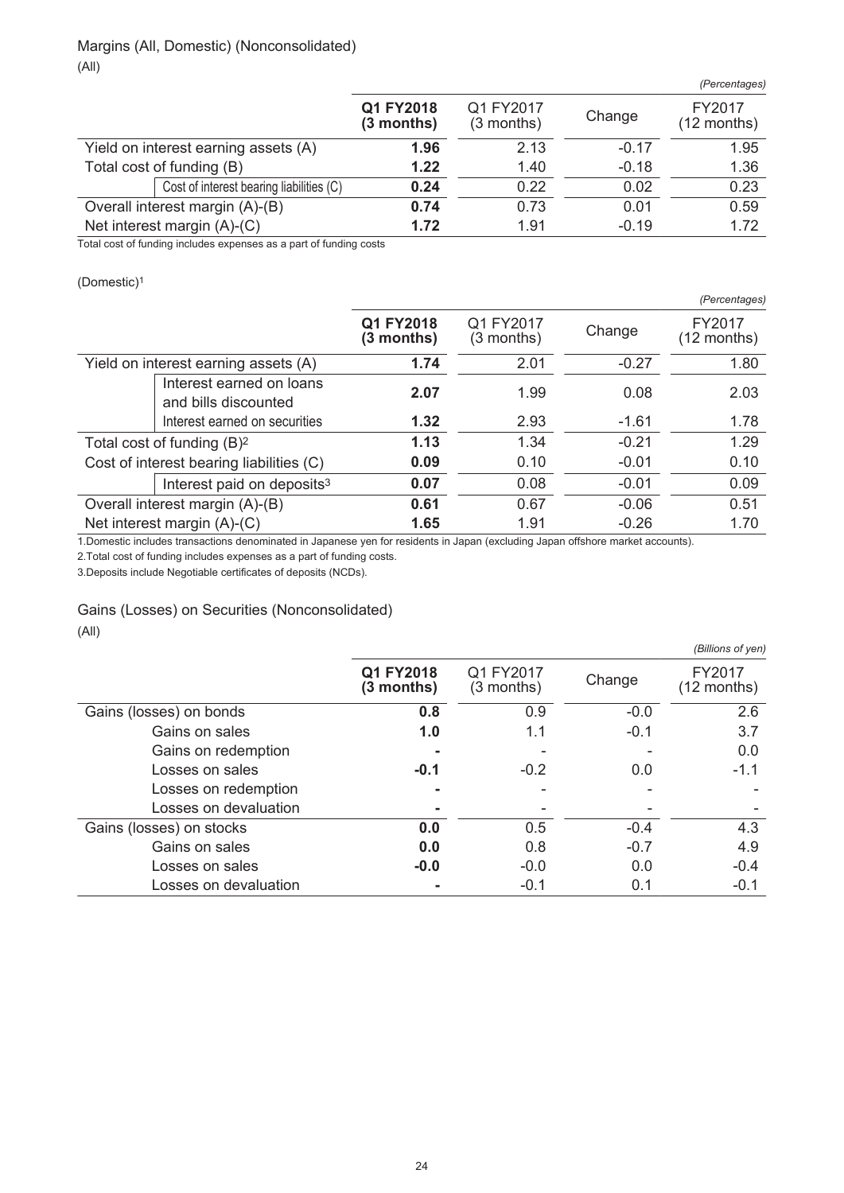## Margins (All, Domestic) (Nonconsolidated)

(All)

*(Percentages)*

| | | Q1 FY2018 (3 months) | Q1 FY2017 (3 months) | Change | FY2017 (12 months) |
|---|---|---|---|---|---|
| Yield on interest earning assets (A) | | **1.96** | 2.13 | -0.17 | 1.95 |
| Total cost of funding (B) | | **1.22** | 1.40 | -0.18 | 1.36 |
| | Cost of interest bearing liabilities (C) | **0.24** | 0.22 | 0.02 | 0.23 |
| Overall interest margin (A)-(B) | | **0.74** | 0.73 | 0.01 | 0.59 |
| Net interest margin (A)-(C) | | **1.72** | 1.91 | -0.19 | 1.72 |

Total cost of funding includes expenses as a part of funding costs

(Domestic)[1]

*(Percentages)*

| | | Q1 FY2018 (3 months) | Q1 FY2017 (3 months) | Change | FY2017 (12 months) |
|---|---|---|---|---|---|
| Yield on interest earning assets (A) | | **1.74** | 2.01 | -0.27 | 1.80 |
| | Interest earned on loans and bills discounted | **2.07** | 1.99 | 0.08 | 2.03 |
| | Interest earned on securities | **1.32** | 2.93 | -1.61 | 1.78 |
| Total cost of funding (B)[2] | | **1.13** | 1.34 | -0.21 | 1.29 |
| Cost of interest bearing liabilities (C) | | **0.09** | 0.10 | -0.01 | 0.10 |
| | Interest paid on deposits[3] | **0.07** | 0.08 | -0.01 | 0.09 |
| Overall interest margin (A)-(B) | | **0.61** | 0.67 | -0.06 | 0.51 |
| Net interest margin (A)-(C) | | **1.65** | 1.91 | -0.26 | 1.70 |

1.Domestic includes transactions denominated in Japanese yen for residents in Japan (excluding Japan offshore market accounts).

2.Total cost of funding includes expenses as a part of funding costs.

3.Deposits include Negotiable certificates of deposits (NCDs).

## Gains (Losses) on Securities (Nonconsolidated)

(All)

*(Billions of yen)*

| | Q1 FY2018 (3 months) | Q1 FY2017 (3 months) | Change | FY2017 (12 months) |
|---|---|---|---|---|
| Gains (losses) on bonds | **0.8** | 0.9 | -0.0 | 2.6 |
| Gains on sales | **1.0** | 1.1 | -0.1 | 3.7 |
| Gains on redemption | **-** | - | - | 0.0 |
| Losses on sales | **-0.1** | -0.2 | 0.0 | -1.1 |
| Losses on redemption | **-** | - | - | - |
| Losses on devaluation | **-** | - | - | - |
| Gains (losses) on stocks | **0.0** | 0.5 | -0.4 | 4.3 |
| Gains on sales | **0.0** | 0.8 | -0.7 | 4.9 |
| Losses on sales | **-0.0** | -0.0 | 0.0 | -0.4 |
| Losses on devaluation | **-** | -0.1 | 0.1 | -0.1 |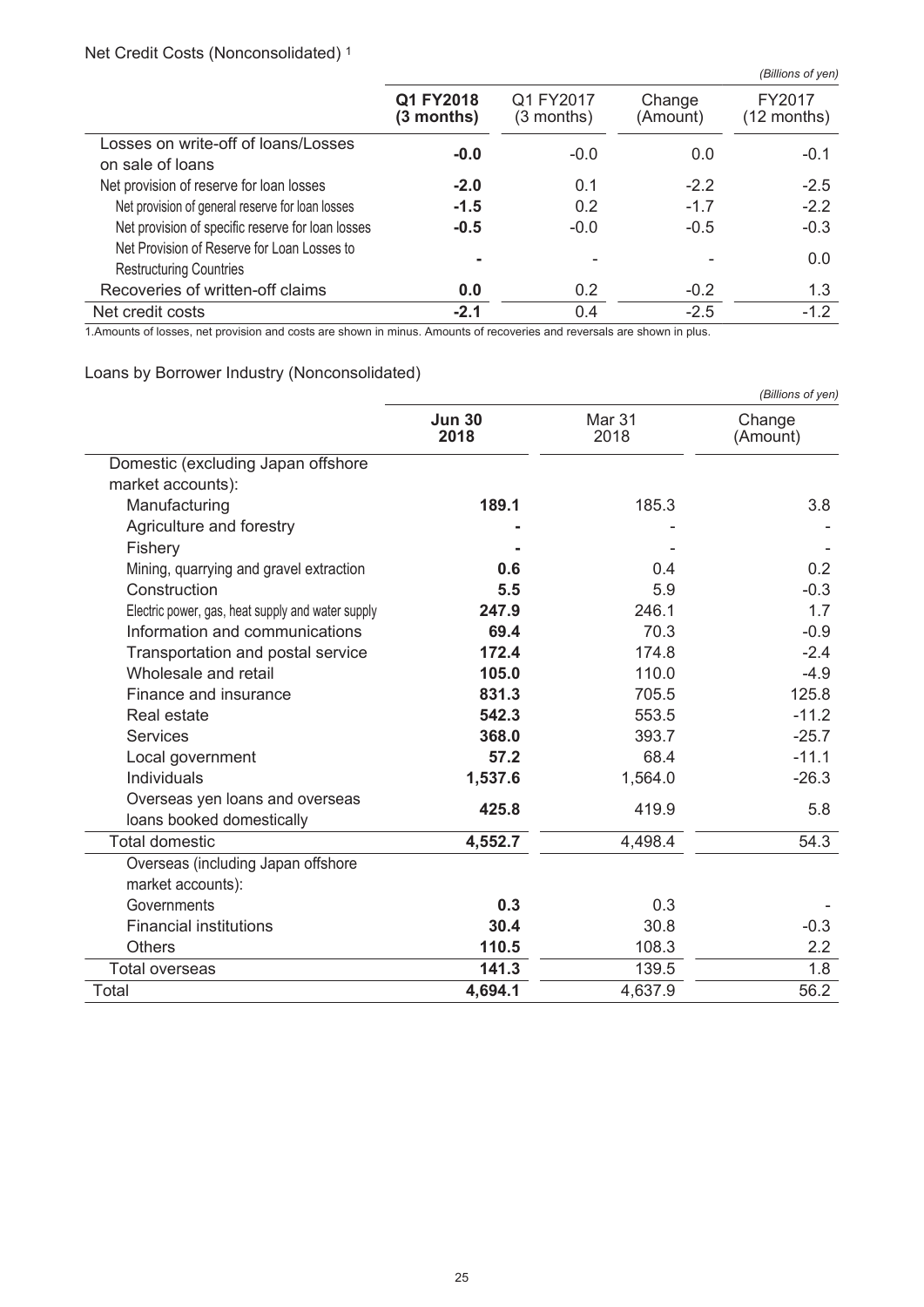Net Credit Costs (Nonconsolidated) [1]

*(Billions of yen)*

| | **Q1 FY2018 (3 months)** | Q1 FY2017 (3 months) | Change (Amount) | FY2017 (12 months) |
|---|---|---|---|---|
| Losses on write-off of loans/Losses on sale of loans | **-0.0** | -0.0 | 0.0 | -0.1 |
| Net provision of reserve for loan losses | **-2.0** | 0.1 | -2.2 | -2.5 |
| Net provision of general reserve for loan losses | **-1.5** | 0.2 | -1.7 | -2.2 |
| Net provision of specific reserve for loan losses | **-0.5** | -0.0 | -0.5 | -0.3 |
| Net Provision of Reserve for Loan Losses to Restructuring Countries | **-** | - | - | 0.0 |
| Recoveries of written-off claims | **0.0** | 0.2 | -0.2 | 1.3 |
| Net credit costs | **-2.1** | 0.4 | -2.5 | -1.2 |

1.Amounts of losses, net provision and costs are shown in minus. Amounts of recoveries and reversals are shown in plus.

Loans by Borrower Industry (Nonconsolidated)

*(Billions of yen)*

| | **Jun 30 2018** | Mar 31 2018 | Change (Amount) |
|---|---|---|---|
| Domestic (excluding Japan offshore market accounts): | | | |
| Manufacturing | **189.1** | 185.3 | 3.8 |
| Agriculture and forestry | **-** | - | - |
| Fishery | **-** | - | - |
| Mining, quarrying and gravel extraction | **0.6** | 0.4 | 0.2 |
| Construction | **5.5** | 5.9 | -0.3 |
| Electric power, gas, heat supply and water supply | **247.9** | 246.1 | 1.7 |
| Information and communications | **69.4** | 70.3 | -0.9 |
| Transportation and postal service | **172.4** | 174.8 | -2.4 |
| Wholesale and retail | **105.0** | 110.0 | -4.9 |
| Finance and insurance | **831.3** | 705.5 | 125.8 |
| Real estate | **542.3** | 553.5 | -11.2 |
| Services | **368.0** | 393.7 | -25.7 |
| Local government | **57.2** | 68.4 | -11.1 |
| Individuals | **1,537.6** | 1,564.0 | -26.3 |
| Overseas yen loans and overseas loans booked domestically | **425.8** | 419.9 | 5.8 |
| Total domestic | **4,552.7** | 4,498.4 | 54.3 |
| Overseas (including Japan offshore market accounts): | | | |
| Governments | **0.3** | 0.3 | - |
| Financial institutions | **30.4** | 30.8 | -0.3 |
| Others | **110.5** | 108.3 | 2.2 |
| Total overseas | **141.3** | 139.5 | 1.8 |
| Total | **4,694.1** | 4,637.9 | 56.2 |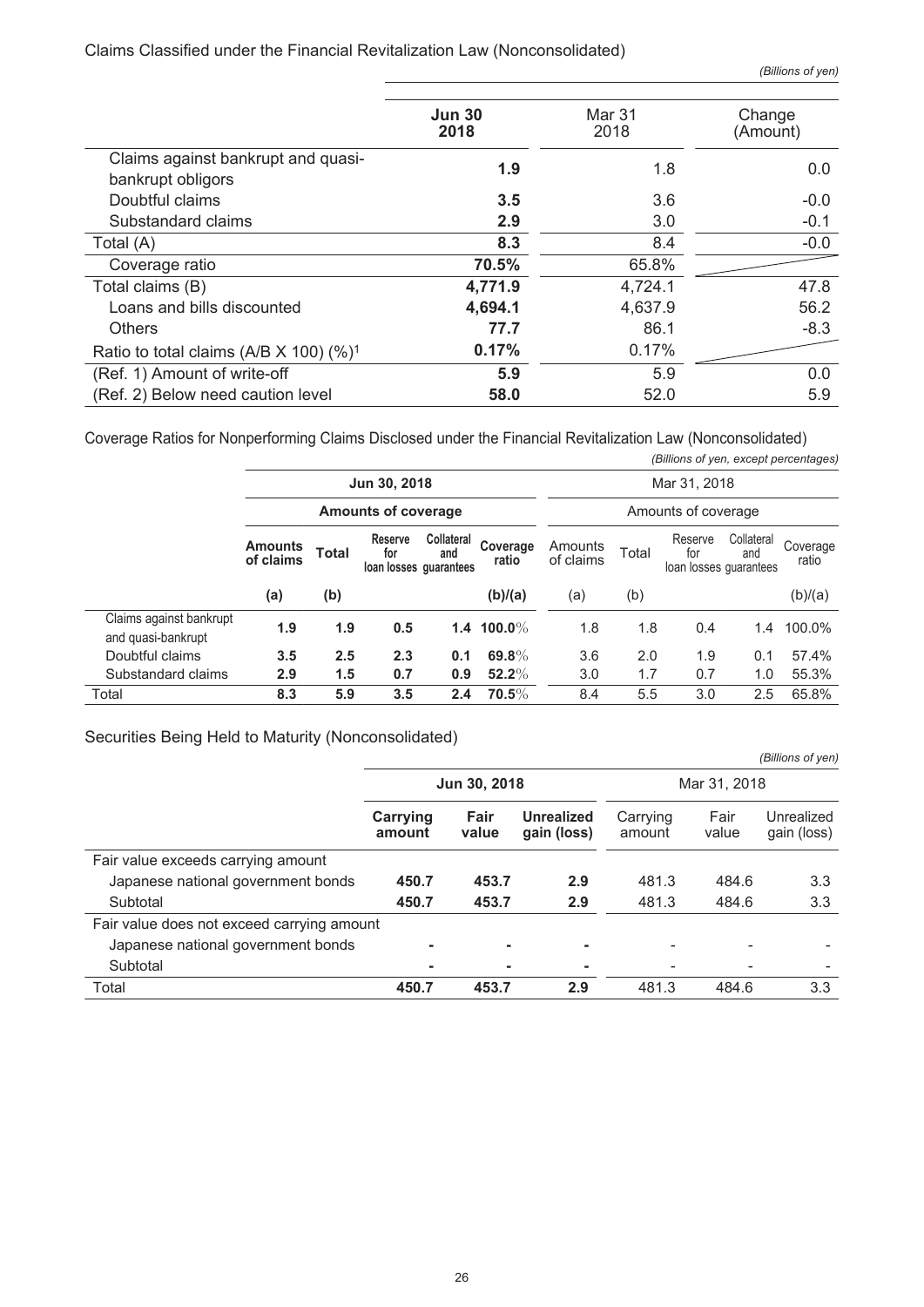## Claims Classified under the Financial Revitalization Law (Nonconsolidated)

*(Billions of yen)*

| | **Jun 30 2018** | Mar 31 2018 | Change (Amount) |
|---|---|---|---|
| Claims against bankrupt and quasi-bankrupt obligors | **1.9** | 1.8 | 0.0 |
| Doubtful claims | **3.5** | 3.6 | -0.0 |
| Substandard claims | **2.9** | 3.0 | -0.1 |
| Total (A) | **8.3** | 8.4 | -0.0 |
| Coverage ratio | **70.5%** | 65.8% | |
| Total claims (B) | **4,771.9** | 4,724.1 | 47.8 |
| Loans and bills discounted | **4,694.1** | 4,637.9 | 56.2 |
| Others | **77.7** | 86.1 | -8.3 |
| Ratio to total claims (A/B X 100) (%)[1] | **0.17%** | 0.17% | |
| (Ref. 1) Amount of write-off | **5.9** | 5.9 | 0.0 |
| (Ref. 2) Below need caution level | **58.0** | 52.0 | 5.9 |

## Coverage Ratios for Nonperforming Claims Disclosed under the Financial Revitalization Law (Nonconsolidated)

*(Billions of yen, except percentages)*

| | **Jun 30, 2018** | | | | | Mar 31, 2018 | | | | |
|---|---|---|---|---|---|---|---|---|---|---|
| | | **Amounts of coverage** | | | | | Amounts of coverage | | | |
| | **Amounts of claims** | **Total** | **Reserve for loan losses** | **Collateral and guarantees** | **Coverage ratio** | Amounts of claims | Total | Reserve for loan losses | Collateral and guarantees | Coverage ratio |
| | **(a)** | **(b)** | | | **(b)/(a)** | (a) | (b) | | | (b)/(a) |
| Claims against bankrupt and quasi-bankrupt | **1.9** | **1.9** | **0.5** | **1.4** | **100.0%** | 1.8 | 1.8 | 0.4 | 1.4 | 100.0% |
| Doubtful claims | **3.5** | **2.5** | **2.3** | **0.1** | **69.8%** | 3.6 | 2.0 | 1.9 | 0.1 | 57.4% |
| Substandard claims | **2.9** | **1.5** | **0.7** | **0.9** | **52.2%** | 3.0 | 1.7 | 0.7 | 1.0 | 55.3% |
| Total | **8.3** | **5.9** | **3.5** | **2.4** | **70.5%** | 8.4 | 5.5 | 3.0 | 2.5 | 65.8% |

## Securities Being Held to Maturity (Nonconsolidated)

*(Billions of yen)*

| | **Jun 30, 2018** | | | Mar 31, 2018 | | |
|---|---|---|---|---|---|---|
| | **Carrying amount** | **Fair value** | **Unrealized gain (loss)** | Carrying amount | Fair value | Unrealized gain (loss) |
| Fair value exceeds carrying amount | | | | | | |
| Japanese national government bonds | **450.7** | **453.7** | **2.9** | 481.3 | 484.6 | 3.3 |
| Subtotal | **450.7** | **453.7** | **2.9** | 481.3 | 484.6 | 3.3 |
| Fair value does not exceed carrying amount | | | | | | |
| Japanese national government bonds | **-** | **-** | **-** | - | - | - |
| Subtotal | **-** | **-** | **-** | - | - | - |
| Total | **450.7** | **453.7** | **2.9** | 481.3 | 484.6 | 3.3 |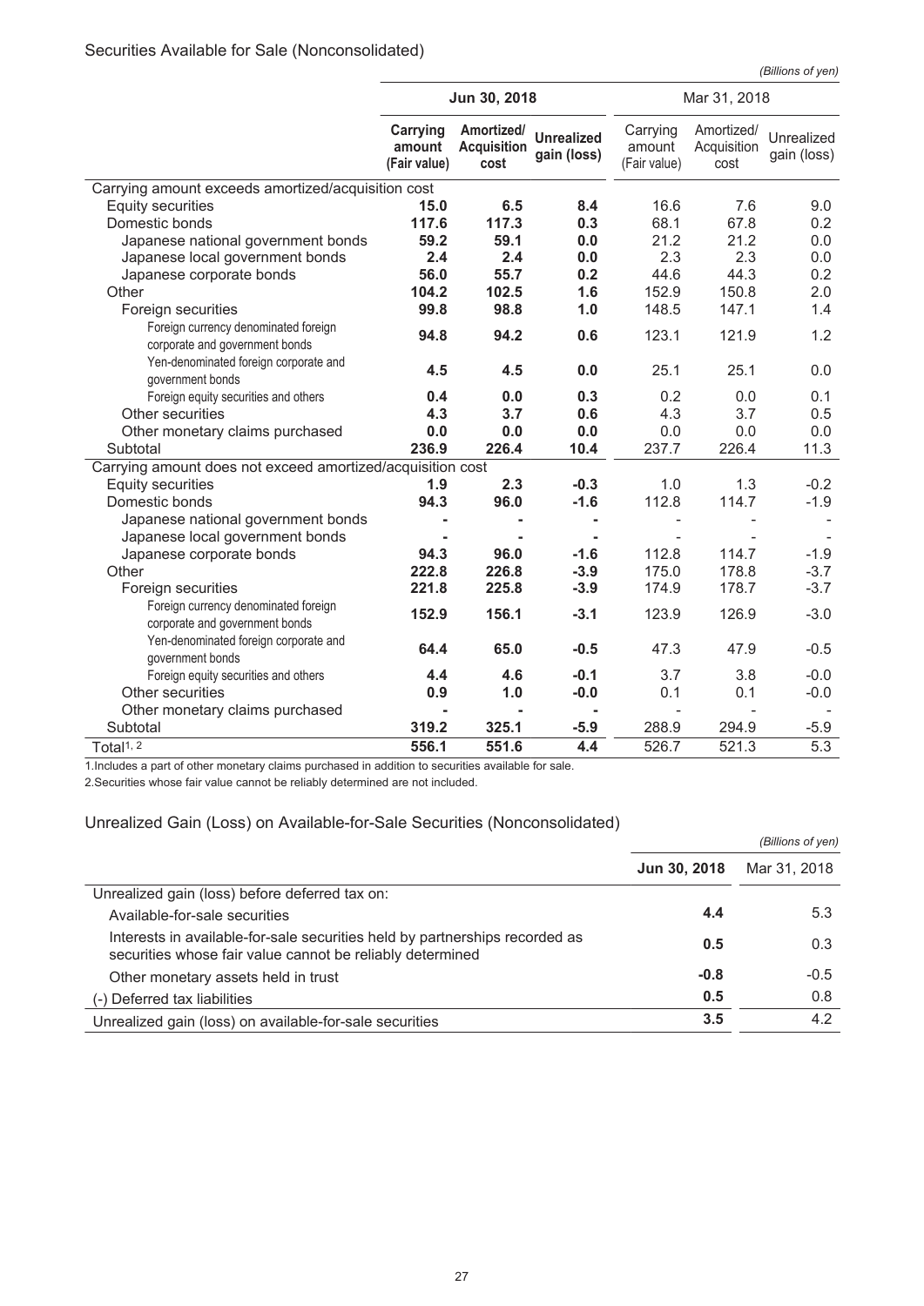## Securities Available for Sale (Nonconsolidated)

*(Billions of yen)*

| | Jun 30, 2018 | | | Mar 31, 2018 | | |
|---|---|---|---|---|---|---|
| | **Carrying amount (Fair value)** | **Amortized/ Acquisition cost** | **Unrealized gain (loss)** | Carrying amount (Fair value) | Amortized/ Acquisition cost | Unrealized gain (loss) |
| Carrying amount exceeds amortized/acquisition cost | | | | | | |
| Equity securities | **15.0** | **6.5** | **8.4** | 16.6 | 7.6 | 9.0 |
| Domestic bonds | **117.6** | **117.3** | **0.3** | 68.1 | 67.8 | 0.2 |
| Japanese national government bonds | **59.2** | **59.1** | **0.0** | 21.2 | 21.2 | 0.0 |
| Japanese local government bonds | **2.4** | **2.4** | **0.0** | 2.3 | 2.3 | 0.0 |
| Japanese corporate bonds | **56.0** | **55.7** | **0.2** | 44.6 | 44.3 | 0.2 |
| Other | **104.2** | **102.5** | **1.6** | 152.9 | 150.8 | 2.0 |
| Foreign securities | **99.8** | **98.8** | **1.0** | 148.5 | 147.1 | 1.4 |
| Foreign currency denominated foreign corporate and government bonds | **94.8** | **94.2** | **0.6** | 123.1 | 121.9 | 1.2 |
| Yen-denominated foreign corporate and government bonds | **4.5** | **4.5** | **0.0** | 25.1 | 25.1 | 0.0 |
| Foreign equity securities and others | **0.4** | **0.0** | **0.3** | 0.2 | 0.0 | 0.1 |
| Other securities | **4.3** | **3.7** | **0.6** | 4.3 | 3.7 | 0.5 |
| Other monetary claims purchased | **0.0** | **0.0** | **0.0** | 0.0 | 0.0 | 0.0 |
| Subtotal | **236.9** | **226.4** | **10.4** | 237.7 | 226.4 | 11.3 |
| Carrying amount does not exceed amortized/acquisition cost | | | | | | |
| Equity securities | **1.9** | **2.3** | **-0.3** | 1.0 | 1.3 | -0.2 |
| Domestic bonds | **94.3** | **96.0** | **-1.6** | 112.8 | 114.7 | -1.9 |
| Japanese national government bonds | **-** | **-** | **-** | - | - | - |
| Japanese local government bonds | **-** | **-** | **-** | - | - | - |
| Japanese corporate bonds | **94.3** | **96.0** | **-1.6** | 112.8 | 114.7 | -1.9 |
| Other | **222.8** | **226.8** | **-3.9** | 175.0 | 178.8 | -3.7 |
| Foreign securities | **221.8** | **225.8** | **-3.9** | 174.9 | 178.7 | -3.7 |
| Foreign currency denominated foreign corporate and government bonds | **152.9** | **156.1** | **-3.1** | 123.9 | 126.9 | -3.0 |
| Yen-denominated foreign corporate and government bonds | **64.4** | **65.0** | **-0.5** | 47.3 | 47.9 | -0.5 |
| Foreign equity securities and others | **4.4** | **4.6** | **-0.1** | 3.7 | 3.8 | -0.0 |
| Other securities | **0.9** | **1.0** | **-0.0** | 0.1 | 0.1 | -0.0 |
| Other monetary claims purchased | **-** | **-** | **-** | - | - | - |
| Subtotal | **319.2** | **325.1** | **-5.9** | 288.9 | 294.9 | -5.9 |
| Total[1, 2] | **556.1** | **551.6** | **4.4** | 526.7 | 521.3 | 5.3 |

1.Includes a part of other monetary claims purchased in addition to securities available for sale.

2.Securities whose fair value cannot be reliably determined are not included.

## Unrealized Gain (Loss) on Available-for-Sale Securities (Nonconsolidated)

*(Billions of yen)*

| | Jun 30, 2018 | Mar 31, 2018 |
|---|---|---|
| Unrealized gain (loss) before deferred tax on: | | |
| Available-for-sale securities | **4.4** | 5.3 |
| Interests in available-for-sale securities held by partnerships recorded as securities whose fair value cannot be reliably determined | **0.5** | 0.3 |
| Other monetary assets held in trust | **-0.8** | -0.5 |
| (-) Deferred tax liabilities | **0.5** | 0.8 |
| Unrealized gain (loss) on available-for-sale securities | **3.5** | 4.2 |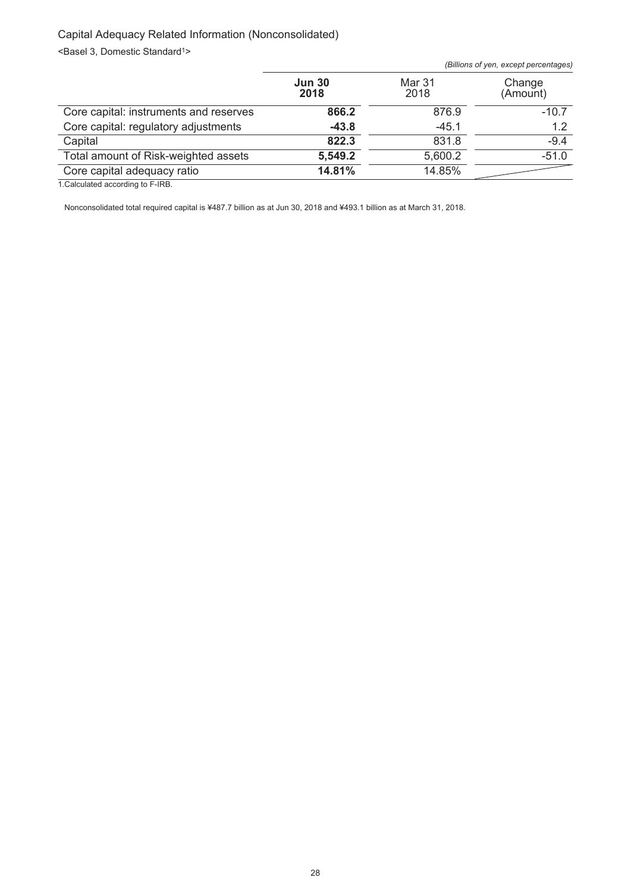## Capital Adequacy Related Information (Nonconsolidated)

<Basel 3, Domestic Standard[1]>

*(Billions of yen, except percentages)*

| | **Jun 30 2018** | Mar 31 2018 | Change (Amount) |
|---|---|---|---|
| Core capital: instruments and reserves | **866.2** | 876.9 | -10.7 |
| Core capital: regulatory adjustments | **-43.8** | -45.1 | 1.2 |
| Capital | **822.3** | 831.8 | -9.4 |
| Total amount of Risk-weighted assets | **5,549.2** | 5,600.2 | -51.0 |
| Core capital adequacy ratio | **14.81%** | 14.85% | |

1.Calculated according to F-IRB.

Nonconsolidated total required capital is ¥487.7 billion as at Jun 30, 2018 and ¥493.1 billion as at March 31, 2018.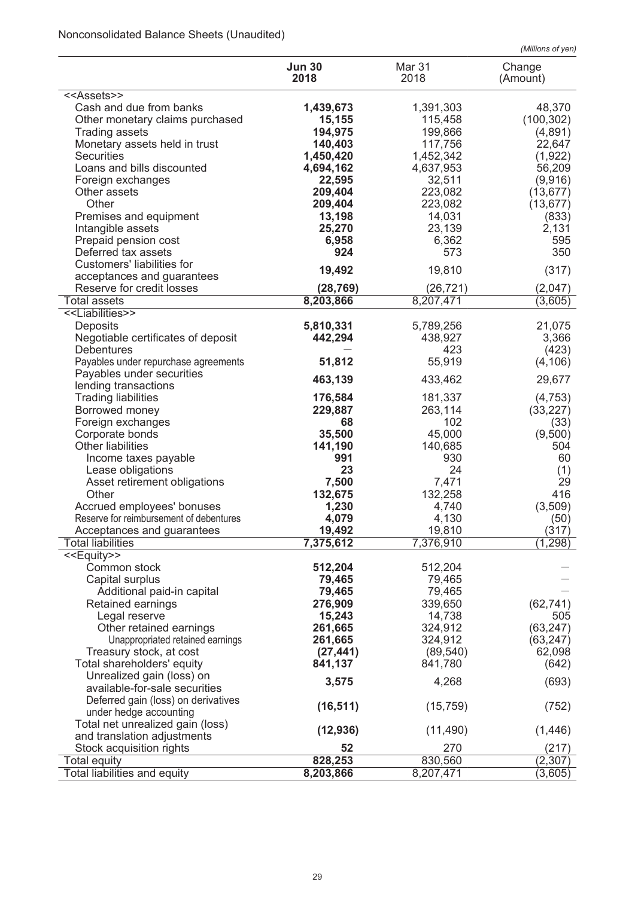Nonconsolidated Balance Sheets (Unaudited)

*(Millions of yen)*

| | **Jun 30 2018** | Mar 31 2018 | Change (Amount) |
|---|---|---|---|
| <<Assets>> | | | |
| Cash and due from banks | **1,439,673** | 1,391,303 | 48,370 |
| Other monetary claims purchased | **15,155** | 115,458 | (100,302) |
| Trading assets | **194,975** | 199,866 | (4,891) |
| Monetary assets held in trust | **140,403** | 117,756 | 22,647 |
| Securities | **1,450,420** | 1,452,342 | (1,922) |
| Loans and bills discounted | **4,694,162** | 4,637,953 | 56,209 |
| Foreign exchanges | **22,595** | 32,511 | (9,916) |
| Other assets | **209,404** | 223,082 | (13,677) |
| Other | **209,404** | 223,082 | (13,677) |
| Premises and equipment | **13,198** | 14,031 | (833) |
| Intangible assets | **25,270** | 23,139 | 2,131 |
| Prepaid pension cost | **6,958** | 6,362 | 595 |
| Deferred tax assets | **924** | 573 | 350 |
| Customers' liabilities for acceptances and guarantees | **19,492** | 19,810 | (317) |
| Reserve for credit losses | **(28,769)** | (26,721) | (2,047) |
| Total assets | **8,203,866** | 8,207,471 | (3,605) |
| <<Liabilities>> | | | |
| Deposits | **5,810,331** | 5,789,256 | 21,075 |
| Negotiable certificates of deposit | **442,294** | 438,927 | 3,366 |
| Debentures | — | 423 | (423) |
| Payables under repurchase agreements | **51,812** | 55,919 | (4,106) |
| Payables under securities lending transactions | **463,139** | 433,462 | 29,677 |
| Trading liabilities | **176,584** | 181,337 | (4,753) |
| Borrowed money | **229,887** | 263,114 | (33,227) |
| Foreign exchanges | **68** | 102 | (33) |
| Corporate bonds | **35,500** | 45,000 | (9,500) |
| Other liabilities | **141,190** | 140,685 | 504 |
| Income taxes payable | **991** | 930 | 60 |
| Lease obligations | **23** | 24 | (1) |
| Asset retirement obligations | **7,500** | 7,471 | 29 |
| Other | **132,675** | 132,258 | 416 |
| Accrued employees' bonuses | **1,230** | 4,740 | (3,509) |
| Reserve for reimbursement of debentures | **4,079** | 4,130 | (50) |
| Acceptances and guarantees | **19,492** | 19,810 | (317) |
| Total liabilities | **7,375,612** | 7,376,910 | (1,298) |
| <<Equity>> | | | |
| Common stock | **512,204** | 512,204 | — |
| Capital surplus | **79,465** | 79,465 | — |
| Additional paid-in capital | **79,465** | 79,465 | — |
| Retained earnings | **276,909** | 339,650 | (62,741) |
| Legal reserve | **15,243** | 14,738 | 505 |
| Other retained earnings | **261,665** | 324,912 | (63,247) |
| Unappropriated retained earnings | **261,665** | 324,912 | (63,247) |
| Treasury stock, at cost | **(27,441)** | (89,540) | 62,098 |
| Total shareholders' equity | **841,137** | 841,780 | (642) |
| Unrealized gain (loss) on available-for-sale securities | **3,575** | 4,268 | (693) |
| Deferred gain (loss) on derivatives under hedge accounting | **(16,511)** | (15,759) | (752) |
| Total net unrealized gain (loss) and translation adjustments | **(12,936)** | (11,490) | (1,446) |
| Stock acquisition rights | **52** | 270 | (217) |
| Total equity | **828,253** | 830,560 | (2,307) |
| Total liabilities and equity | **8,203,866** | 8,207,471 | (3,605) |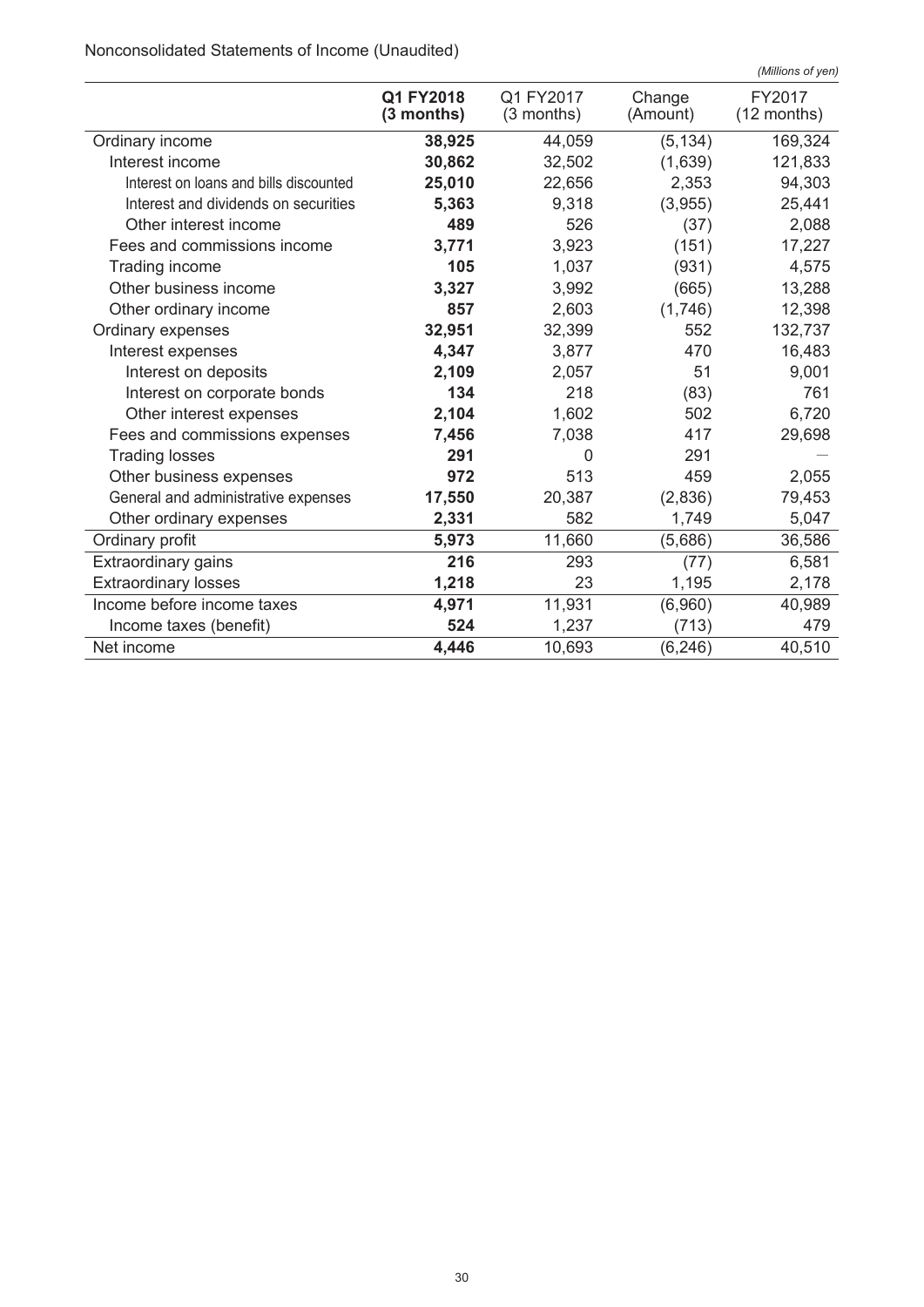Nonconsolidated Statements of Income (Unaudited)

*(Millions of yen)*

| | **Q1 FY2018 (3 months)** | Q1 FY2017 (3 months) | Change (Amount) | FY2017 (12 months) |
|---|---|---|---|---|
| Ordinary income | **38,925** | 44,059 | (5,134) | 169,324 |
| Interest income | **30,862** | 32,502 | (1,639) | 121,833 |
| Interest on loans and bills discounted | **25,010** | 22,656 | 2,353 | 94,303 |
| Interest and dividends on securities | **5,363** | 9,318 | (3,955) | 25,441 |
| Other interest income | **489** | 526 | (37) | 2,088 |
| Fees and commissions income | **3,771** | 3,923 | (151) | 17,227 |
| Trading income | **105** | 1,037 | (931) | 4,575 |
| Other business income | **3,327** | 3,992 | (665) | 13,288 |
| Other ordinary income | **857** | 2,603 | (1,746) | 12,398 |
| Ordinary expenses | **32,951** | 32,399 | 552 | 132,737 |
| Interest expenses | **4,347** | 3,877 | 470 | 16,483 |
| Interest on deposits | **2,109** | 2,057 | 51 | 9,001 |
| Interest on corporate bonds | **134** | 218 | (83) | 761 |
| Other interest expenses | **2,104** | 1,602 | 502 | 6,720 |
| Fees and commissions expenses | **7,456** | 7,038 | 417 | 29,698 |
| Trading losses | **291** | 0 | 291 | — |
| Other business expenses | **972** | 513 | 459 | 2,055 |
| General and administrative expenses | **17,550** | 20,387 | (2,836) | 79,453 |
| Other ordinary expenses | **2,331** | 582 | 1,749 | 5,047 |
| Ordinary profit | **5,973** | 11,660 | (5,686) | 36,586 |
| Extraordinary gains | **216** | 293 | (77) | 6,581 |
| Extraordinary losses | **1,218** | 23 | 1,195 | 2,178 |
| Income before income taxes | **4,971** | 11,931 | (6,960) | 40,989 |
| Income taxes (benefit) | **524** | 1,237 | (713) | 479 |
| Net income | **4,446** | 10,693 | (6,246) | 40,510 |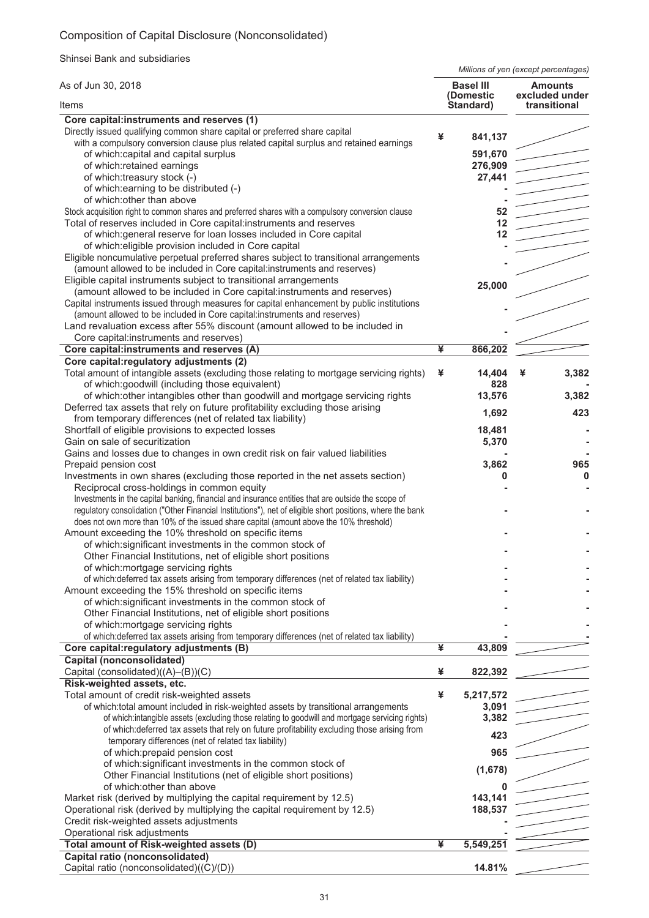# Composition of Capital Disclosure (Nonconsolidated)

Shinsei Bank and subsidiaries

*Millions of yen (except percentages)*

| As of Jun 30, 2018<br>Items | Basel III (Domestic Standard) | Amounts excluded under transitional |
|---|---|---|
| **Core capital:instruments and reserves (1)** | | |
| Directly issued qualifying common share capital or preferred share capital with a compulsory conversion clause plus related capital surplus and retained earnings | ¥ 841,137 | |
| of which:capital and capital surplus | 591,670 | |
| of which:retained earnings | 276,909 | |
| of which:treasury stock (-) | 27,441 | |
| of which:earning to be distributed (-) | - | |
| of which:other than above | - | |
| Stock acquisition right to common shares and preferred shares with a compulsory conversion clause | 52 | |
| Total of reserves included in Core capital:instruments and reserves | 12 | |
| of which:general reserve for loan losses included in Core capital | 12 | |
| of which:eligible provision included in Core capital | - | |
| Eligible noncumulative perpetual preferred shares subject to transitional arrangements (amount allowed to be included in Core capital:instruments and reserves) | - | |
| Eligible capital instruments subject to transitional arrangements (amount allowed to be included in Core capital:instruments and reserves) | 25,000 | |
| Capital instruments issued through measures for capital enhancement by public institutions (amount allowed to be included in Core capital:instruments and reserves) | - | |
| Land revaluation excess after 55% discount (amount allowed to be included in Core capital:instruments and reserves) | - | |
| **Core capital:instruments and reserves (A)** | **¥ 866,202** | |
| **Core capital:regulatory adjustments (2)** | | |
| Total amount of intangible assets (excluding those relating to mortgage servicing rights) | ¥ 14,404 | ¥ 3,382 |
| of which:goodwill (including those equivalent) | 828 | - |
| of which:other intangibles other than goodwill and mortgage servicing rights | 13,576 | 3,382 |
| Deferred tax assets that rely on future profitability excluding those arising from temporary differences (net of related tax liability) | 1,692 | 423 |
| Shortfall of eligible provisions to expected losses | 18,481 | - |
| Gain on sale of securitization | 5,370 | - |
| Gains and losses due to changes in own credit risk on fair valued liabilities | - | - |
| Prepaid pension cost | 3,862 | 965 |
| Investments in own shares (excluding those reported in the net assets section) | 0 | 0 |
| Reciprocal cross-holdings in common equity | - | - |
| Investments in the capital banking, financial and insurance entities that are outside the scope of regulatory consolidation ("Other Financial Institutions"), net of eligible short positions, where the bank does not own more than 10% of the issued share capital (amount above the 10% threshold) | - | - |
| Amount exceeding the 10% threshold on specific items | - | - |
| of which:significant investments in the common stock of Other Financial Institutions, net of eligible short positions | - | - |
| of which:mortgage servicing rights | - | - |
| of which:deferred tax assets arising from temporary differences (net of related tax liability) | - | - |
| Amount exceeding the 15% threshold on specific items | - | - |
| of which:significant investments in the common stock of Other Financial Institutions, net of eligible short positions | - | - |
| of which:mortgage servicing rights | - | - |
| of which:deferred tax assets arising from temporary differences (net of related tax liability) | - | - |
| **Core capital:regulatory adjustments (B)** | **¥ 43,809** | |
| **Capital (nonconsolidated)** | | |
| Capital (consolidated)((A)–(B))(C) | ¥ 822,392 | |
| **Risk-weighted assets, etc.** | | |
| Total amount of credit risk-weighted assets | ¥ 5,217,572 | |
| of which:total amount included in risk-weighted assets by transitional arrangements | 3,091 | |
| of which:intangible assets (excluding those relating to goodwill and mortgage servicing rights) | 3,382 | |
| of which:deferred tax assets that rely on future profitability excluding those arising from temporary differences (net of related tax liability) | 423 | |
| of which:prepaid pension cost | 965 | |
| of which:significant investments in the common stock of Other Financial Institutions (net of eligible short positions) | (1,678) | |
| of which:other than above | 0 | |
| Market risk (derived by multiplying the capital requirement by 12.5) | 143,141 | |
| Operational risk (derived by multiplying the capital requirement by 12.5) | 188,537 | |
| Credit risk-weighted assets adjustments | - | |
| Operational risk adjustments | - | |
| **Total amount of Risk-weighted assets (D)** | **¥ 5,549,251** | |
| **Capital ratio (nonconsolidated)** | | |
| Capital ratio (nonconsolidated)((C)/(D)) | 14.81% | |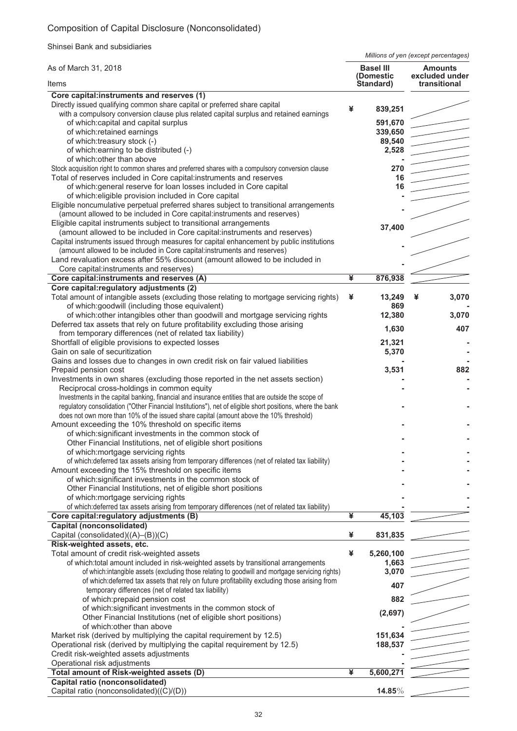# Composition of Capital Disclosure (Nonconsolidated)

Shinsei Bank and subsidiaries

*Millions of yen (except percentages)*

| As of March 31, 2018<br>Items | Basel III (Domestic Standard) | Amounts excluded under transitional |
|---|---|---|
| **Core capital:instruments and reserves (1)** | | |
| Directly issued qualifying common share capital or preferred share capital with a compulsory conversion clause plus related capital surplus and retained earnings | ¥ 839,251 | |
| of which:capital and capital surplus | 591,670 | |
| of which:retained earnings | 339,650 | |
| of which:treasury stock (-) | 89,540 | |
| of which:earning to be distributed (-) | 2,528 | |
| of which:other than above | - | |
| Stock acquisition right to common shares and preferred shares with a compulsory conversion clause | 270 | |
| Total of reserves included in Core capital:instruments and reserves | 16 | |
| of which:general reserve for loan losses included in Core capital | 16 | |
| of which:eligible provision included in Core capital | - | |
| Eligible noncumulative perpetual preferred shares subject to transitional arrangements (amount allowed to be included in Core capital:instruments and reserves) | - | |
| Eligible capital instruments subject to transitional arrangements (amount allowed to be included in Core capital:instruments and reserves) | 37,400 | |
| Capital instruments issued through measures for capital enhancement by public institutions (amount allowed to be included in Core capital:instruments and reserves) | - | |
| Land revaluation excess after 55% discount (amount allowed to be included in Core capital:instruments and reserves) | - | |
| **Core capital:instruments and reserves (A)** | **¥ 876,938** | |
| **Core capital:regulatory adjustments (2)** | | |
| Total amount of intangible assets (excluding those relating to mortgage servicing rights) | ¥ 13,249 | ¥ 3,070 |
| of which:goodwill (including those equivalent) | 869 | - |
| of which:other intangibles other than goodwill and mortgage servicing rights | 12,380 | 3,070 |
| Deferred tax assets that rely on future profitability excluding those arising from temporary differences (net of related tax liability) | 1,630 | 407 |
| Shortfall of eligible provisions to expected losses | 21,321 | - |
| Gain on sale of securitization | 5,370 | - |
| Gains and losses due to changes in own credit risk on fair valued liabilities | - | - |
| Prepaid pension cost | 3,531 | 882 |
| Investments in own shares (excluding those reported in the net assets section) | - | - |
| Reciprocal cross-holdings in common equity | - | - |
| Investments in the capital banking, financial and insurance entities that are outside the scope of regulatory consolidation ("Other Financial Institutions"), net of eligible short positions, where the bank does not own more than 10% of the issued share capital (amount above the 10% threshold) | - | - |
| Amount exceeding the 10% threshold on specific items | - | - |
| of which:significant investments in the common stock of Other Financial Institutions, net of eligible short positions | - | - |
| of which:mortgage servicing rights | - | - |
| of which:deferred tax assets arising from temporary differences (net of related tax liability) | - | - |
| Amount exceeding the 15% threshold on specific items | - | - |
| of which:significant investments in the common stock of Other Financial Institutions, net of eligible short positions | - | - |
| of which:mortgage servicing rights | - | - |
| of which:deferred tax assets arising from temporary differences (net of related tax liability) | - | - |
| **Core capital:regulatory adjustments (B)** | **¥ 45,103** | |
| **Capital (nonconsolidated)** | | |
| Capital (consolidated)((A)–(B))(C) | ¥ 831,835 | |
| **Risk-weighted assets, etc.** | | |
| Total amount of credit risk-weighted assets | ¥ 5,260,100 | |
| of which:total amount included in risk-weighted assets by transitional arrangements | 1,663 | |
| of which:intangible assets (excluding those relating to goodwill and mortgage servicing rights) | 3,070 | |
| of which:deferred tax assets that rely on future profitability excluding those arising from temporary differences (net of related tax liability) | 407 | |
| of which:prepaid pension cost | 882 | |
| of which:significant investments in the common stock of Other Financial Institutions (net of eligible short positions) | (2,697) | |
| of which:other than above | - | |
| Market risk (derived by multiplying the capital requirement by 12.5) | 151,634 | |
| Operational risk (derived by multiplying the capital requirement by 12.5) | 188,537 | |
| Credit risk-weighted assets adjustments | - | |
| Operational risk adjustments | - | |
| **Total amount of Risk-weighted assets (D)** | **¥ 5,600,271** | |
| **Capital ratio (nonconsolidated)** | | |
| Capital ratio (nonconsolidated)((C)/(D)) | 14.85% | |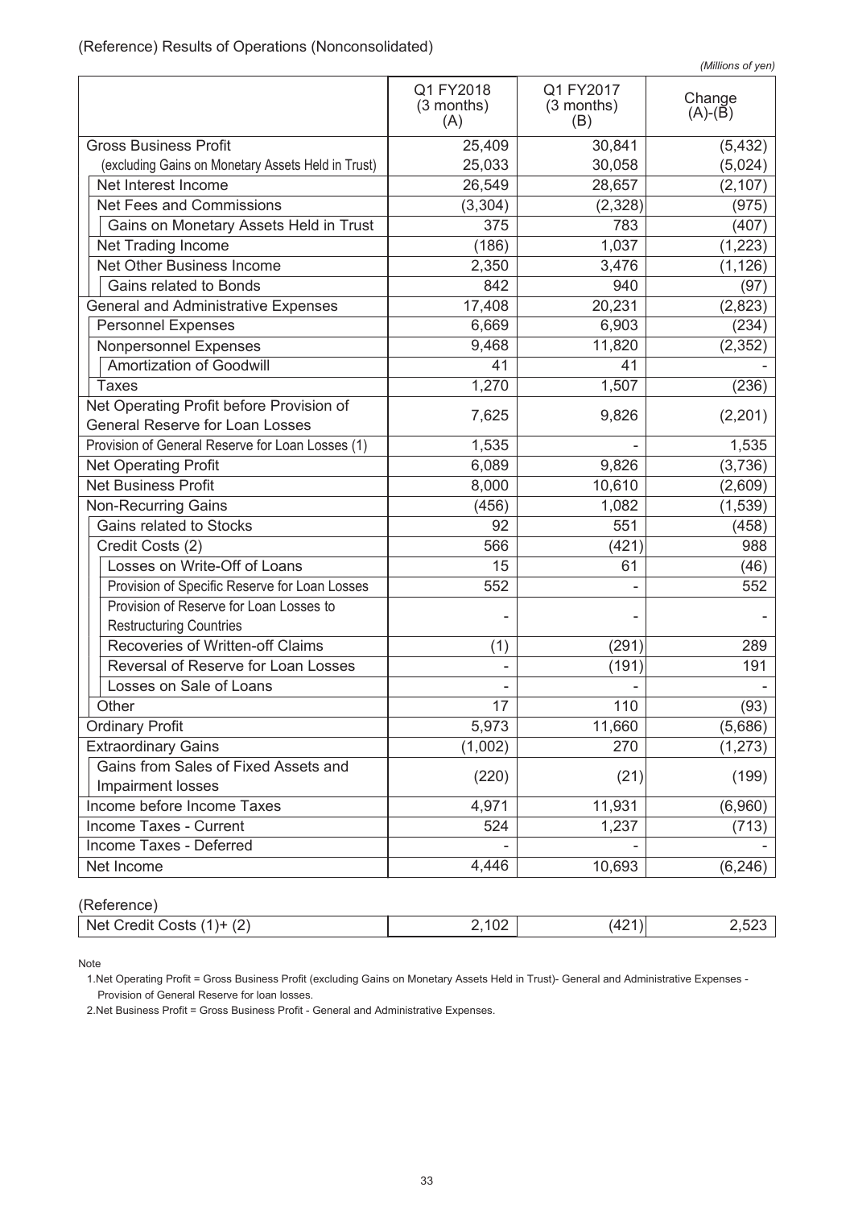(Reference) Results of Operations (Nonconsolidated)

*(Millions of yen)*

| | Q1 FY2018 (3 months) (A) | Q1 FY2017 (3 months) (B) | Change (A)-(B) |
|---|---|---|---|
| Gross Business Profit | 25,409 | 30,841 | (5,432) |
| (excluding Gains on Monetary Assets Held in Trust) | 25,033 | 30,058 | (5,024) |
| Net Interest Income | 26,549 | 28,657 | (2,107) |
| Net Fees and Commissions | (3,304) | (2,328) | (975) |
| Gains on Monetary Assets Held in Trust | 375 | 783 | (407) |
| Net Trading Income | (186) | 1,037 | (1,223) |
| Net Other Business Income | 2,350 | 3,476 | (1,126) |
| Gains related to Bonds | 842 | 940 | (97) |
| General and Administrative Expenses | 17,408 | 20,231 | (2,823) |
| Personnel Expenses | 6,669 | 6,903 | (234) |
| Nonpersonnel Expenses | 9,468 | 11,820 | (2,352) |
| Amortization of Goodwill | 41 | 41 | - |
| Taxes | 1,270 | 1,507 | (236) |
| Net Operating Profit before Provision of General Reserve for Loan Losses | 7,625 | 9,826 | (2,201) |
| Provision of General Reserve for Loan Losses (1) | 1,535 | - | 1,535 |
| Net Operating Profit | 6,089 | 9,826 | (3,736) |
| Net Business Profit | 8,000 | 10,610 | (2,609) |
| Non-Recurring Gains | (456) | 1,082 | (1,539) |
| Gains related to Stocks | 92 | 551 | (458) |
| Credit Costs (2) | 566 | (421) | 988 |
| Losses on Write-Off of Loans | 15 | 61 | (46) |
| Provision of Specific Reserve for Loan Losses | 552 | - | 552 |
| Provision of Reserve for Loan Losses to Restructuring Countries | - | - | - |
| Recoveries of Written-off Claims | (1) | (291) | 289 |
| Reversal of Reserve for Loan Losses | - | (191) | 191 |
| Losses on Sale of Loans | - | - | - |
| Other | 17 | 110 | (93) |
| Ordinary Profit | 5,973 | 11,660 | (5,686) |
| Extraordinary Gains | (1,002) | 270 | (1,273) |
| Gains from Sales of Fixed Assets and Impairment losses | (220) | (21) | (199) |
| Income before Income Taxes | 4,971 | 11,931 | (6,960) |
| Income Taxes - Current | 524 | 1,237 | (713) |
| Income Taxes - Deferred | - | - | - |
| Net Income | 4,446 | 10,693 | (6,246) |

(Reference)

| | | | |
|---|---|---|---|
| Net Credit Costs (1)+ (2) | 2,102 | (421) | 2,523 |

Note

1.Net Operating Profit = Gross Business Profit (excluding Gains on Monetary Assets Held in Trust)- General and Administrative Expenses - Provision of General Reserve for loan losses.

2.Net Business Profit = Gross Business Profit - General and Administrative Expenses.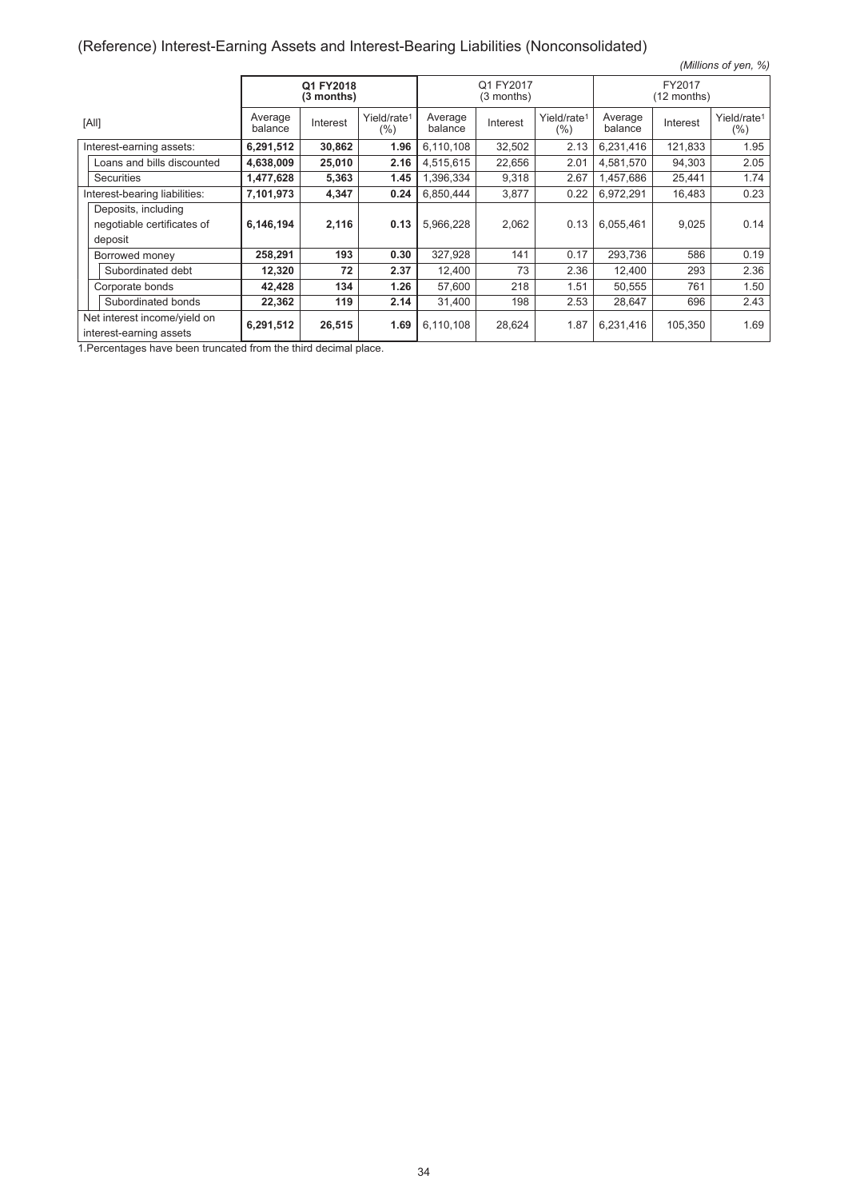## (Reference) Interest-Earning Assets and Interest-Bearing Liabilities (Nonconsolidated)

*(Millions of yen, %)*

| [All] | Q1 FY2018 (3 months) | | | Q1 FY2017 (3 months) | | | FY2017 (12 months) | | |
|---|---|---|---|---|---|---|---|---|---|
| | Average balance | Interest | Yield/rate[1] (%) | Average balance | Interest | Yield/rate[1] (%) | Average balance | Interest | Yield/rate[1] (%) |
| Interest-earning assets: | **6,291,512** | **30,862** | **1.96** | 6,110,108 | 32,502 | 2.13 | 6,231,416 | 121,833 | 1.95 |
| Loans and bills discounted | **4,638,009** | **25,010** | **2.16** | 4,515,615 | 22,656 | 2.01 | 4,581,570 | 94,303 | 2.05 |
| Securities | **1,477,628** | **5,363** | **1.45** | 1,396,334 | 9,318 | 2.67 | 1,457,686 | 25,441 | 1.74 |
| Interest-bearing liabilities: | **7,101,973** | **4,347** | **0.24** | 6,850,444 | 3,877 | 0.22 | 6,972,291 | 16,483 | 0.23 |
| Deposits, including negotiable certificates of deposit | **6,146,194** | **2,116** | **0.13** | 5,966,228 | 2,062 | 0.13 | 6,055,461 | 9,025 | 0.14 |
| Borrowed money | **258,291** | **193** | **0.30** | 327,928 | 141 | 0.17 | 293,736 | 586 | 0.19 |
| Subordinated debt | **12,320** | **72** | **2.37** | 12,400 | 73 | 2.36 | 12,400 | 293 | 2.36 |
| Corporate bonds | **42,428** | **134** | **1.26** | 57,600 | 218 | 1.51 | 50,555 | 761 | 1.50 |
| Subordinated bonds | **22,362** | **119** | **2.14** | 31,400 | 198 | 2.53 | 28,647 | 696 | 2.43 |
| Net interest income/yield on interest-earning assets | **6,291,512** | **26,515** | **1.69** | 6,110,108 | 28,624 | 1.87 | 6,231,416 | 105,350 | 1.69 |

1.Percentages have been truncated from the third decimal place.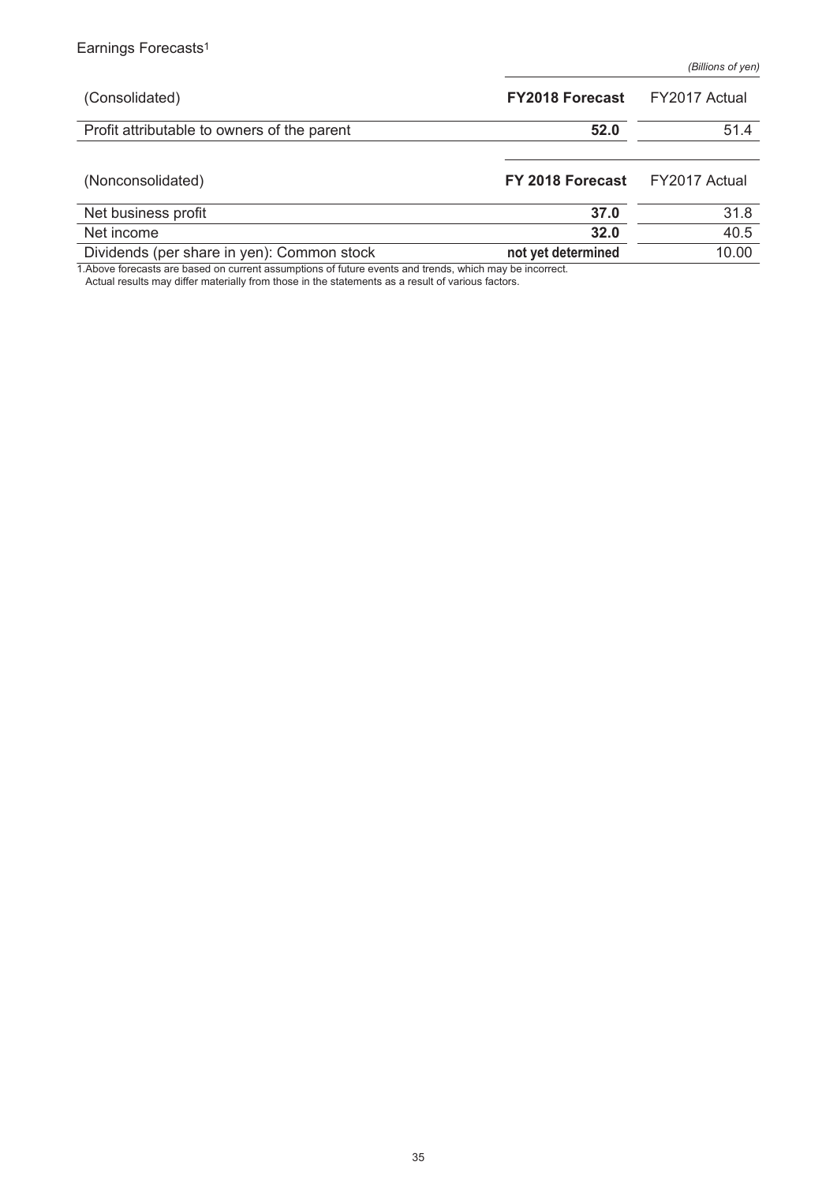Earnings Forecasts[1]

*(Billions of yen)*

| (Consolidated) | FY2018 Forecast | FY2017 Actual |
| --- | --- | --- |
| Profit attributable to owners of the parent | **52.0** | 51.4 |

| (Nonconsolidated) | FY 2018 Forecast | FY2017 Actual |
| --- | --- | --- |
| Net business profit | **37.0** | 31.8 |
| Net income | **32.0** | 40.5 |
| Dividends (per share in yen): Common stock | **not yet determined** | 10.00 |

1.Above forecasts are based on current assumptions of future events and trends, which may be incorrect.
Actual results may differ materially from those in the statements as a result of various factors.